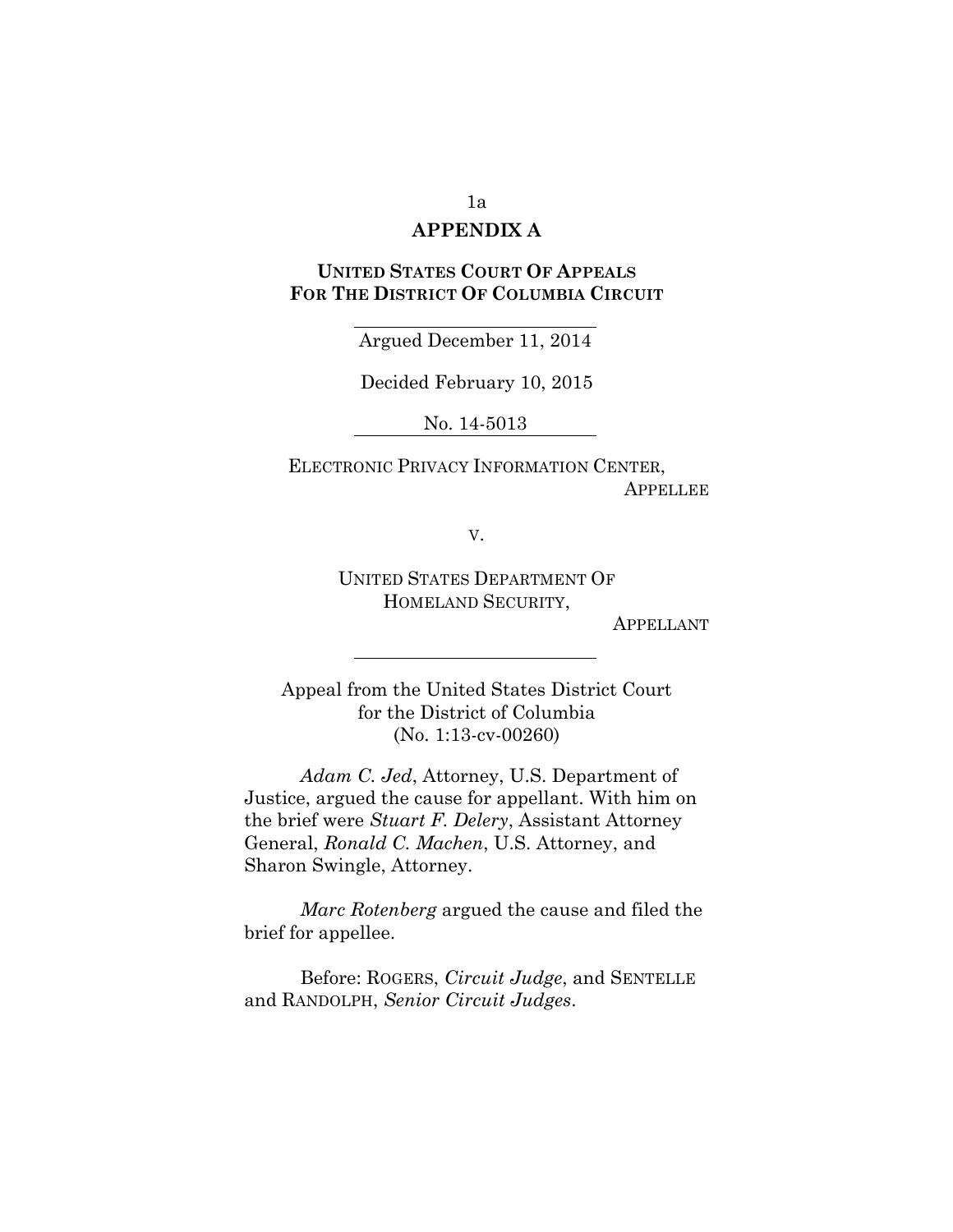## APPENDIX A

**UNITED STATES COURT OF APPEALS FOR THE DISTRICT OF COLUMBIA CIRCUIT**

Argued December 11, 2014

Decided February 10, 2015

No. 14-5013

ELECTRONIC PRIVACY INFORMATION CENTER,
APPELLEE

v.

UNITED STATES DEPARTMENT OF HOMELAND SECURITY,
APPELLANT

Appeal from the United States District Court for the District of Columbia (No. 1:13-cv-00260)

*Adam C. Jed*, Attorney, U.S. Department of Justice, argued the cause for appellant. With him on the brief were *Stuart F. Delery*, Assistant Attorney General, *Ronald C. Machen*, U.S. Attorney, and Sharon Swingle, Attorney.

*Marc Rotenberg* argued the cause and filed the brief for appellee.

Before: ROGERS, *Circuit Judge*, and SENTELLE and RANDOLPH, *Senior Circuit Judges*.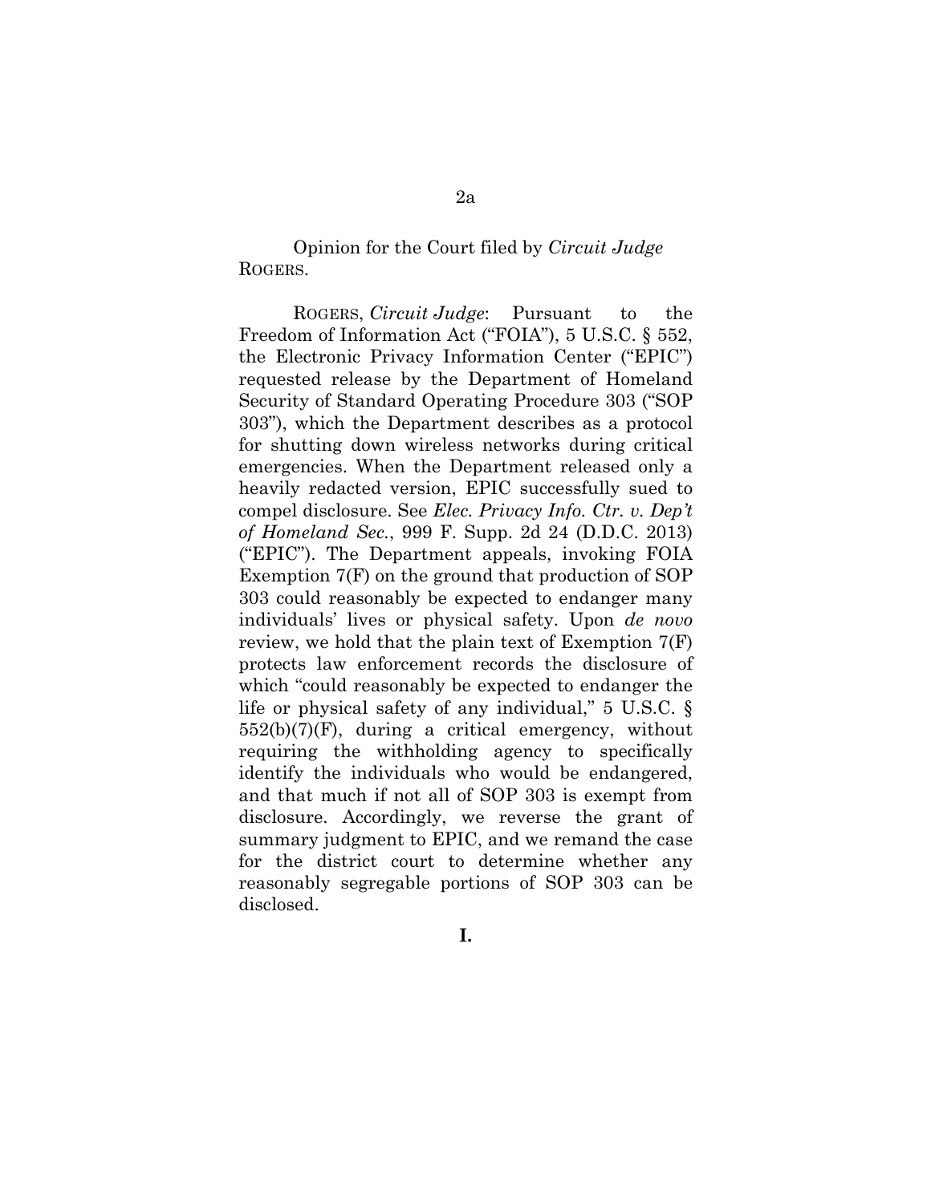Opinion for the Court filed by *Circuit Judge* ROGERS.

ROGERS, *Circuit Judge*: Pursuant to the Freedom of Information Act ("FOIA"), 5 U.S.C. § 552, the Electronic Privacy Information Center ("EPIC") requested release by the Department of Homeland Security of Standard Operating Procedure 303 ("SOP 303"), which the Department describes as a protocol for shutting down wireless networks during critical emergencies. When the Department released only a heavily redacted version, EPIC successfully sued to compel disclosure. See *Elec. Privacy Info. Ctr. v. Dep't of Homeland Sec.*, 999 F. Supp. 2d 24 (D.D.C. 2013) ("EPIC"). The Department appeals, invoking FOIA Exemption 7(F) on the ground that production of SOP 303 could reasonably be expected to endanger many individuals' lives or physical safety. Upon *de novo* review, we hold that the plain text of Exemption 7(F) protects law enforcement records the disclosure of which "could reasonably be expected to endanger the life or physical safety of any individual," 5 U.S.C. § 552(b)(7)(F), during a critical emergency, without requiring the withholding agency to specifically identify the individuals who would be endangered, and that much if not all of SOP 303 is exempt from disclosure. Accordingly, we reverse the grant of summary judgment to EPIC, and we remand the case for the district court to determine whether any reasonably segregable portions of SOP 303 can be disclosed.

**I.**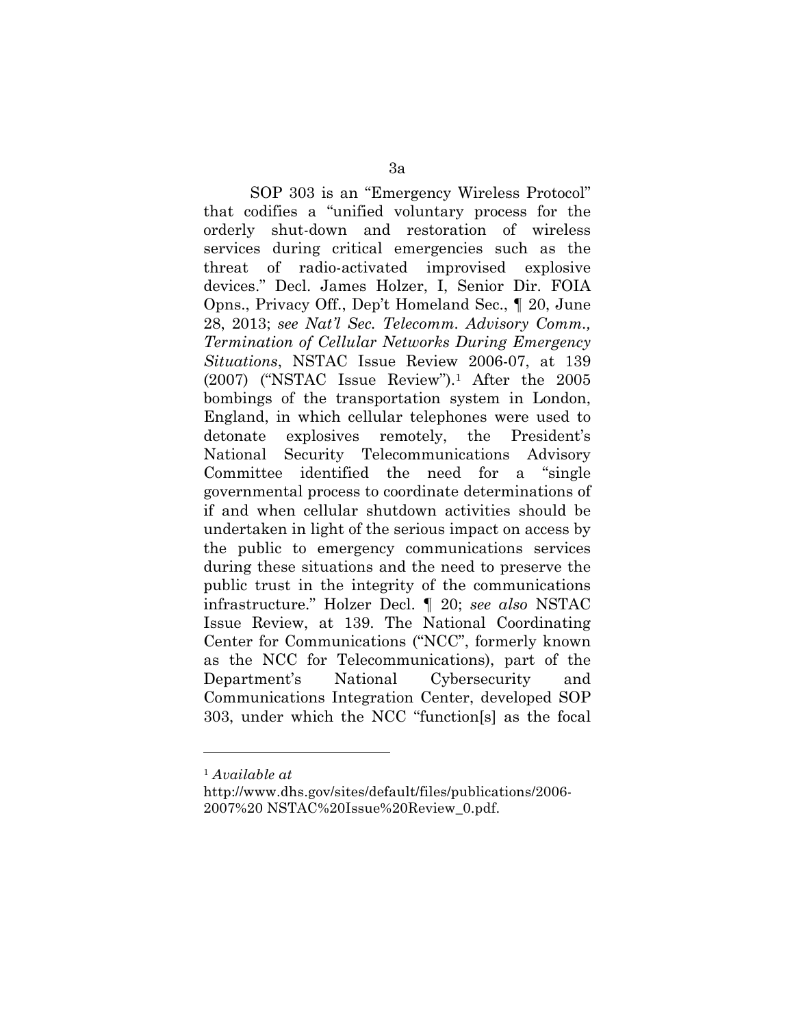SOP 303 is an "Emergency Wireless Protocol" that codifies a "unified voluntary process for the orderly shut-down and restoration of wireless services during critical emergencies such as the threat of radio-activated improvised explosive devices." Decl. James Holzer, I, Senior Dir. FOIA Opns., Privacy Off., Dep't Homeland Sec., ¶ 20, June 28, 2013; *see Nat'l Sec. Telecomm. Advisory Comm., Termination of Cellular Networks During Emergency Situations*, NSTAC Issue Review 2006-07, at 139 (2007) ("NSTAC Issue Review").[1] After the 2005 bombings of the transportation system in London, England, in which cellular telephones were used to detonate explosives remotely, the President's National Security Telecommunications Advisory Committee identified the need for a "single governmental process to coordinate determinations of if and when cellular shutdown activities should be undertaken in light of the serious impact on access by the public to emergency communications services during these situations and the need to preserve the public trust in the integrity of the communications infrastructure." Holzer Decl. ¶ 20; *see also* NSTAC Issue Review, at 139. The National Coordinating Center for Communications ("NCC", formerly known as the NCC for Telecommunications), part of the Department's National Cybersecurity and Communications Integration Center, developed SOP 303, under which the NCC "function[s] as the focal

---

[1] *Available at* http://www.dhs.gov/sites/default/files/publications/2006-2007%20 NSTAC%20Issue%20Review_0.pdf.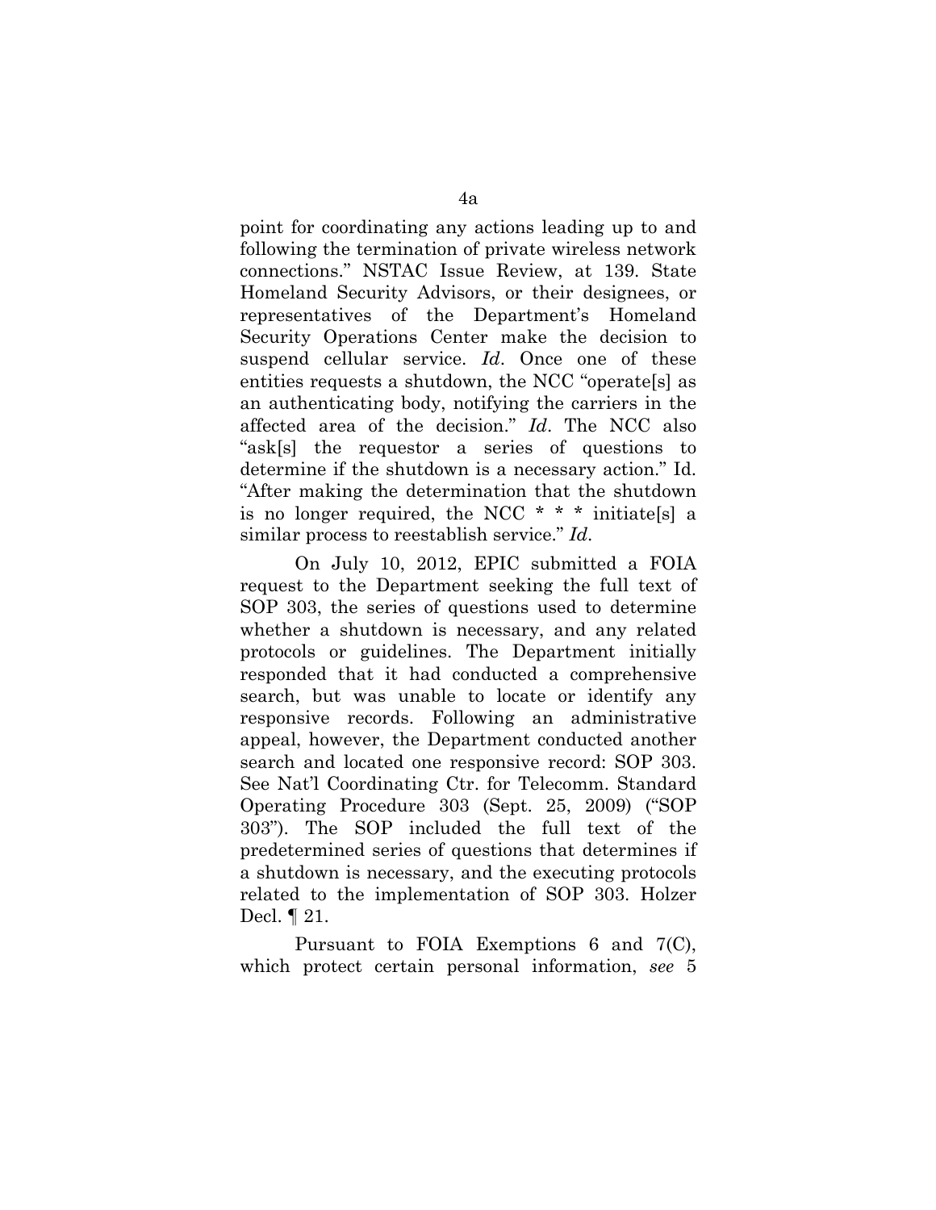point for coordinating any actions leading up to and following the termination of private wireless network connections." NSTAC Issue Review, at 139. State Homeland Security Advisors, or their designees, or representatives of the Department's Homeland Security Operations Center make the decision to suspend cellular service. *Id*. Once one of these entities requests a shutdown, the NCC "operate[s] as an authenticating body, notifying the carriers in the affected area of the decision." *Id*. The NCC also "ask[s] the requestor a series of questions to determine if the shutdown is a necessary action." Id. "After making the determination that the shutdown is no longer required, the NCC * * * initiate[s] a similar process to reestablish service." *Id*.

On July 10, 2012, EPIC submitted a FOIA request to the Department seeking the full text of SOP 303, the series of questions used to determine whether a shutdown is necessary, and any related protocols or guidelines. The Department initially responded that it had conducted a comprehensive search, but was unable to locate or identify any responsive records. Following an administrative appeal, however, the Department conducted another search and located one responsive record: SOP 303. See Nat'l Coordinating Ctr. for Telecomm. Standard Operating Procedure 303 (Sept. 25, 2009) ("SOP 303"). The SOP included the full text of the predetermined series of questions that determines if a shutdown is necessary, and the executing protocols related to the implementation of SOP 303. Holzer Decl. ¶ 21.

Pursuant to FOIA Exemptions 6 and 7(C), which protect certain personal information, *see* 5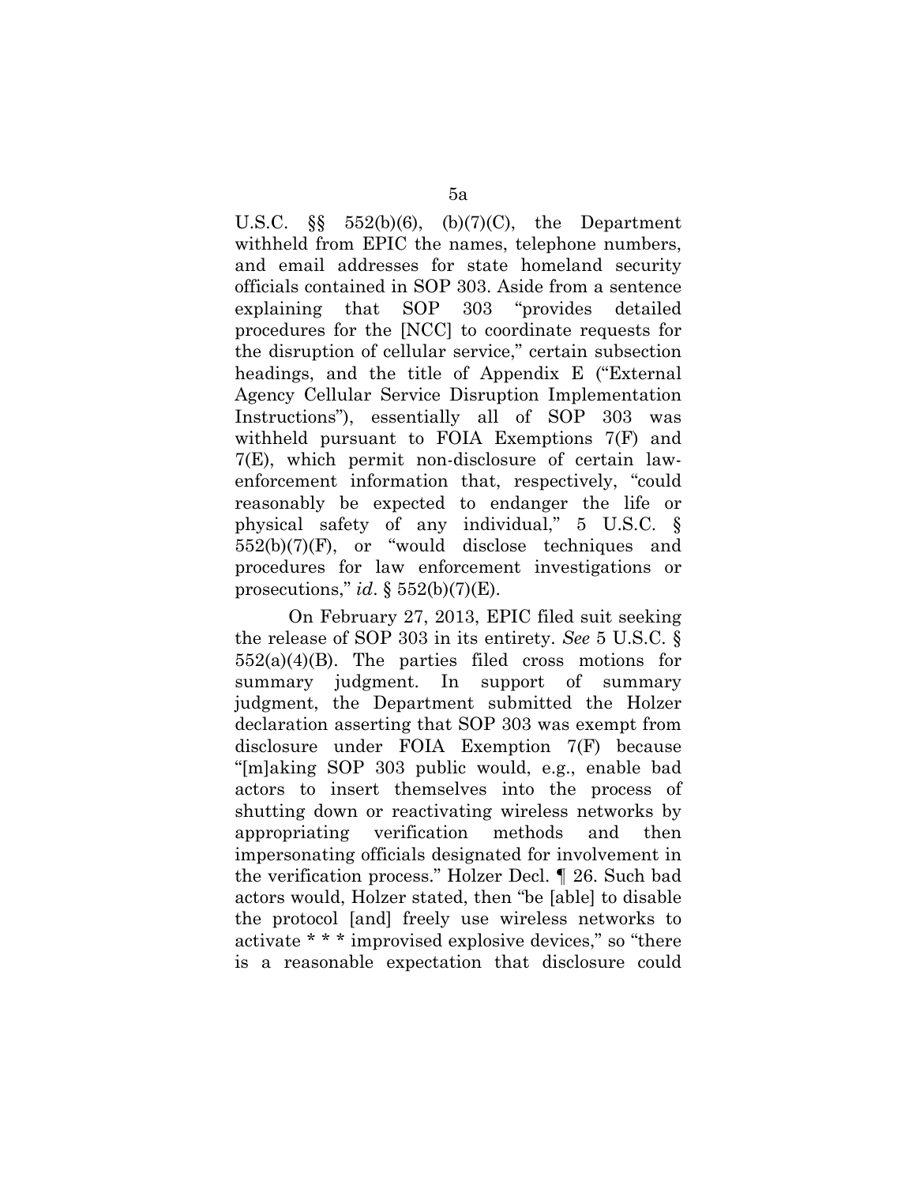U.S.C. §§ 552(b)(6), (b)(7)(C), the Department withheld from EPIC the names, telephone numbers, and email addresses for state homeland security officials contained in SOP 303. Aside from a sentence explaining that SOP 303 "provides detailed procedures for the [NCC] to coordinate requests for the disruption of cellular service," certain subsection headings, and the title of Appendix E ("External Agency Cellular Service Disruption Implementation Instructions"), essentially all of SOP 303 was withheld pursuant to FOIA Exemptions 7(F) and 7(E), which permit non-disclosure of certain law-enforcement information that, respectively, "could reasonably be expected to endanger the life or physical safety of any individual," 5 U.S.C. § 552(b)(7)(F), or "would disclose techniques and procedures for law enforcement investigations or prosecutions," *id*. § 552(b)(7)(E).

On February 27, 2013, EPIC filed suit seeking the release of SOP 303 in its entirety. *See* 5 U.S.C. § 552(a)(4)(B). The parties filed cross motions for summary judgment. In support of summary judgment, the Department submitted the Holzer declaration asserting that SOP 303 was exempt from disclosure under FOIA Exemption 7(F) because "[m]aking SOP 303 public would, e.g., enable bad actors to insert themselves into the process of shutting down or reactivating wireless networks by appropriating verification methods and then impersonating officials designated for involvement in the verification process." Holzer Decl. ¶ 26. Such bad actors would, Holzer stated, then "be [able] to disable the protocol [and] freely use wireless networks to activate * * * improvised explosive devices," so "there is a reasonable expectation that disclosure could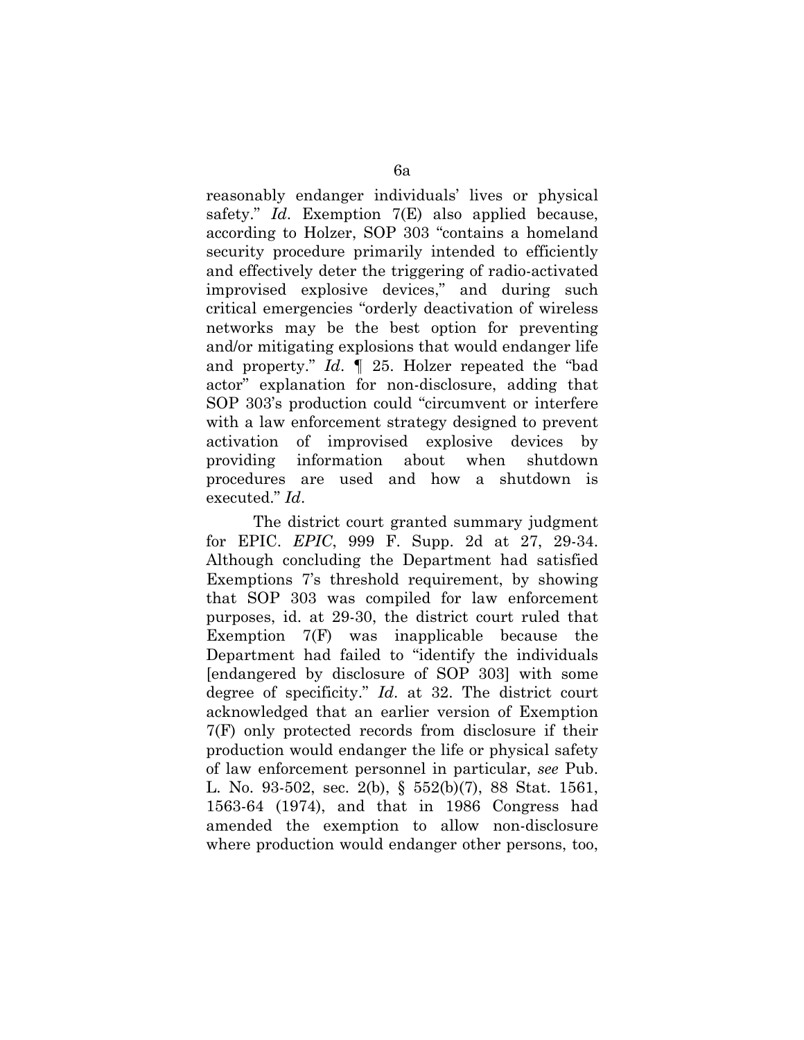reasonably endanger individuals' lives or physical safety." *Id*. Exemption 7(E) also applied because, according to Holzer, SOP 303 "contains a homeland security procedure primarily intended to efficiently and effectively deter the triggering of radio-activated improvised explosive devices," and during such critical emergencies "orderly deactivation of wireless networks may be the best option for preventing and/or mitigating explosions that would endanger life and property." *Id*. ¶ 25. Holzer repeated the "bad actor" explanation for non-disclosure, adding that SOP 303's production could "circumvent or interfere with a law enforcement strategy designed to prevent activation of improvised explosive devices by providing information about when shutdown procedures are used and how a shutdown is executed." *Id*.

The district court granted summary judgment for EPIC. *EPIC*, 999 F. Supp. 2d at 27, 29-34. Although concluding the Department had satisfied Exemptions 7's threshold requirement, by showing that SOP 303 was compiled for law enforcement purposes, id. at 29-30, the district court ruled that Exemption 7(F) was inapplicable because the Department had failed to "identify the individuals [endangered by disclosure of SOP 303] with some degree of specificity." *Id*. at 32. The district court acknowledged that an earlier version of Exemption 7(F) only protected records from disclosure if their production would endanger the life or physical safety of law enforcement personnel in particular, *see* Pub. L. No. 93-502, sec. 2(b), § 552(b)(7), 88 Stat. 1561, 1563-64 (1974), and that in 1986 Congress had amended the exemption to allow non-disclosure where production would endanger other persons, too,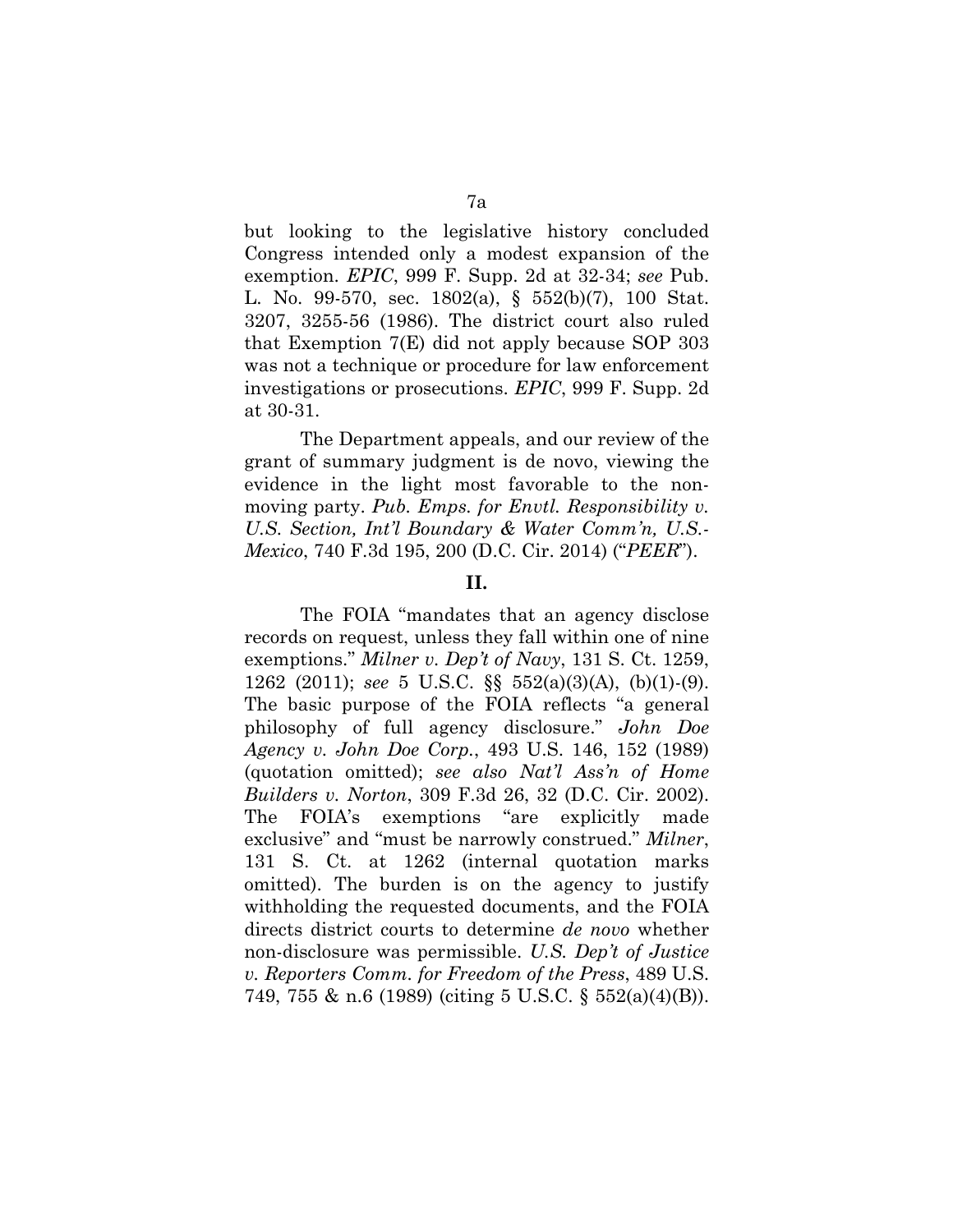but looking to the legislative history concluded Congress intended only a modest expansion of the exemption. *EPIC*, 999 F. Supp. 2d at 32-34; *see* Pub. L. No. 99-570, sec. 1802(a), § 552(b)(7), 100 Stat. 3207, 3255-56 (1986). The district court also ruled that Exemption 7(E) did not apply because SOP 303 was not a technique or procedure for law enforcement investigations or prosecutions. *EPIC*, 999 F. Supp. 2d at 30-31.

The Department appeals, and our review of the grant of summary judgment is de novo, viewing the evidence in the light most favorable to the non-moving party. *Pub. Emps. for Envtl. Responsibility v. U.S. Section, Int'l Boundary & Water Comm'n, U.S.-Mexico*, 740 F.3d 195, 200 (D.C. Cir. 2014) ("*PEER*").

## II.

The FOIA "mandates that an agency disclose records on request, unless they fall within one of nine exemptions." *Milner v. Dep't of Navy*, 131 S. Ct. 1259, 1262 (2011); *see* 5 U.S.C. §§ 552(a)(3)(A), (b)(1)-(9). The basic purpose of the FOIA reflects "a general philosophy of full agency disclosure." *John Doe Agency v. John Doe Corp.*, 493 U.S. 146, 152 (1989) (quotation omitted); *see also Nat'l Ass'n of Home Builders v. Norton*, 309 F.3d 26, 32 (D.C. Cir. 2002). The FOIA's exemptions "are explicitly made exclusive" and "must be narrowly construed." *Milner*, 131 S. Ct. at 1262 (internal quotation marks omitted). The burden is on the agency to justify withholding the requested documents, and the FOIA directs district courts to determine *de novo* whether non-disclosure was permissible. *U.S. Dep't of Justice v. Reporters Comm. for Freedom of the Press*, 489 U.S. 749, 755 & n.6 (1989) (citing 5 U.S.C. § 552(a)(4)(B)).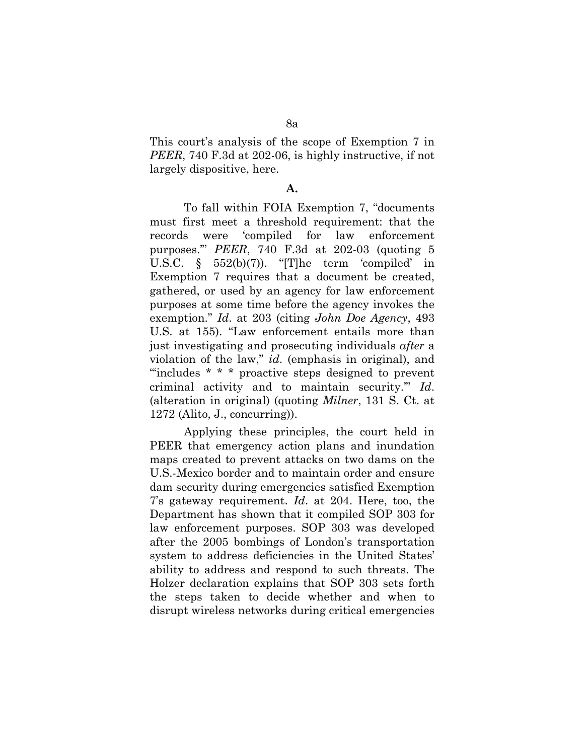This court's analysis of the scope of Exemption 7 in *PEER*, 740 F.3d at 202-06, is highly instructive, if not largely dispositive, here.

**A.**

To fall within FOIA Exemption 7, "documents must first meet a threshold requirement: that the records were 'compiled for law enforcement purposes.'" *PEER*, 740 F.3d at 202-03 (quoting 5 U.S.C. § 552(b)(7)). "[T]he term 'compiled' in Exemption 7 requires that a document be created, gathered, or used by an agency for law enforcement purposes at some time before the agency invokes the exemption." *Id*. at 203 (citing *John Doe Agency*, 493 U.S. at 155). "Law enforcement entails more than just investigating and prosecuting individuals *after* a violation of the law," *id*. (emphasis in original), and "'includes * * * proactive steps designed to prevent criminal activity and to maintain security.'" *Id*. (alteration in original) (quoting *Milner*, 131 S. Ct. at 1272 (Alito, J., concurring)).

Applying these principles, the court held in PEER that emergency action plans and inundation maps created to prevent attacks on two dams on the U.S.-Mexico border and to maintain order and ensure dam security during emergencies satisfied Exemption 7's gateway requirement. *Id*. at 204. Here, too, the Department has shown that it compiled SOP 303 for law enforcement purposes. SOP 303 was developed after the 2005 bombings of London's transportation system to address deficiencies in the United States' ability to address and respond to such threats. The Holzer declaration explains that SOP 303 sets forth the steps taken to decide whether and when to disrupt wireless networks during critical emergencies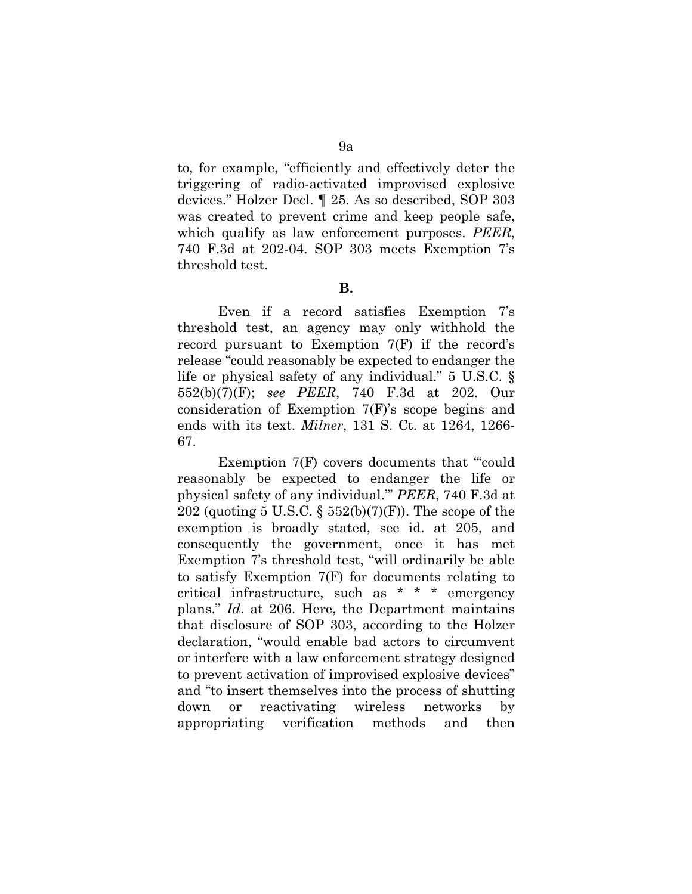to, for example, "efficiently and effectively deter the triggering of radio-activated improvised explosive devices." Holzer Decl. ¶ 25. As so described, SOP 303 was created to prevent crime and keep people safe, which qualify as law enforcement purposes. *PEER*, 740 F.3d at 202-04. SOP 303 meets Exemption 7's threshold test.

**B.**

Even if a record satisfies Exemption 7's threshold test, an agency may only withhold the record pursuant to Exemption 7(F) if the record's release "could reasonably be expected to endanger the life or physical safety of any individual." 5 U.S.C. § 552(b)(7)(F); *see PEER*, 740 F.3d at 202. Our consideration of Exemption 7(F)'s scope begins and ends with its text. *Milner*, 131 S. Ct. at 1264, 1266-67.

Exemption 7(F) covers documents that "'could reasonably be expected to endanger the life or physical safety of any individual.'" *PEER*, 740 F.3d at 202 (quoting 5 U.S.C. § 552(b)(7)(F)). The scope of the exemption is broadly stated, see id. at 205, and consequently the government, once it has met Exemption 7's threshold test, "will ordinarily be able to satisfy Exemption 7(F) for documents relating to critical infrastructure, such as * * * emergency plans." *Id*. at 206. Here, the Department maintains that disclosure of SOP 303, according to the Holzer declaration, "would enable bad actors to circumvent or interfere with a law enforcement strategy designed to prevent activation of improvised explosive devices" and "to insert themselves into the process of shutting down or reactivating wireless networks by appropriating verification methods and then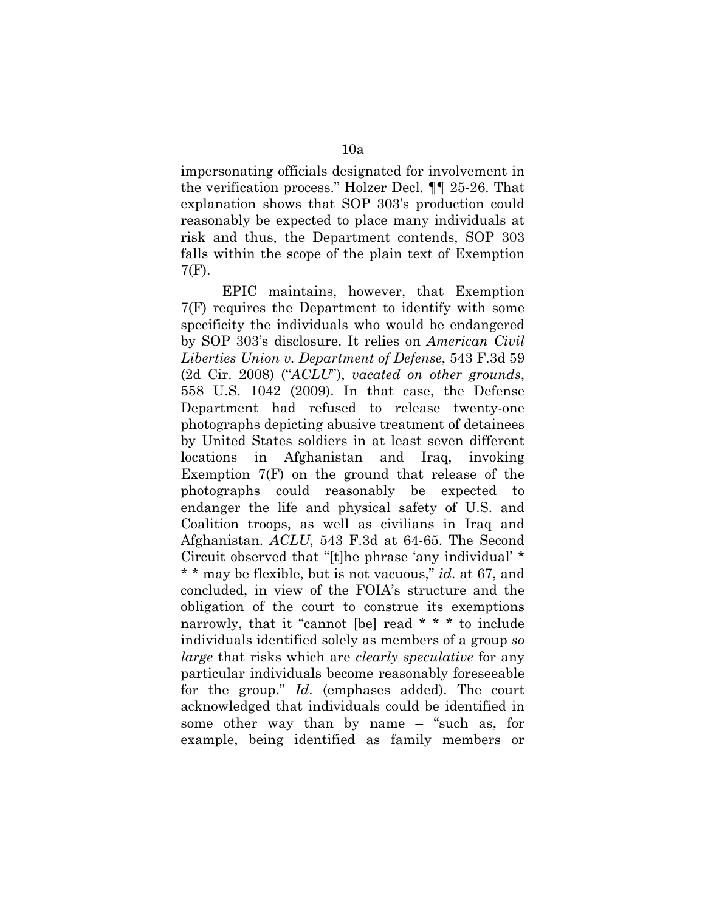impersonating officials designated for involvement in the verification process." Holzer Decl. ¶¶ 25-26. That explanation shows that SOP 303's production could reasonably be expected to place many individuals at risk and thus, the Department contends, SOP 303 falls within the scope of the plain text of Exemption 7(F).

EPIC maintains, however, that Exemption 7(F) requires the Department to identify with some specificity the individuals who would be endangered by SOP 303's disclosure. It relies on *American Civil Liberties Union v. Department of Defense*, 543 F.3d 59 (2d Cir. 2008) ("*ACLU*"), *vacated on other grounds*, 558 U.S. 1042 (2009). In that case, the Defense Department had refused to release twenty-one photographs depicting abusive treatment of detainees by United States soldiers in at least seven different locations in Afghanistan and Iraq, invoking Exemption 7(F) on the ground that release of the photographs could reasonably be expected to endanger the life and physical safety of U.S. and Coalition troops, as well as civilians in Iraq and Afghanistan. *ACLU*, 543 F.3d at 64-65. The Second Circuit observed that "[t]he phrase 'any individual' * * * may be flexible, but is not vacuous," *id*. at 67, and concluded, in view of the FOIA's structure and the obligation of the court to construe its exemptions narrowly, that it "cannot [be] read * * * to include individuals identified solely as members of a group *so large* that risks which are *clearly speculative* for any particular individuals become reasonably foreseeable for the group." *Id*. (emphases added). The court acknowledged that individuals could be identified in some other way than by name – "such as, for example, being identified as family members or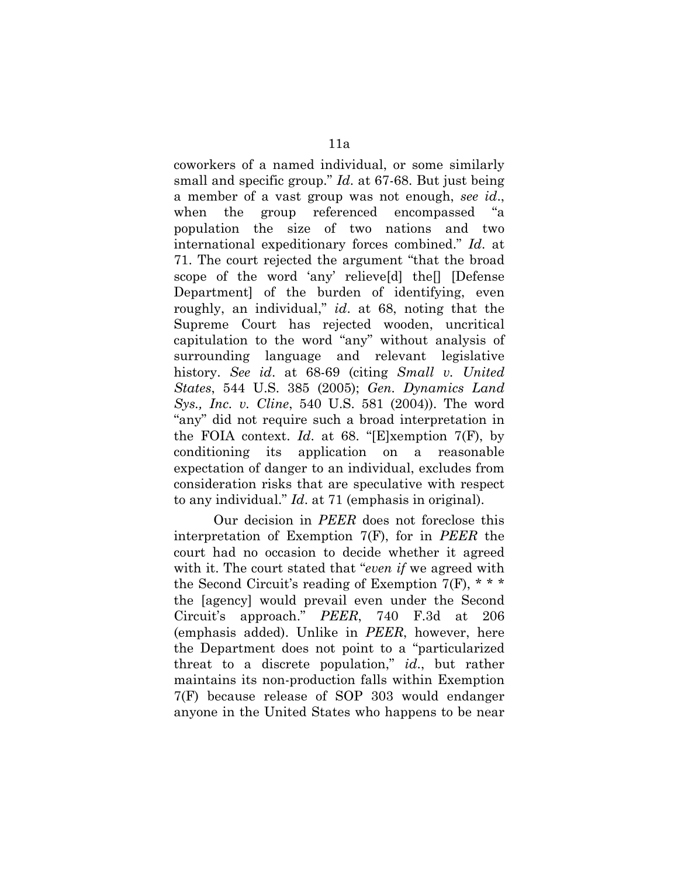coworkers of a named individual, or some similarly small and specific group." *Id.* at 67-68. But just being a member of a vast group was not enough, *see id.*, when the group referenced encompassed "a population the size of two nations and two international expeditionary forces combined." *Id.* at 71. The court rejected the argument "that the broad scope of the word 'any' relieve[d] the[] [Defense Department] of the burden of identifying, even roughly, an individual," *id.* at 68, noting that the Supreme Court has rejected wooden, uncritical capitulation to the word "any" without analysis of surrounding language and relevant legislative history. *See id.* at 68-69 (citing *Small v. United States*, 544 U.S. 385 (2005); *Gen. Dynamics Land Sys., Inc. v. Cline*, 540 U.S. 581 (2004)). The word "any" did not require such a broad interpretation in the FOIA context. *Id.* at 68. "[E]xemption 7(F), by conditioning its application on a reasonable expectation of danger to an individual, excludes from consideration risks that are speculative with respect to any individual." *Id.* at 71 (emphasis in original).

Our decision in *PEER* does not foreclose this interpretation of Exemption 7(F), for in *PEER* the court had no occasion to decide whether it agreed with it. The court stated that "*even if* we agreed with the Second Circuit's reading of Exemption 7(F), * * * the [agency] would prevail even under the Second Circuit's approach." *PEER*, 740 F.3d at 206 (emphasis added). Unlike in *PEER*, however, here the Department does not point to a "particularized threat to a discrete population," *id.*, but rather maintains its non-production falls within Exemption 7(F) because release of SOP 303 would endanger anyone in the United States who happens to be near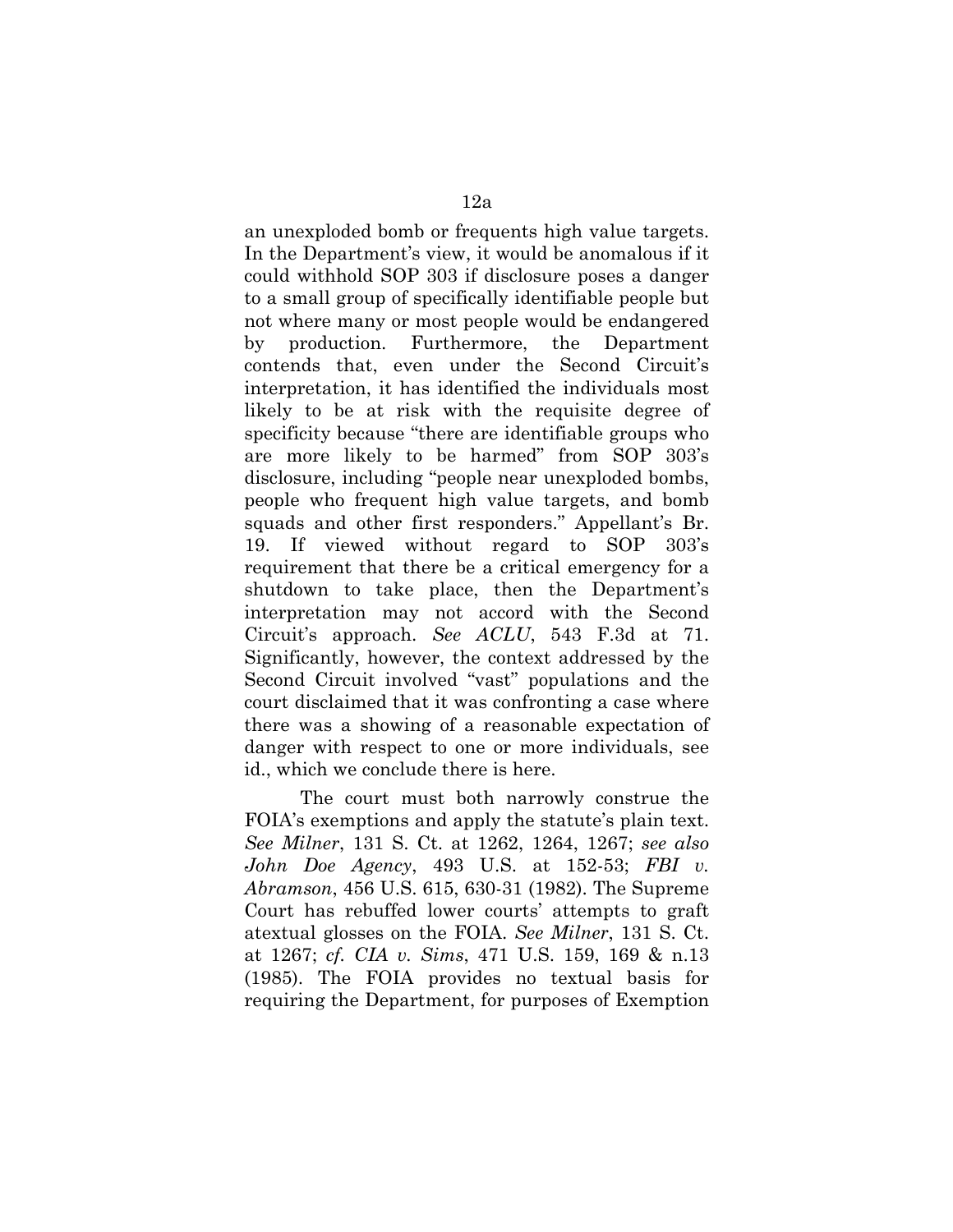an unexploded bomb or frequents high value targets. In the Department's view, it would be anomalous if it could withhold SOP 303 if disclosure poses a danger to a small group of specifically identifiable people but not where many or most people would be endangered by production. Furthermore, the Department contends that, even under the Second Circuit's interpretation, it has identified the individuals most likely to be at risk with the requisite degree of specificity because "there are identifiable groups who are more likely to be harmed" from SOP 303's disclosure, including "people near unexploded bombs, people who frequent high value targets, and bomb squads and other first responders." Appellant's Br. 19. If viewed without regard to SOP 303's requirement that there be a critical emergency for a shutdown to take place, then the Department's interpretation may not accord with the Second Circuit's approach. *See ACLU*, 543 F.3d at 71. Significantly, however, the context addressed by the Second Circuit involved "vast" populations and the court disclaimed that it was confronting a case where there was a showing of a reasonable expectation of danger with respect to one or more individuals, see id., which we conclude there is here.

The court must both narrowly construe the FOIA's exemptions and apply the statute's plain text. *See Milner*, 131 S. Ct. at 1262, 1264, 1267; *see also John Doe Agency*, 493 U.S. at 152-53; *FBI v. Abramson*, 456 U.S. 615, 630-31 (1982). The Supreme Court has rebuffed lower courts' attempts to graft atextual glosses on the FOIA. *See Milner*, 131 S. Ct. at 1267; *cf. CIA v. Sims*, 471 U.S. 159, 169 & n.13 (1985). The FOIA provides no textual basis for requiring the Department, for purposes of Exemption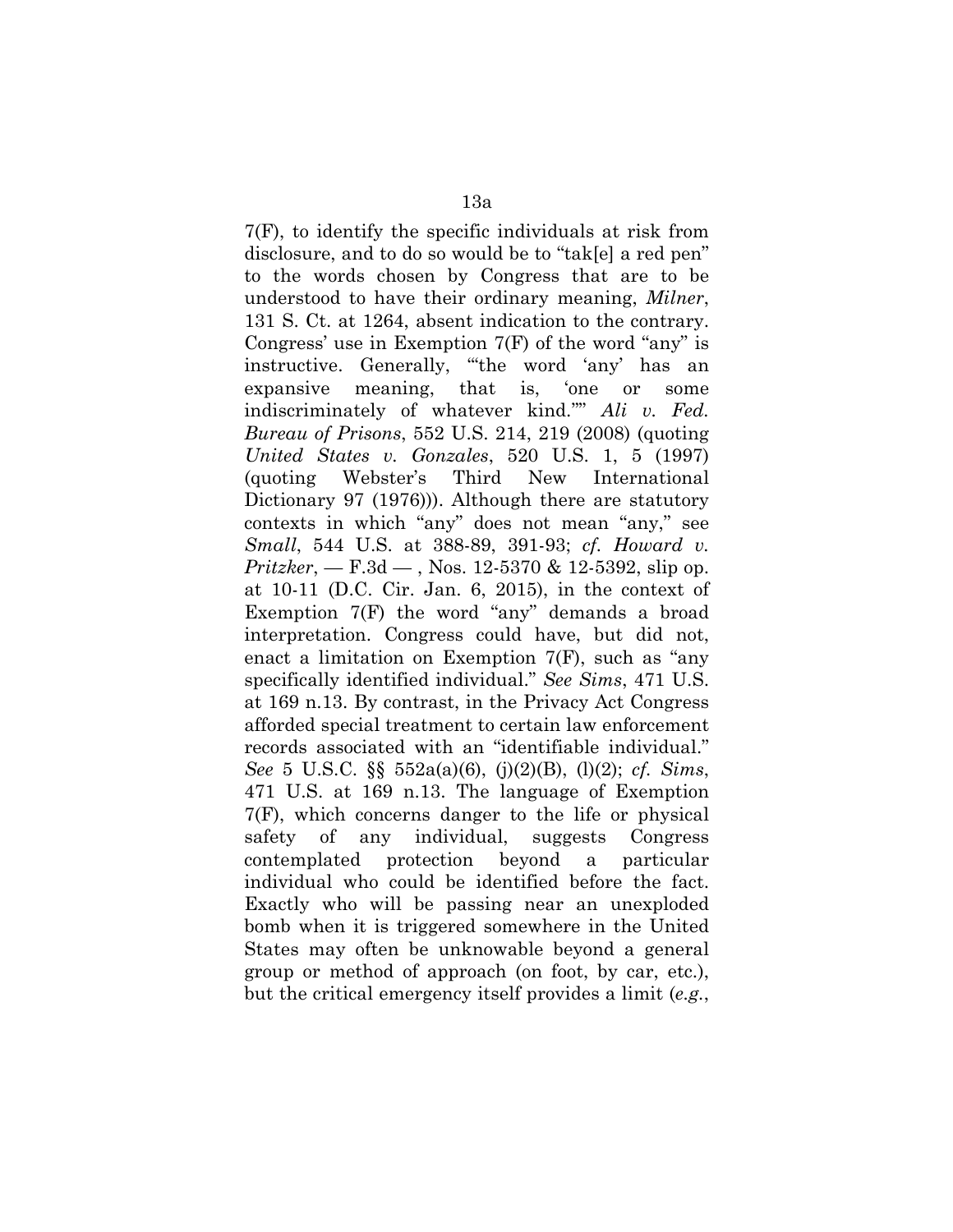7(F), to identify the specific individuals at risk from disclosure, and to do so would be to "tak[e] a red pen" to the words chosen by Congress that are to be understood to have their ordinary meaning, *Milner*, 131 S. Ct. at 1264, absent indication to the contrary. Congress' use in Exemption 7(F) of the word "any" is instructive. Generally, "'the word 'any' has an expansive meaning, that is, 'one or some indiscriminately of whatever kind.''" *Ali v. Fed. Bureau of Prisons*, 552 U.S. 214, 219 (2008) (quoting *United States v. Gonzales*, 520 U.S. 1, 5 (1997) (quoting Webster's Third New International Dictionary 97 (1976))). Although there are statutory contexts in which "any" does not mean "any," see *Small*, 544 U.S. at 388-89, 391-93; *cf. Howard v. Pritzker*, — F.3d — , Nos. 12-5370 & 12-5392, slip op. at 10-11 (D.C. Cir. Jan. 6, 2015), in the context of Exemption 7(F) the word "any" demands a broad interpretation. Congress could have, but did not, enact a limitation on Exemption 7(F), such as "any specifically identified individual." *See Sims*, 471 U.S. at 169 n.13. By contrast, in the Privacy Act Congress afforded special treatment to certain law enforcement records associated with an "identifiable individual." *See* 5 U.S.C. §§ 552a(a)(6), (j)(2)(B), (l)(2); *cf. Sims*, 471 U.S. at 169 n.13. The language of Exemption 7(F), which concerns danger to the life or physical safety of any individual, suggests Congress contemplated protection beyond a particular individual who could be identified before the fact. Exactly who will be passing near an unexploded bomb when it is triggered somewhere in the United States may often be unknowable beyond a general group or method of approach (on foot, by car, etc.), but the critical emergency itself provides a limit (*e.g.*,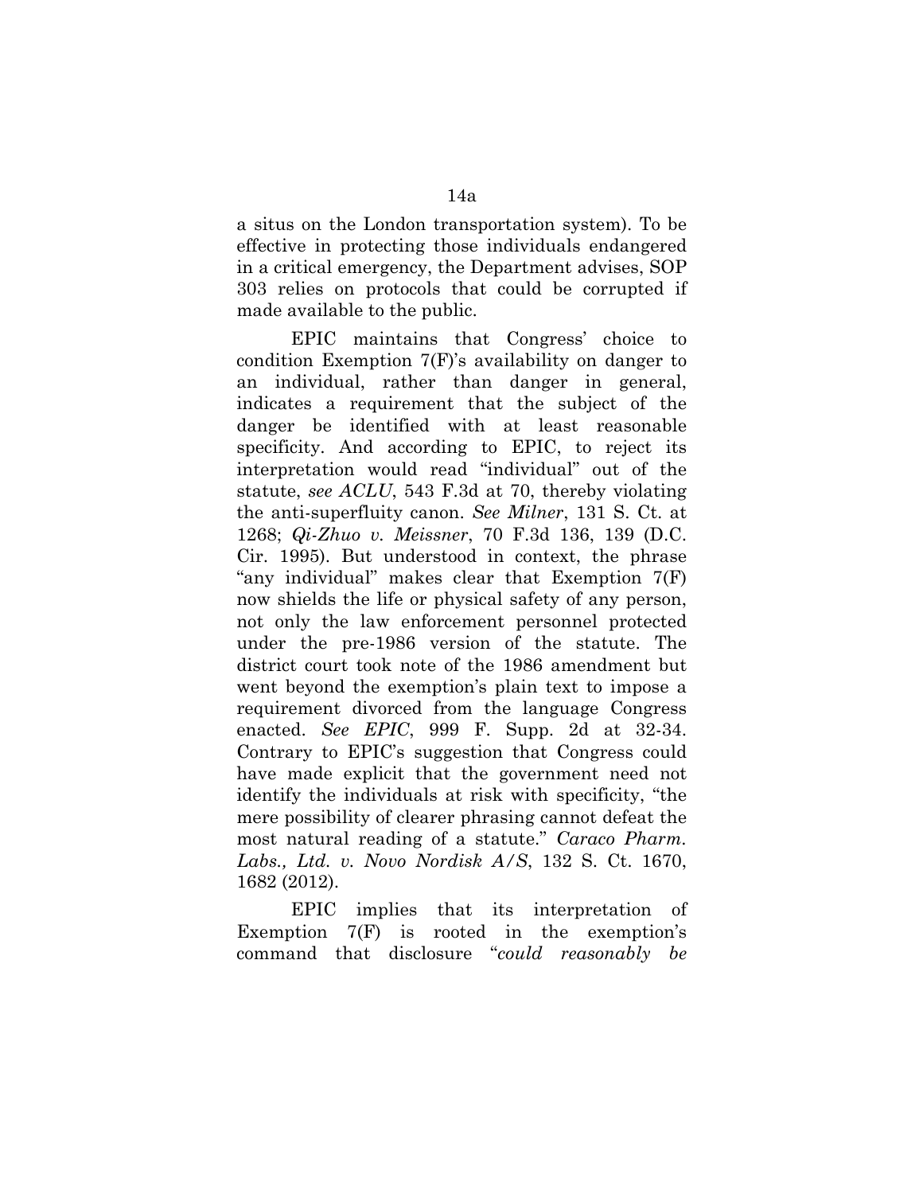a situs on the London transportation system). To be effective in protecting those individuals endangered in a critical emergency, the Department advises, SOP 303 relies on protocols that could be corrupted if made available to the public.

EPIC maintains that Congress' choice to condition Exemption 7(F)'s availability on danger to an individual, rather than danger in general, indicates a requirement that the subject of the danger be identified with at least reasonable specificity. And according to EPIC, to reject its interpretation would read "individual" out of the statute, *see ACLU*, 543 F.3d at 70, thereby violating the anti-superfluity canon. *See Milner*, 131 S. Ct. at 1268; *Qi-Zhuo v. Meissner*, 70 F.3d 136, 139 (D.C. Cir. 1995). But understood in context, the phrase "any individual" makes clear that Exemption 7(F) now shields the life or physical safety of any person, not only the law enforcement personnel protected under the pre-1986 version of the statute. The district court took note of the 1986 amendment but went beyond the exemption's plain text to impose a requirement divorced from the language Congress enacted. *See EPIC*, 999 F. Supp. 2d at 32-34. Contrary to EPIC's suggestion that Congress could have made explicit that the government need not identify the individuals at risk with specificity, "the mere possibility of clearer phrasing cannot defeat the most natural reading of a statute." *Caraco Pharm. Labs., Ltd. v. Novo Nordisk A/S*, 132 S. Ct. 1670, 1682 (2012).

EPIC implies that its interpretation of Exemption 7(F) is rooted in the exemption's command that disclosure "*could reasonably be*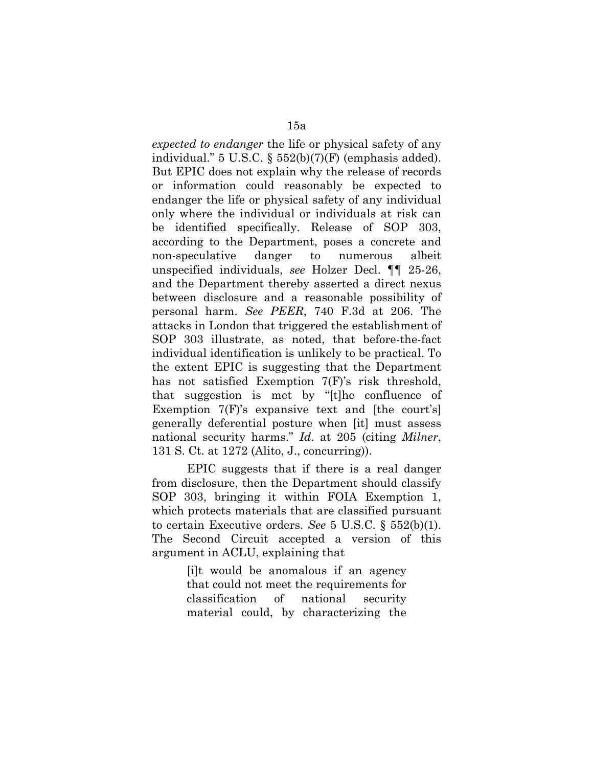*expected to endanger* the life or physical safety of any individual." 5 U.S.C. § 552(b)(7)(F) (emphasis added). But EPIC does not explain why the release of records or information could reasonably be expected to endanger the life or physical safety of any individual only where the individual or individuals at risk can be identified specifically. Release of SOP 303, according to the Department, poses a concrete and non-speculative danger to numerous albeit unspecified individuals, *see* Holzer Decl. ¶¶ 25-26, and the Department thereby asserted a direct nexus between disclosure and a reasonable possibility of personal harm. *See PEER*, 740 F.3d at 206. The attacks in London that triggered the establishment of SOP 303 illustrate, as noted, that before-the-fact individual identification is unlikely to be practical. To the extent EPIC is suggesting that the Department has not satisfied Exemption 7(F)'s risk threshold, that suggestion is met by "[t]he confluence of Exemption 7(F)'s expansive text and [the court's] generally deferential posture when [it] must assess national security harms." *Id*. at 205 (citing *Milner*, 131 S. Ct. at 1272 (Alito, J., concurring)).

EPIC suggests that if there is a real danger from disclosure, then the Department should classify SOP 303, bringing it within FOIA Exemption 1, which protects materials that are classified pursuant to certain Executive orders. *See* 5 U.S.C. § 552(b)(1). The Second Circuit accepted a version of this argument in ACLU, explaining that

> [i]t would be anomalous if an agency that could not meet the requirements for classification of national security material could, by characterizing the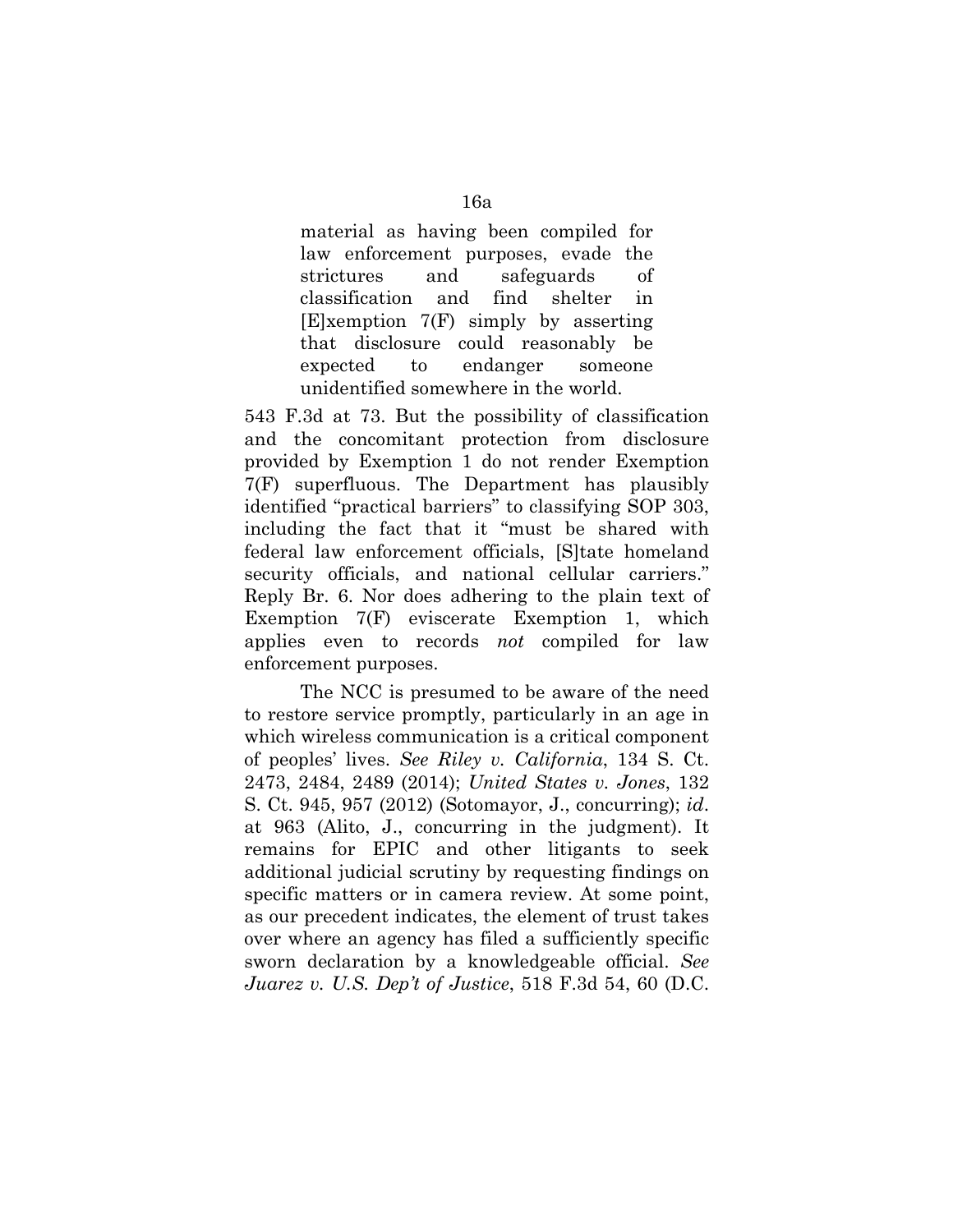> material as having been compiled for law enforcement purposes, evade the strictures and safeguards of classification and find shelter in [E]xemption 7(F) simply by asserting that disclosure could reasonably be expected to endanger someone unidentified somewhere in the world.

543 F.3d at 73. But the possibility of classification and the concomitant protection from disclosure provided by Exemption 1 do not render Exemption 7(F) superfluous. The Department has plausibly identified "practical barriers" to classifying SOP 303, including the fact that it "must be shared with federal law enforcement officials, [S]tate homeland security officials, and national cellular carriers." Reply Br. 6. Nor does adhering to the plain text of Exemption 7(F) eviscerate Exemption 1, which applies even to records *not* compiled for law enforcement purposes.

The NCC is presumed to be aware of the need to restore service promptly, particularly in an age in which wireless communication is a critical component of peoples' lives. *See Riley v. California*, 134 S. Ct. 2473, 2484, 2489 (2014); *United States v. Jones*, 132 S. Ct. 945, 957 (2012) (Sotomayor, J., concurring); *id*. at 963 (Alito, J., concurring in the judgment). It remains for EPIC and other litigants to seek additional judicial scrutiny by requesting findings on specific matters or in camera review. At some point, as our precedent indicates, the element of trust takes over where an agency has filed a sufficiently specific sworn declaration by a knowledgeable official. *See Juarez v. U.S. Dep't of Justice*, 518 F.3d 54, 60 (D.C.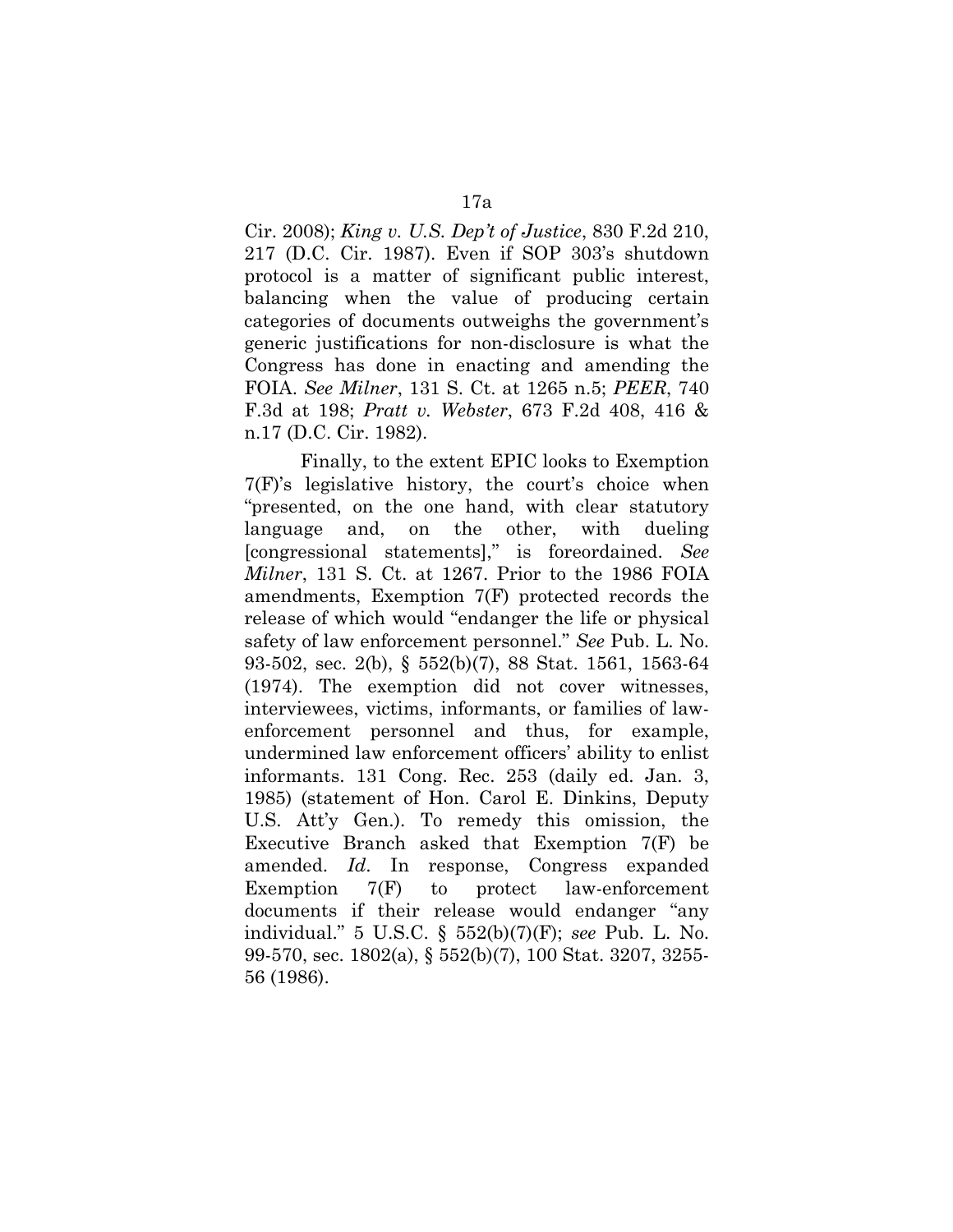Cir. 2008); *King v. U.S. Dep't of Justice*, 830 F.2d 210, 217 (D.C. Cir. 1987). Even if SOP 303's shutdown protocol is a matter of significant public interest, balancing when the value of producing certain categories of documents outweighs the government's generic justifications for non-disclosure is what the Congress has done in enacting and amending the FOIA. *See Milner*, 131 S. Ct. at 1265 n.5; *PEER*, 740 F.3d at 198; *Pratt v. Webster*, 673 F.2d 408, 416 & n.17 (D.C. Cir. 1982).

Finally, to the extent EPIC looks to Exemption 7(F)'s legislative history, the court's choice when "presented, on the one hand, with clear statutory language and, on the other, with dueling [congressional statements]," is foreordained. *See Milner*, 131 S. Ct. at 1267. Prior to the 1986 FOIA amendments, Exemption 7(F) protected records the release of which would "endanger the life or physical safety of law enforcement personnel." *See* Pub. L. No. 93-502, sec. 2(b), § 552(b)(7), 88 Stat. 1561, 1563-64 (1974). The exemption did not cover witnesses, interviewees, victims, informants, or families of law-enforcement personnel and thus, for example, undermined law enforcement officers' ability to enlist informants. 131 Cong. Rec. 253 (daily ed. Jan. 3, 1985) (statement of Hon. Carol E. Dinkins, Deputy U.S. Att'y Gen.). To remedy this omission, the Executive Branch asked that Exemption 7(F) be amended. *Id*. In response, Congress expanded Exemption 7(F) to protect law-enforcement documents if their release would endanger "any individual." 5 U.S.C. § 552(b)(7)(F); *see* Pub. L. No. 99-570, sec. 1802(a), § 552(b)(7), 100 Stat. 3207, 3255-56 (1986).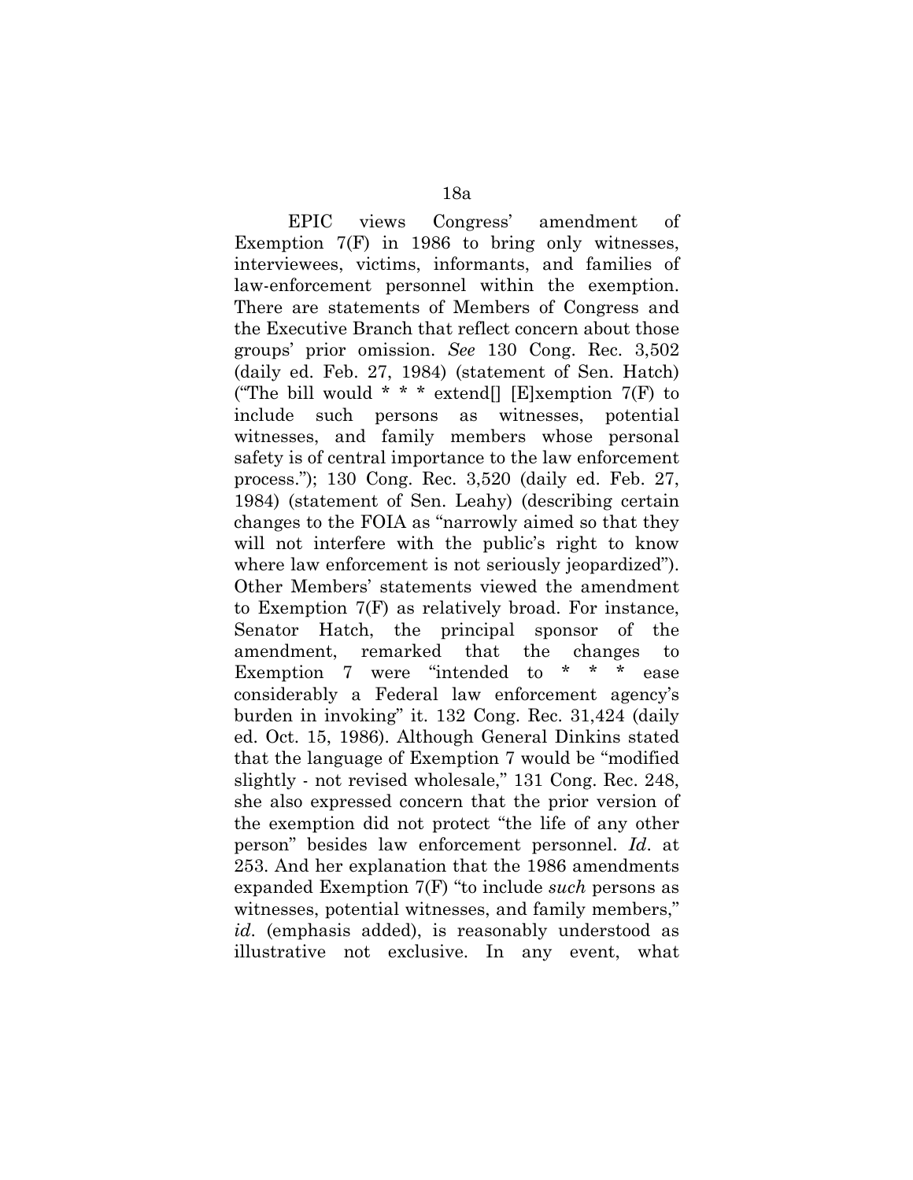EPIC views Congress' amendment of Exemption 7(F) in 1986 to bring only witnesses, interviewees, victims, informants, and families of law-enforcement personnel within the exemption. There are statements of Members of Congress and the Executive Branch that reflect concern about those groups' prior omission. *See* 130 Cong. Rec. 3,502 (daily ed. Feb. 27, 1984) (statement of Sen. Hatch) ("The bill would * * * extend[] [E]xemption 7(F) to include such persons as witnesses, potential witnesses, and family members whose personal safety is of central importance to the law enforcement process."); 130 Cong. Rec. 3,520 (daily ed. Feb. 27, 1984) (statement of Sen. Leahy) (describing certain changes to the FOIA as "narrowly aimed so that they will not interfere with the public's right to know where law enforcement is not seriously jeopardized"). Other Members' statements viewed the amendment to Exemption 7(F) as relatively broad. For instance, Senator Hatch, the principal sponsor of the amendment, remarked that the changes to Exemption 7 were "intended to * * * ease considerably a Federal law enforcement agency's burden in invoking" it. 132 Cong. Rec. 31,424 (daily ed. Oct. 15, 1986). Although General Dinkins stated that the language of Exemption 7 would be "modified slightly - not revised wholesale," 131 Cong. Rec. 248, she also expressed concern that the prior version of the exemption did not protect "the life of any other person" besides law enforcement personnel. *Id*. at 253. And her explanation that the 1986 amendments expanded Exemption 7(F) "to include *such* persons as witnesses, potential witnesses, and family members," *id*. (emphasis added), is reasonably understood as illustrative not exclusive. In any event, what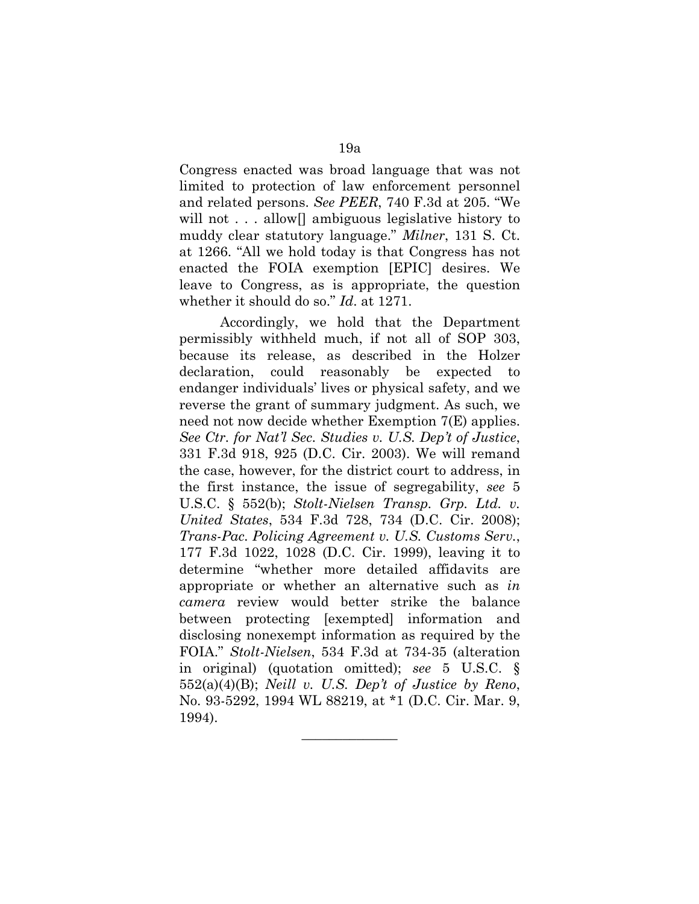Congress enacted was broad language that was not limited to protection of law enforcement personnel and related persons. *See PEER*, 740 F.3d at 205. "We will not . . . allow[] ambiguous legislative history to muddy clear statutory language." *Milner*, 131 S. Ct. at 1266. "All we hold today is that Congress has not enacted the FOIA exemption [EPIC] desires. We leave to Congress, as is appropriate, the question whether it should do so." *Id*. at 1271.

Accordingly, we hold that the Department permissibly withheld much, if not all of SOP 303, because its release, as described in the Holzer declaration, could reasonably be expected to endanger individuals' lives or physical safety, and we reverse the grant of summary judgment. As such, we need not now decide whether Exemption 7(E) applies. *See Ctr. for Nat'l Sec. Studies v. U.S. Dep't of Justice*, 331 F.3d 918, 925 (D.C. Cir. 2003). We will remand the case, however, for the district court to address, in the first instance, the issue of segregability, *see* 5 U.S.C. § 552(b); *Stolt-Nielsen Transp. Grp. Ltd. v. United States*, 534 F.3d 728, 734 (D.C. Cir. 2008); *Trans-Pac. Policing Agreement v. U.S. Customs Serv.*, 177 F.3d 1022, 1028 (D.C. Cir. 1999), leaving it to determine "whether more detailed affidavits are appropriate or whether an alternative such as *in camera* review would better strike the balance between protecting [exempted] information and disclosing nonexempt information as required by the FOIA." *Stolt-Nielsen*, 534 F.3d at 734-35 (alteration in original) (quotation omitted); *see* 5 U.S.C. § 552(a)(4)(B); *Neill v. U.S. Dep't of Justice by Reno*, No. 93-5292, 1994 WL 88219, at *1 (D.C. Cir. Mar. 9, 1994).

---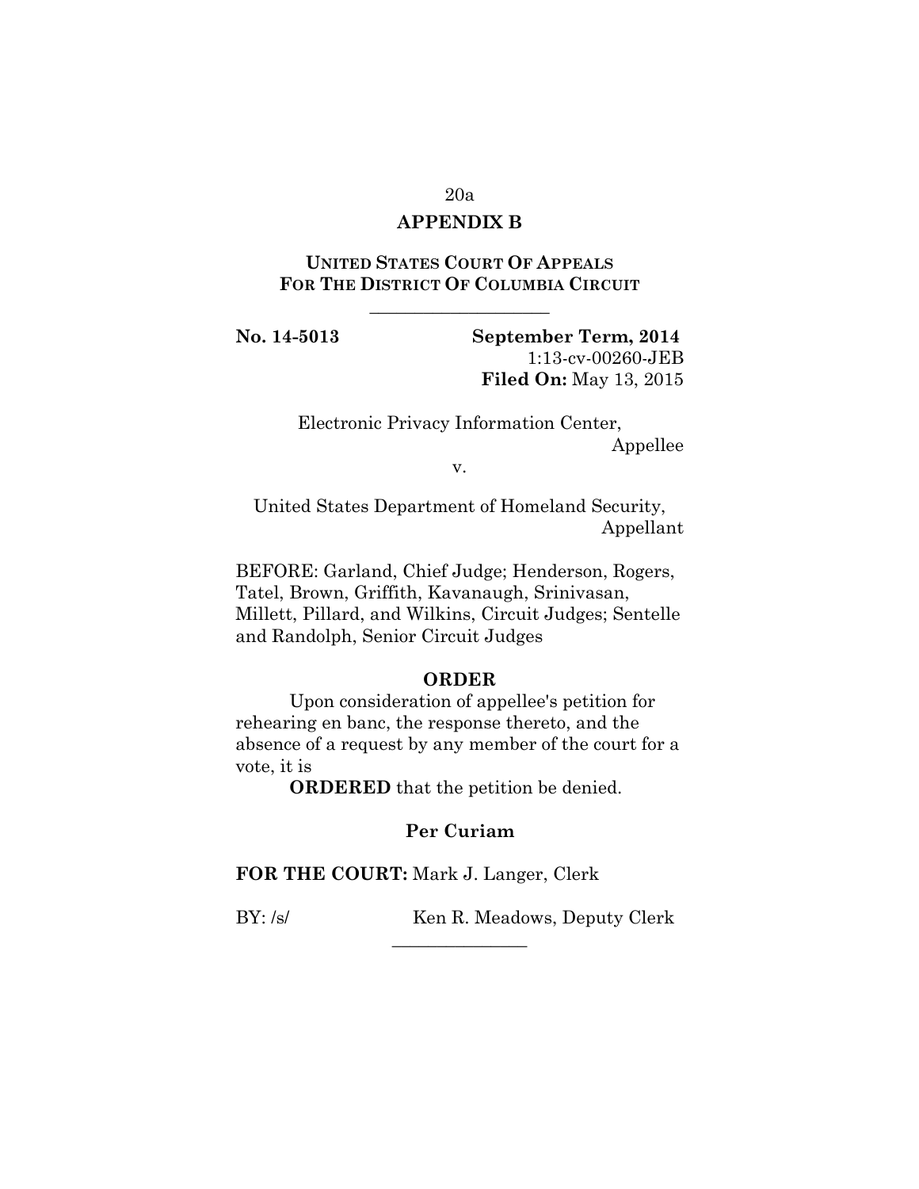## APPENDIX B

**UNITED STATES COURT OF APPEALS FOR THE DISTRICT OF COLUMBIA CIRCUIT**

---

**No. 14-5013** **September Term, 2014**
1:13-cv-00260-JEB
**Filed On:** May 13, 2015

Electronic Privacy Information Center,
Appellee

v.

United States Department of Homeland Security,
Appellant

BEFORE: Garland, Chief Judge; Henderson, Rogers, Tatel, Brown, Griffith, Kavanaugh, Srinivasan, Millett, Pillard, and Wilkins, Circuit Judges; Sentelle and Randolph, Senior Circuit Judges

### ORDER

Upon consideration of appellee's petition for rehearing en banc, the response thereto, and the absence of a request by any member of the court for a vote, it is

**ORDERED** that the petition be denied.

**Per Curiam**

**FOR THE COURT:** Mark J. Langer, Clerk

BY: /s/ Ken R. Meadows, Deputy Clerk

---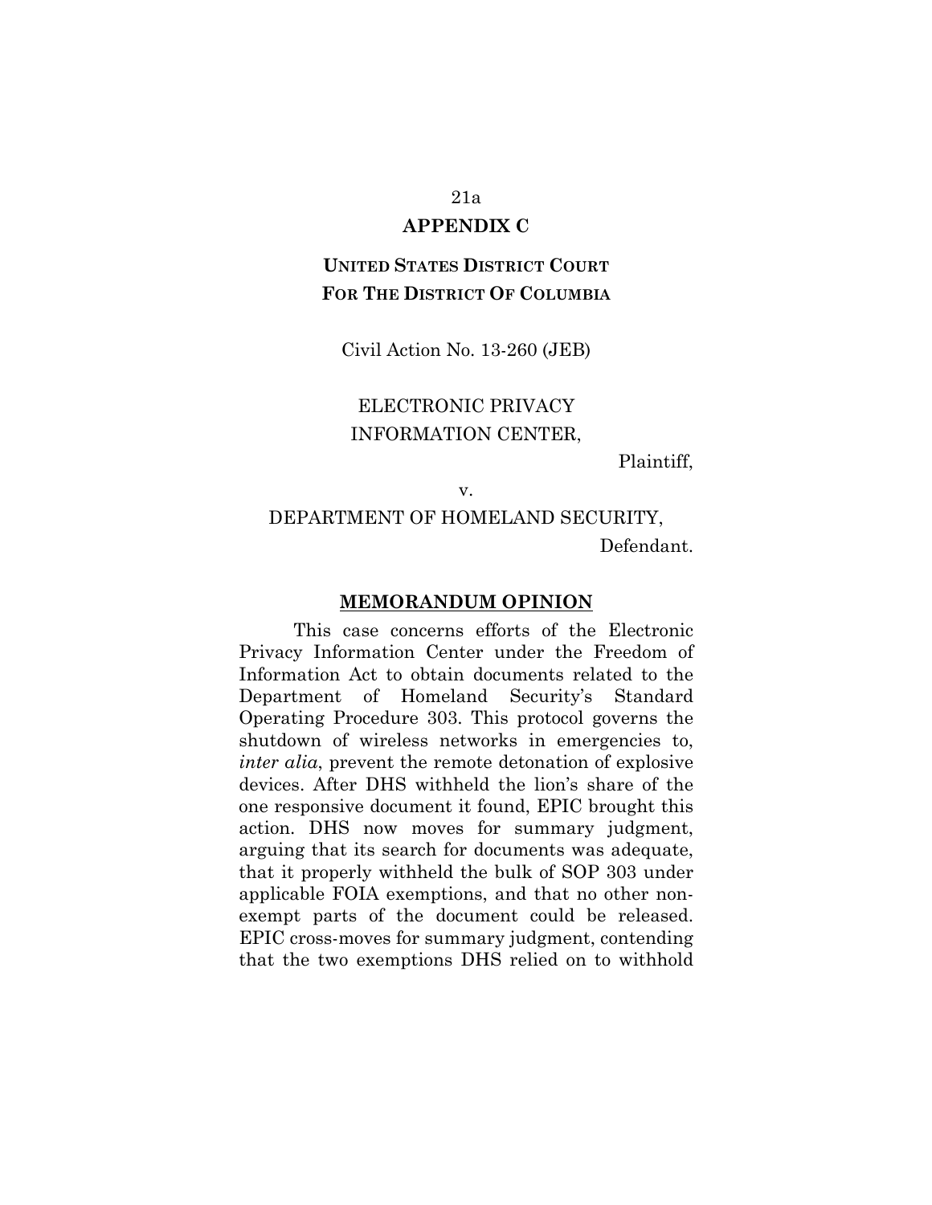## APPENDIX C

**UNITED STATES DISTRICT COURT**
**FOR THE DISTRICT OF COLUMBIA**

Civil Action No. 13-260 (JEB)

ELECTRONIC PRIVACY INFORMATION CENTER,

Plaintiff,

v.

DEPARTMENT OF HOMELAND SECURITY,

Defendant.

**MEMORANDUM OPINION**

This case concerns efforts of the Electronic Privacy Information Center under the Freedom of Information Act to obtain documents related to the Department of Homeland Security's Standard Operating Procedure 303. This protocol governs the shutdown of wireless networks in emergencies to, *inter alia*, prevent the remote detonation of explosive devices. After DHS withheld the lion's share of the one responsive document it found, EPIC brought this action. DHS now moves for summary judgment, arguing that its search for documents was adequate, that it properly withheld the bulk of SOP 303 under applicable FOIA exemptions, and that no other non-exempt parts of the document could be released. EPIC cross-moves for summary judgment, contending that the two exemptions DHS relied on to withhold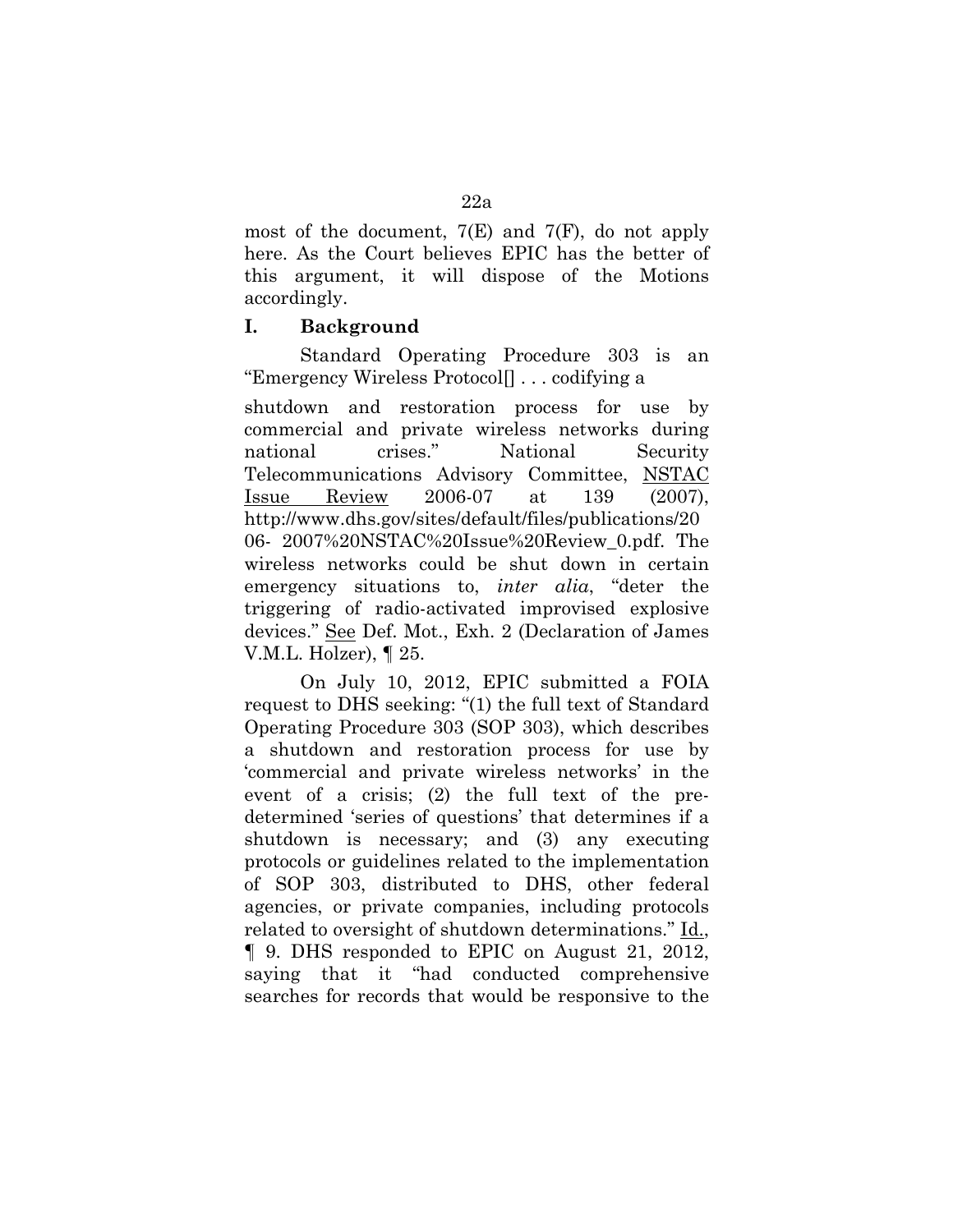most of the document, 7(E) and 7(F), do not apply here. As the Court believes EPIC has the better of this argument, it will dispose of the Motions accordingly.

## I. Background

Standard Operating Procedure 303 is an "Emergency Wireless Protocol[] . . . codifying a shutdown and restoration process for use by commercial and private wireless networks during national crises." National Security Telecommunications Advisory Committee, NSTAC Issue Review 2006-07 at 139 (2007), http://www.dhs.gov/sites/default/files/publications/2006- 2007%20NSTAC%20Issue%20Review_0.pdf. The wireless networks could be shut down in certain emergency situations to, *inter alia*, "deter the triggering of radio-activated improvised explosive devices." See Def. Mot., Exh. 2 (Declaration of James V.M.L. Holzer), ¶ 25.

On July 10, 2012, EPIC submitted a FOIA request to DHS seeking: "(1) the full text of Standard Operating Procedure 303 (SOP 303), which describes a shutdown and restoration process for use by 'commercial and private wireless networks' in the event of a crisis; (2) the full text of the pre-determined 'series of questions' that determines if a shutdown is necessary; and (3) any executing protocols or guidelines related to the implementation of SOP 303, distributed to DHS, other federal agencies, or private companies, including protocols related to oversight of shutdown determinations." Id., ¶ 9. DHS responded to EPIC on August 21, 2012, saying that it "had conducted comprehensive searches for records that would be responsive to the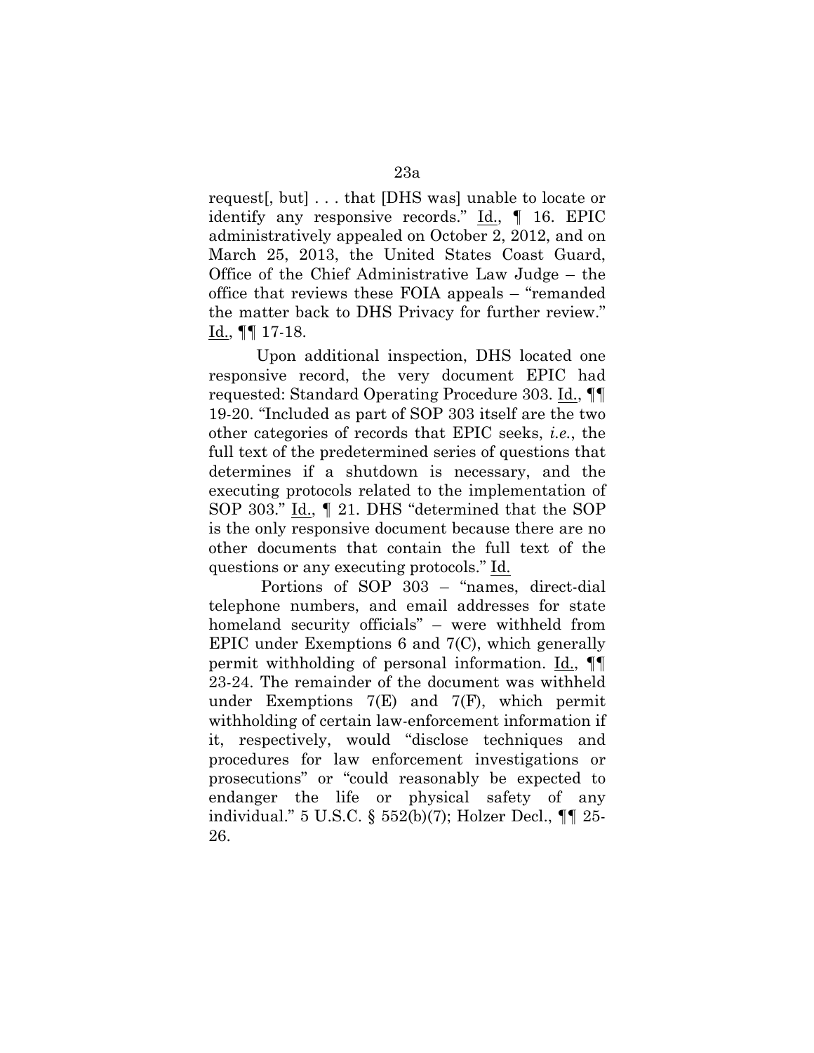request[, but] . . . that [DHS was] unable to locate or identify any responsive records." Id., ¶ 16. EPIC administratively appealed on October 2, 2012, and on March 25, 2013, the United States Coast Guard, Office of the Chief Administrative Law Judge – the office that reviews these FOIA appeals – "remanded the matter back to DHS Privacy for further review." Id., ¶¶ 17-18.

Upon additional inspection, DHS located one responsive record, the very document EPIC had requested: Standard Operating Procedure 303. Id., ¶¶ 19-20. "Included as part of SOP 303 itself are the two other categories of records that EPIC seeks, *i.e.*, the full text of the predetermined series of questions that determines if a shutdown is necessary, and the executing protocols related to the implementation of SOP 303." Id., ¶ 21. DHS "determined that the SOP is the only responsive document because there are no other documents that contain the full text of the questions or any executing protocols." Id.

Portions of SOP 303 – "names, direct-dial telephone numbers, and email addresses for state homeland security officials" – were withheld from EPIC under Exemptions 6 and 7(C), which generally permit withholding of personal information. Id., ¶¶ 23-24. The remainder of the document was withheld under Exemptions 7(E) and 7(F), which permit withholding of certain law-enforcement information if it, respectively, would "disclose techniques and procedures for law enforcement investigations or prosecutions" or "could reasonably be expected to endanger the life or physical safety of any individual." 5 U.S.C. § 552(b)(7); Holzer Decl., ¶¶ 25-26.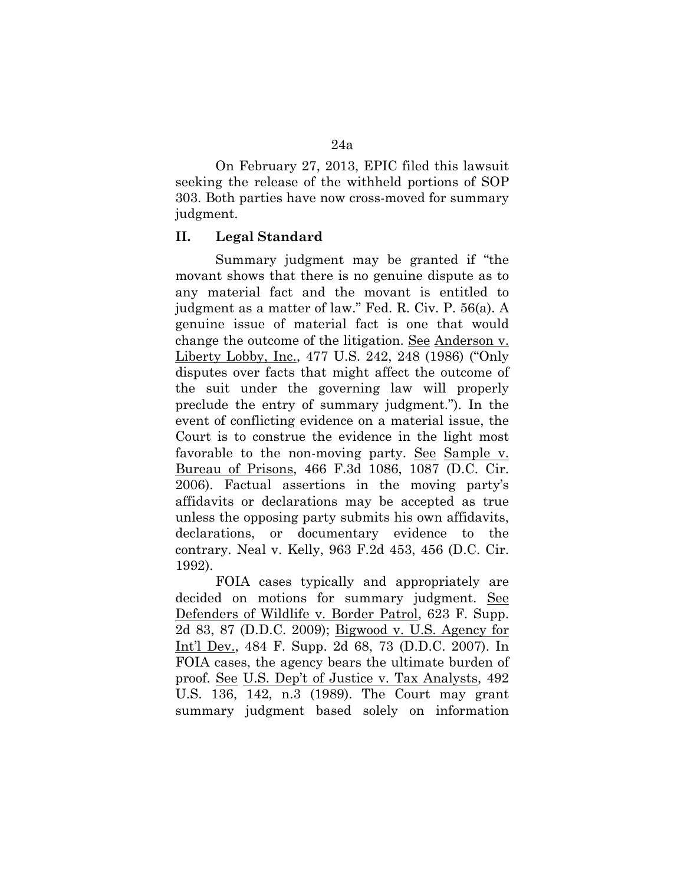On February 27, 2013, EPIC filed this lawsuit seeking the release of the withheld portions of SOP 303. Both parties have now cross-moved for summary judgment.

## II. Legal Standard

Summary judgment may be granted if "the movant shows that there is no genuine dispute as to any material fact and the movant is entitled to judgment as a matter of law." Fed. R. Civ. P. 56(a). A genuine issue of material fact is one that would change the outcome of the litigation. See Anderson v. Liberty Lobby, Inc., 477 U.S. 242, 248 (1986) ("Only disputes over facts that might affect the outcome of the suit under the governing law will properly preclude the entry of summary judgment."). In the event of conflicting evidence on a material issue, the Court is to construe the evidence in the light most favorable to the non-moving party. See Sample v. Bureau of Prisons, 466 F.3d 1086, 1087 (D.C. Cir. 2006). Factual assertions in the moving party's affidavits or declarations may be accepted as true unless the opposing party submits his own affidavits, declarations, or documentary evidence to the contrary. Neal v. Kelly, 963 F.2d 453, 456 (D.C. Cir. 1992).

FOIA cases typically and appropriately are decided on motions for summary judgment. See Defenders of Wildlife v. Border Patrol, 623 F. Supp. 2d 83, 87 (D.D.C. 2009); Bigwood v. U.S. Agency for Int'l Dev., 484 F. Supp. 2d 68, 73 (D.D.C. 2007). In FOIA cases, the agency bears the ultimate burden of proof. See U.S. Dep't of Justice v. Tax Analysts, 492 U.S. 136, 142, n.3 (1989). The Court may grant summary judgment based solely on information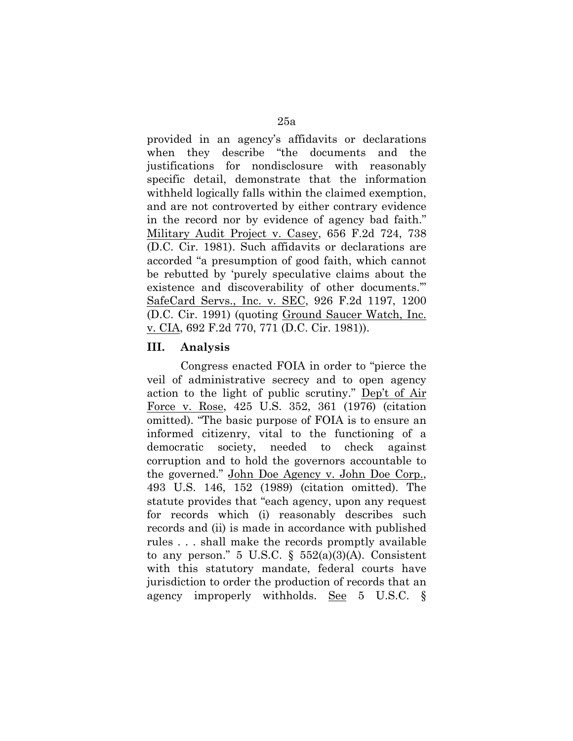provided in an agency's affidavits or declarations when they describe "the documents and the justifications for nondisclosure with reasonably specific detail, demonstrate that the information withheld logically falls within the claimed exemption, and are not controverted by either contrary evidence in the record nor by evidence of agency bad faith." Military Audit Project v. Casey, 656 F.2d 724, 738 (D.C. Cir. 1981). Such affidavits or declarations are accorded "a presumption of good faith, which cannot be rebutted by 'purely speculative claims about the existence and discoverability of other documents.'" SafeCard Servs., Inc. v. SEC, 926 F.2d 1197, 1200 (D.C. Cir. 1991) (quoting Ground Saucer Watch, Inc. v. CIA, 692 F.2d 770, 771 (D.C. Cir. 1981)).

## III. Analysis

Congress enacted FOIA in order to "pierce the veil of administrative secrecy and to open agency action to the light of public scrutiny." Dep't of Air Force v. Rose, 425 U.S. 352, 361 (1976) (citation omitted). "The basic purpose of FOIA is to ensure an informed citizenry, vital to the functioning of a democratic society, needed to check against corruption and to hold the governors accountable to the governed." John Doe Agency v. John Doe Corp., 493 U.S. 146, 152 (1989) (citation omitted). The statute provides that "each agency, upon any request for records which (i) reasonably describes such records and (ii) is made in accordance with published rules . . . shall make the records promptly available to any person." 5 U.S.C. § 552(a)(3)(A). Consistent with this statutory mandate, federal courts have jurisdiction to order the production of records that an agency improperly withholds. See 5 U.S.C. §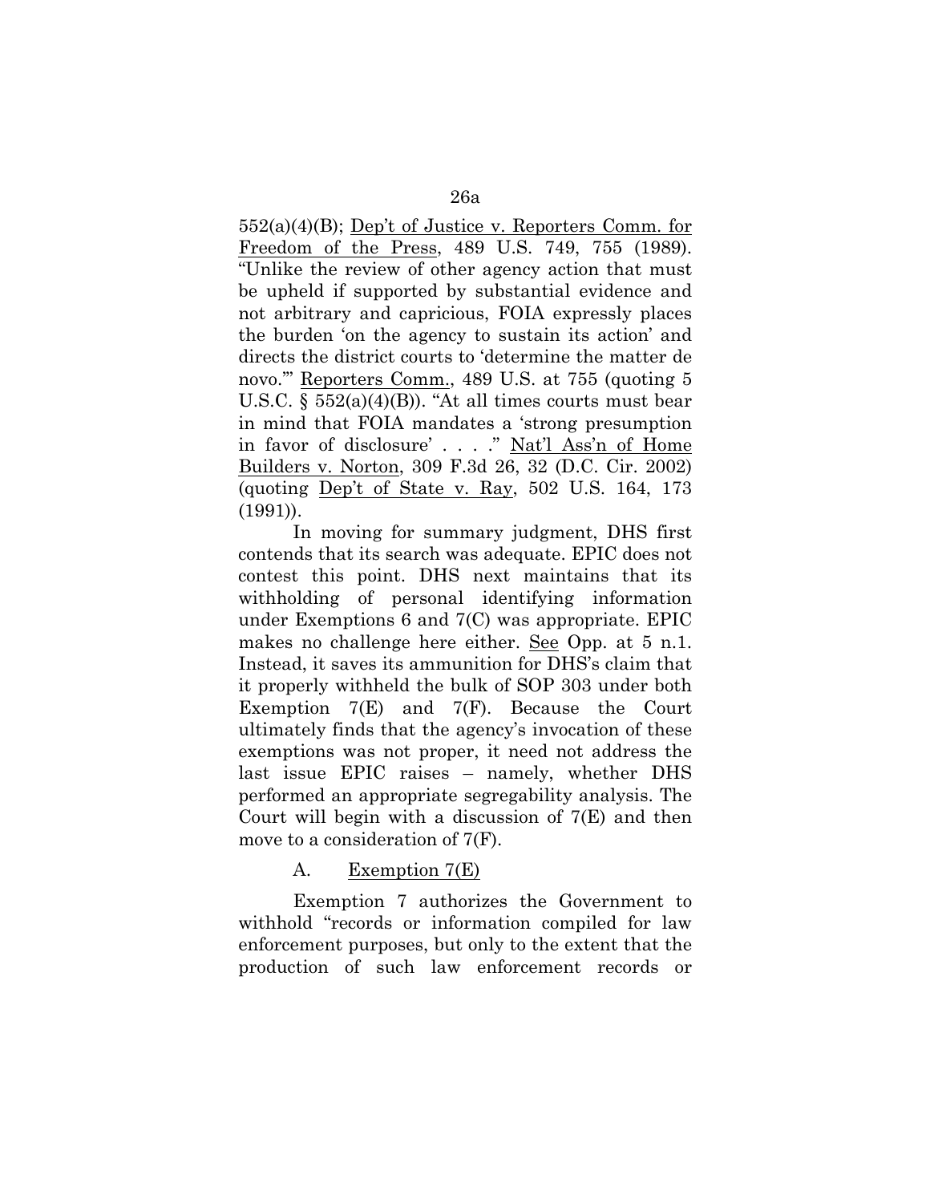552(a)(4)(B); Dep't of Justice v. Reporters Comm. for Freedom of the Press, 489 U.S. 749, 755 (1989). "Unlike the review of other agency action that must be upheld if supported by substantial evidence and not arbitrary and capricious, FOIA expressly places the burden 'on the agency to sustain its action' and directs the district courts to 'determine the matter de novo.'" Reporters Comm., 489 U.S. at 755 (quoting 5 U.S.C. § 552(a)(4)(B)). "At all times courts must bear in mind that FOIA mandates a 'strong presumption in favor of disclosure' . . . ." Nat'l Ass'n of Home Builders v. Norton, 309 F.3d 26, 32 (D.C. Cir. 2002) (quoting Dep't of State v. Ray, 502 U.S. 164, 173 (1991)).

In moving for summary judgment, DHS first contends that its search was adequate. EPIC does not contest this point. DHS next maintains that its withholding of personal identifying information under Exemptions 6 and 7(C) was appropriate. EPIC makes no challenge here either. See Opp. at 5 n.1. Instead, it saves its ammunition for DHS's claim that it properly withheld the bulk of SOP 303 under both Exemption 7(E) and 7(F). Because the Court ultimately finds that the agency's invocation of these exemptions was not proper, it need not address the last issue EPIC raises – namely, whether DHS performed an appropriate segregability analysis. The Court will begin with a discussion of 7(E) and then move to a consideration of 7(F).

### A. Exemption 7(E)

Exemption 7 authorizes the Government to withhold "records or information compiled for law enforcement purposes, but only to the extent that the production of such law enforcement records or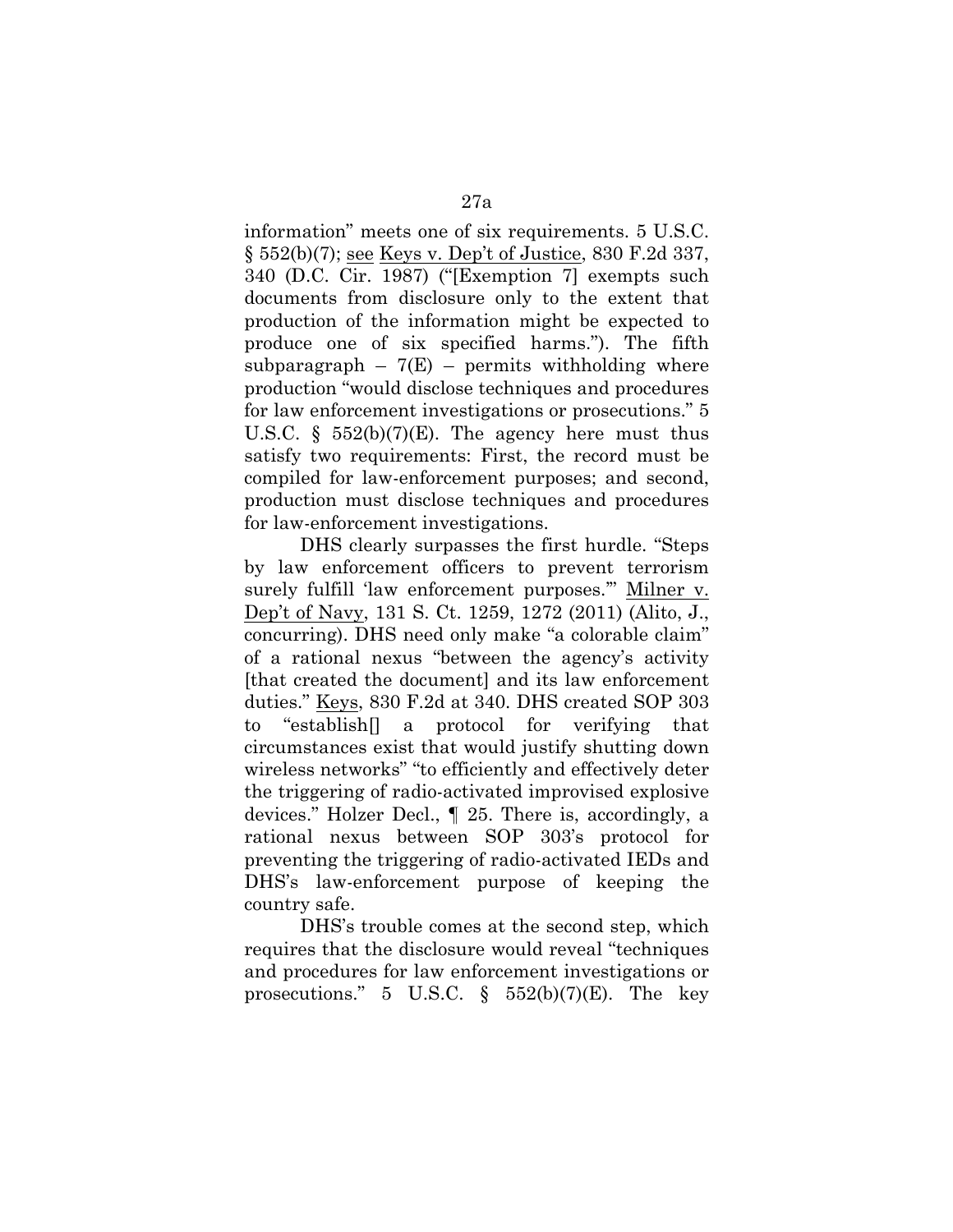information" meets one of six requirements. 5 U.S.C. § 552(b)(7); see Keys v. Dep't of Justice, 830 F.2d 337, 340 (D.C. Cir. 1987) ("[Exemption 7] exempts such documents from disclosure only to the extent that production of the information might be expected to produce one of six specified harms."). The fifth subparagraph – 7(E) – permits withholding where production "would disclose techniques and procedures for law enforcement investigations or prosecutions." 5 U.S.C. § 552(b)(7)(E). The agency here must thus satisfy two requirements: First, the record must be compiled for law-enforcement purposes; and second, production must disclose techniques and procedures for law-enforcement investigations.

DHS clearly surpasses the first hurdle. "Steps by law enforcement officers to prevent terrorism surely fulfill 'law enforcement purposes.'" Milner v. Dep't of Navy, 131 S. Ct. 1259, 1272 (2011) (Alito, J., concurring). DHS need only make "a colorable claim" of a rational nexus "between the agency's activity [that created the document] and its law enforcement duties." Keys, 830 F.2d at 340. DHS created SOP 303 to "establish[] a protocol for verifying that circumstances exist that would justify shutting down wireless networks" "to efficiently and effectively deter the triggering of radio-activated improvised explosive devices." Holzer Decl., ¶ 25. There is, accordingly, a rational nexus between SOP 303's protocol for preventing the triggering of radio-activated IEDs and DHS's law-enforcement purpose of keeping the country safe.

DHS's trouble comes at the second step, which requires that the disclosure would reveal "techniques and procedures for law enforcement investigations or prosecutions." 5 U.S.C. § 552(b)(7)(E). The key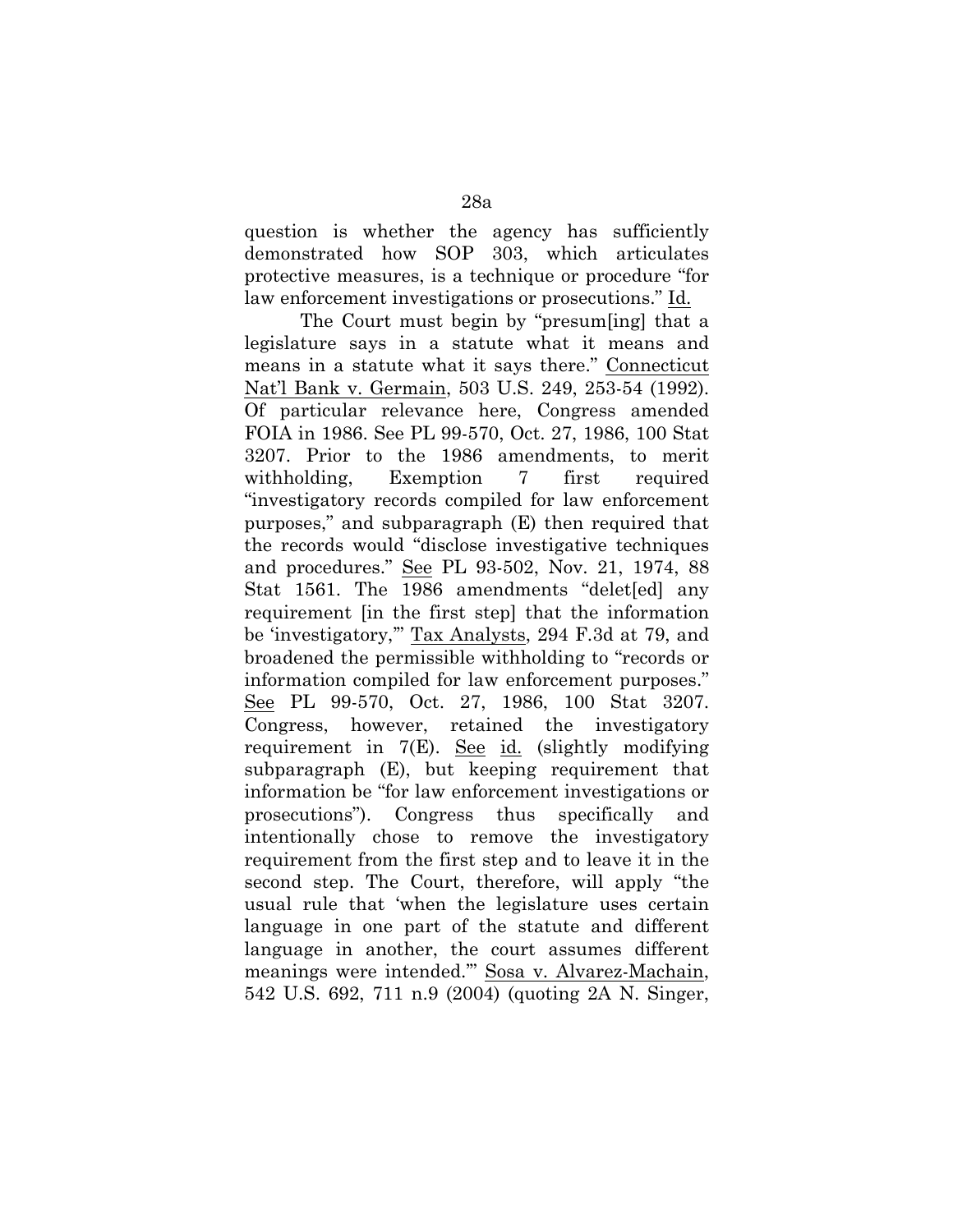question is whether the agency has sufficiently demonstrated how SOP 303, which articulates protective measures, is a technique or procedure "for law enforcement investigations or prosecutions." Id.

The Court must begin by "presum[ing] that a legislature says in a statute what it means and means in a statute what it says there." Connecticut Nat'l Bank v. Germain, 503 U.S. 249, 253-54 (1992). Of particular relevance here, Congress amended FOIA in 1986. See PL 99-570, Oct. 27, 1986, 100 Stat 3207. Prior to the 1986 amendments, to merit withholding, Exemption 7 first required "investigatory records compiled for law enforcement purposes," and subparagraph (E) then required that the records would "disclose investigative techniques and procedures." See PL 93-502, Nov. 21, 1974, 88 Stat 1561. The 1986 amendments "delet[ed] any requirement [in the first step] that the information be 'investigatory,'" Tax Analysts, 294 F.3d at 79, and broadened the permissible withholding to "records or information compiled for law enforcement purposes." See PL 99-570, Oct. 27, 1986, 100 Stat 3207. Congress, however, retained the investigatory requirement in 7(E). See id. (slightly modifying subparagraph (E), but keeping requirement that information be "for law enforcement investigations or prosecutions"). Congress thus specifically and intentionally chose to remove the investigatory requirement from the first step and to leave it in the second step. The Court, therefore, will apply "the usual rule that 'when the legislature uses certain language in one part of the statute and different language in another, the court assumes different meanings were intended.'" Sosa v. Alvarez-Machain, 542 U.S. 692, 711 n.9 (2004) (quoting 2A N. Singer,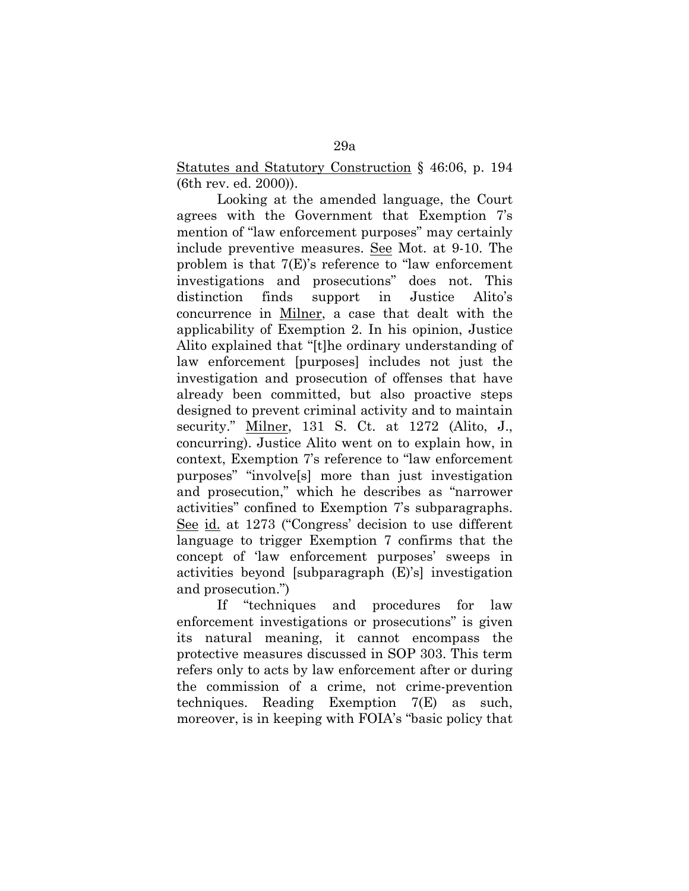Statutes and Statutory Construction § 46:06, p. 194 (6th rev. ed. 2000)).

Looking at the amended language, the Court agrees with the Government that Exemption 7's mention of "law enforcement purposes" may certainly include preventive measures. See Mot. at 9-10. The problem is that 7(E)'s reference to "law enforcement investigations and prosecutions" does not. This distinction finds support in Justice Alito's concurrence in Milner, a case that dealt with the applicability of Exemption 2. In his opinion, Justice Alito explained that "[t]he ordinary understanding of law enforcement [purposes] includes not just the investigation and prosecution of offenses that have already been committed, but also proactive steps designed to prevent criminal activity and to maintain security." Milner, 131 S. Ct. at 1272 (Alito, J., concurring). Justice Alito went on to explain how, in context, Exemption 7's reference to "law enforcement purposes" "involve[s] more than just investigation and prosecution," which he describes as "narrower activities" confined to Exemption 7's subparagraphs. See id. at 1273 ("Congress' decision to use different language to trigger Exemption 7 confirms that the concept of 'law enforcement purposes' sweeps in activities beyond [subparagraph (E)'s] investigation and prosecution.")

If "techniques and procedures for law enforcement investigations or prosecutions" is given its natural meaning, it cannot encompass the protective measures discussed in SOP 303. This term refers only to acts by law enforcement after or during the commission of a crime, not crime-prevention techniques. Reading Exemption 7(E) as such, moreover, is in keeping with FOIA's "basic policy that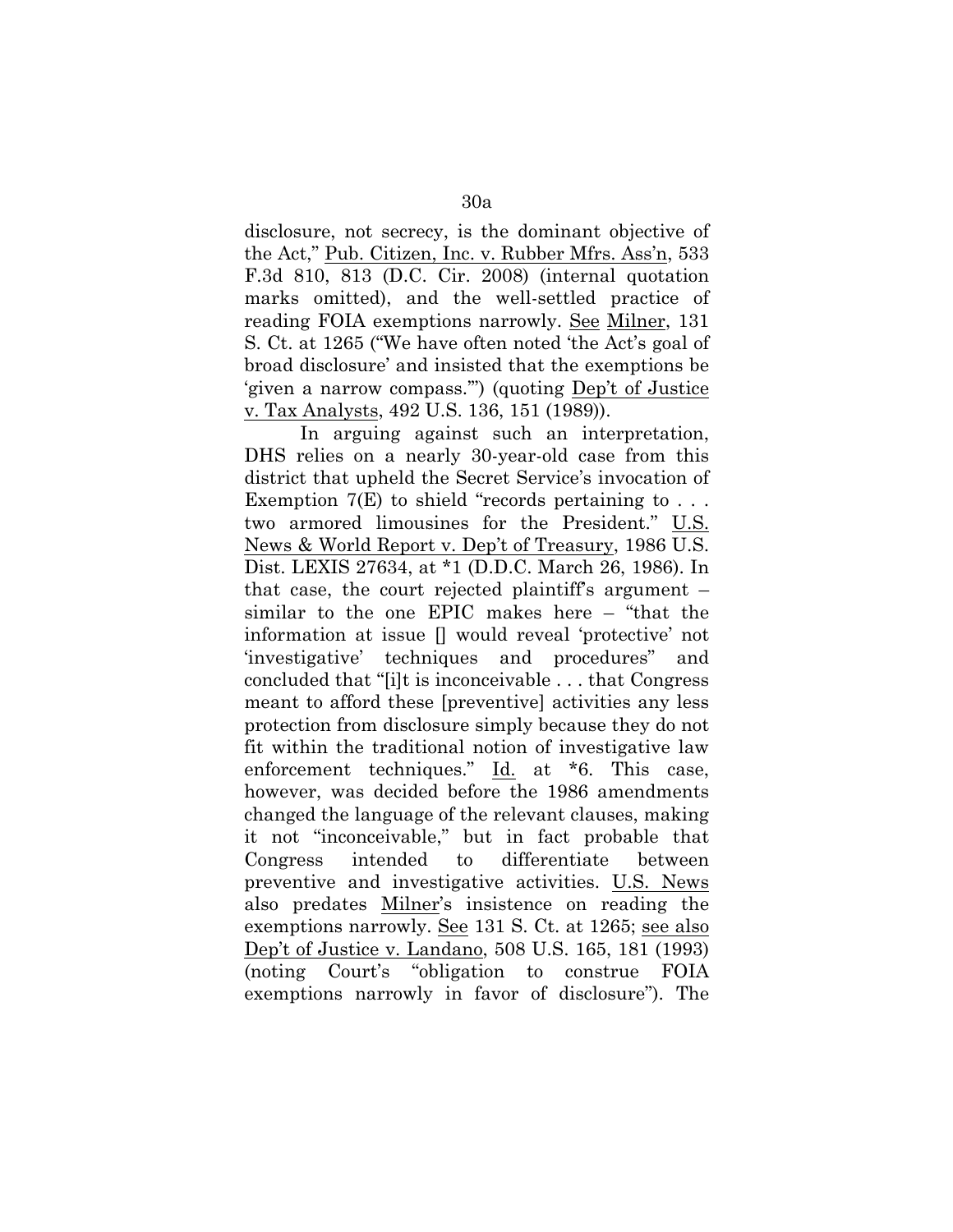disclosure, not secrecy, is the dominant objective of the Act," Pub. Citizen, Inc. v. Rubber Mfrs. Ass'n, 533 F.3d 810, 813 (D.C. Cir. 2008) (internal quotation marks omitted), and the well-settled practice of reading FOIA exemptions narrowly. See Milner, 131 S. Ct. at 1265 ("We have often noted 'the Act's goal of broad disclosure' and insisted that the exemptions be 'given a narrow compass.'") (quoting Dep't of Justice v. Tax Analysts, 492 U.S. 136, 151 (1989)).

In arguing against such an interpretation, DHS relies on a nearly 30-year-old case from this district that upheld the Secret Service's invocation of Exemption 7(E) to shield "records pertaining to . . . two armored limousines for the President." U.S. News & World Report v. Dep't of Treasury, 1986 U.S. Dist. LEXIS 27634, at *1 (D.D.C. March 26, 1986). In that case, the court rejected plaintiff's argument – similar to the one EPIC makes here – "that the information at issue [] would reveal 'protective' not 'investigative' techniques and procedures" and concluded that "[i]t is inconceivable . . . that Congress meant to afford these [preventive] activities any less protection from disclosure simply because they do not fit within the traditional notion of investigative law enforcement techniques." Id. at *6. This case, however, was decided before the 1986 amendments changed the language of the relevant clauses, making it not "inconceivable," but in fact probable that Congress intended to differentiate between preventive and investigative activities. U.S. News also predates Milner's insistence on reading the exemptions narrowly. See 131 S. Ct. at 1265; see also Dep't of Justice v. Landano, 508 U.S. 165, 181 (1993) (noting Court's "obligation to construe FOIA exemptions narrowly in favor of disclosure"). The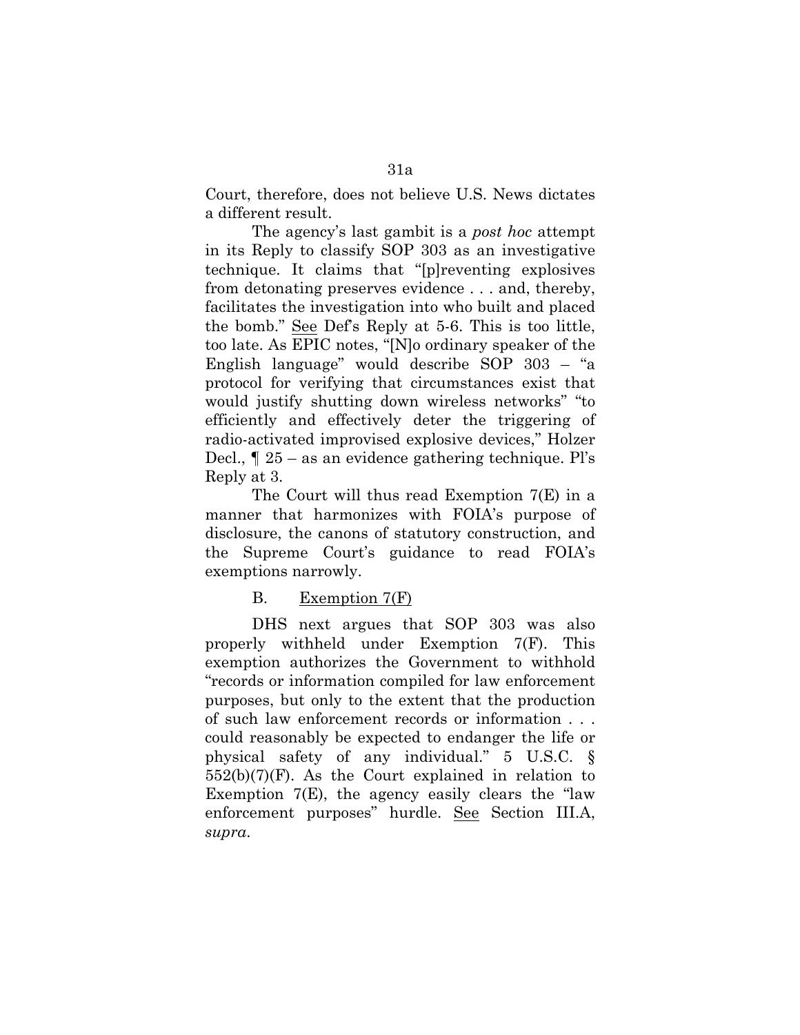Court, therefore, does not believe U.S. News dictates a different result.

The agency's last gambit is a *post hoc* attempt in its Reply to classify SOP 303 as an investigative technique. It claims that "[p]reventing explosives from detonating preserves evidence . . . and, thereby, facilitates the investigation into who built and placed the bomb." See Def's Reply at 5-6. This is too little, too late. As EPIC notes, "[N]o ordinary speaker of the English language" would describe SOP 303 – "a protocol for verifying that circumstances exist that would justify shutting down wireless networks" "to efficiently and effectively deter the triggering of radio-activated improvised explosive devices," Holzer Decl., ¶ 25 – as an evidence gathering technique. Pl's Reply at 3.

The Court will thus read Exemption 7(E) in a manner that harmonizes with FOIA's purpose of disclosure, the canons of statutory construction, and the Supreme Court's guidance to read FOIA's exemptions narrowly.

### B. Exemption 7(F)

DHS next argues that SOP 303 was also properly withheld under Exemption 7(F). This exemption authorizes the Government to withhold "records or information compiled for law enforcement purposes, but only to the extent that the production of such law enforcement records or information . . . could reasonably be expected to endanger the life or physical safety of any individual." 5 U.S.C. § 552(b)(7)(F). As the Court explained in relation to Exemption 7(E), the agency easily clears the "law enforcement purposes" hurdle. See Section III.A, *supra*.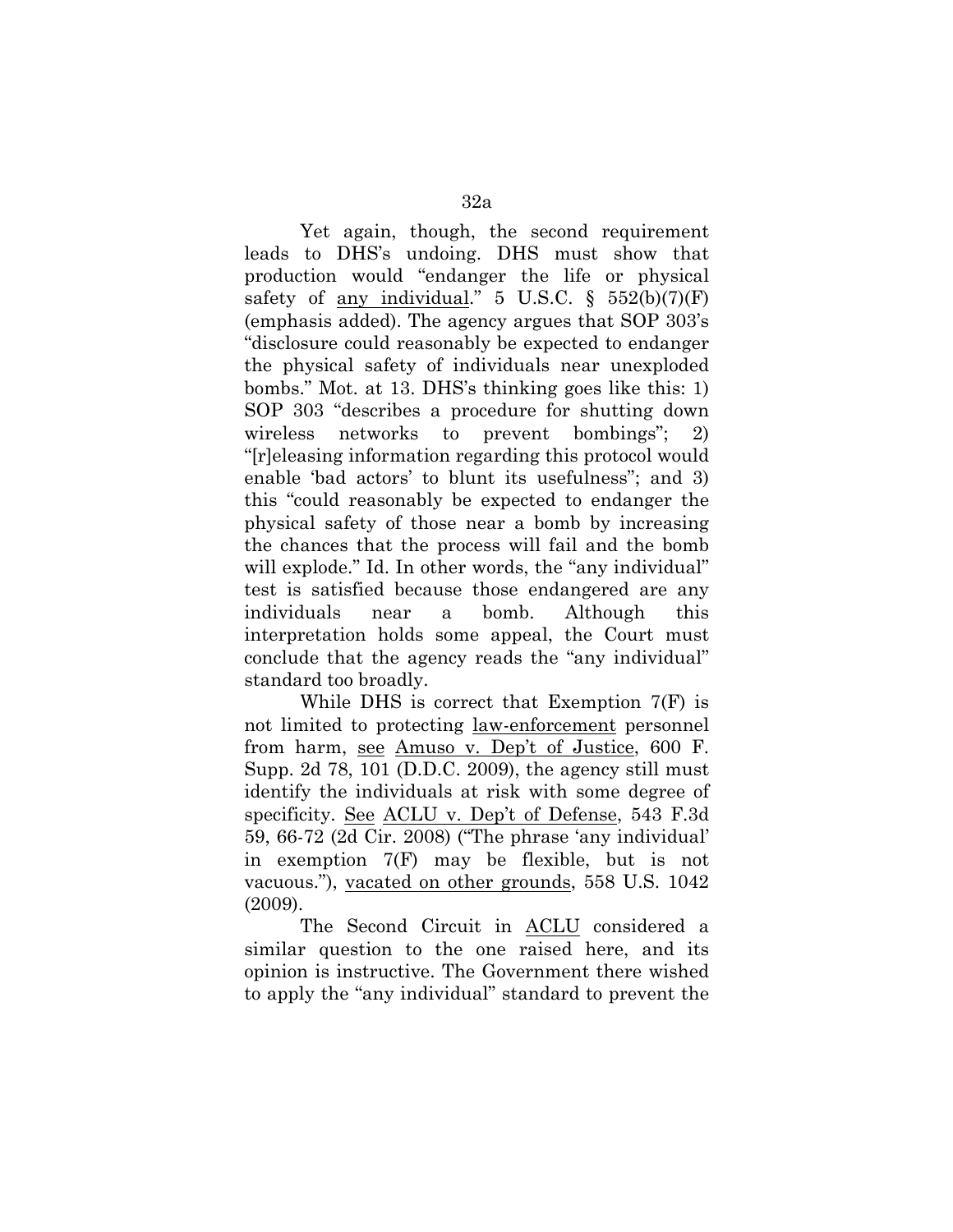Yet again, though, the second requirement leads to DHS's undoing. DHS must show that production would "endanger the life or physical safety of <u>any individual</u>." 5 U.S.C. § 552(b)(7)(F) (emphasis added). The agency argues that SOP 303's "disclosure could reasonably be expected to endanger the physical safety of individuals near unexploded bombs." Mot. at 13. DHS's thinking goes like this: 1) SOP 303 "describes a procedure for shutting down wireless networks to prevent bombings"; 2) "[r]eleasing information regarding this protocol would enable 'bad actors' to blunt its usefulness"; and 3) this "could reasonably be expected to endanger the physical safety of those near a bomb by increasing the chances that the process will fail and the bomb will explode." Id. In other words, the "any individual" test is satisfied because those endangered are any individuals near a bomb. Although this interpretation holds some appeal, the Court must conclude that the agency reads the "any individual" standard too broadly.

While DHS is correct that Exemption 7(F) is not limited to protecting <u>law-enforcement</u> personnel from harm, <u>see</u> <u>Amuso v. Dep't of Justice</u>, 600 F. Supp. 2d 78, 101 (D.D.C. 2009), the agency still must identify the individuals at risk with some degree of specificity. <u>See</u> <u>ACLU v. Dep't of Defense</u>, 543 F.3d 59, 66-72 (2d Cir. 2008) ("The phrase 'any individual' in exemption 7(F) may be flexible, but is not vacuous."), <u>vacated on other grounds</u>, 558 U.S. 1042 (2009).

The Second Circuit in <u>ACLU</u> considered a similar question to the one raised here, and its opinion is instructive. The Government there wished to apply the "any individual" standard to prevent the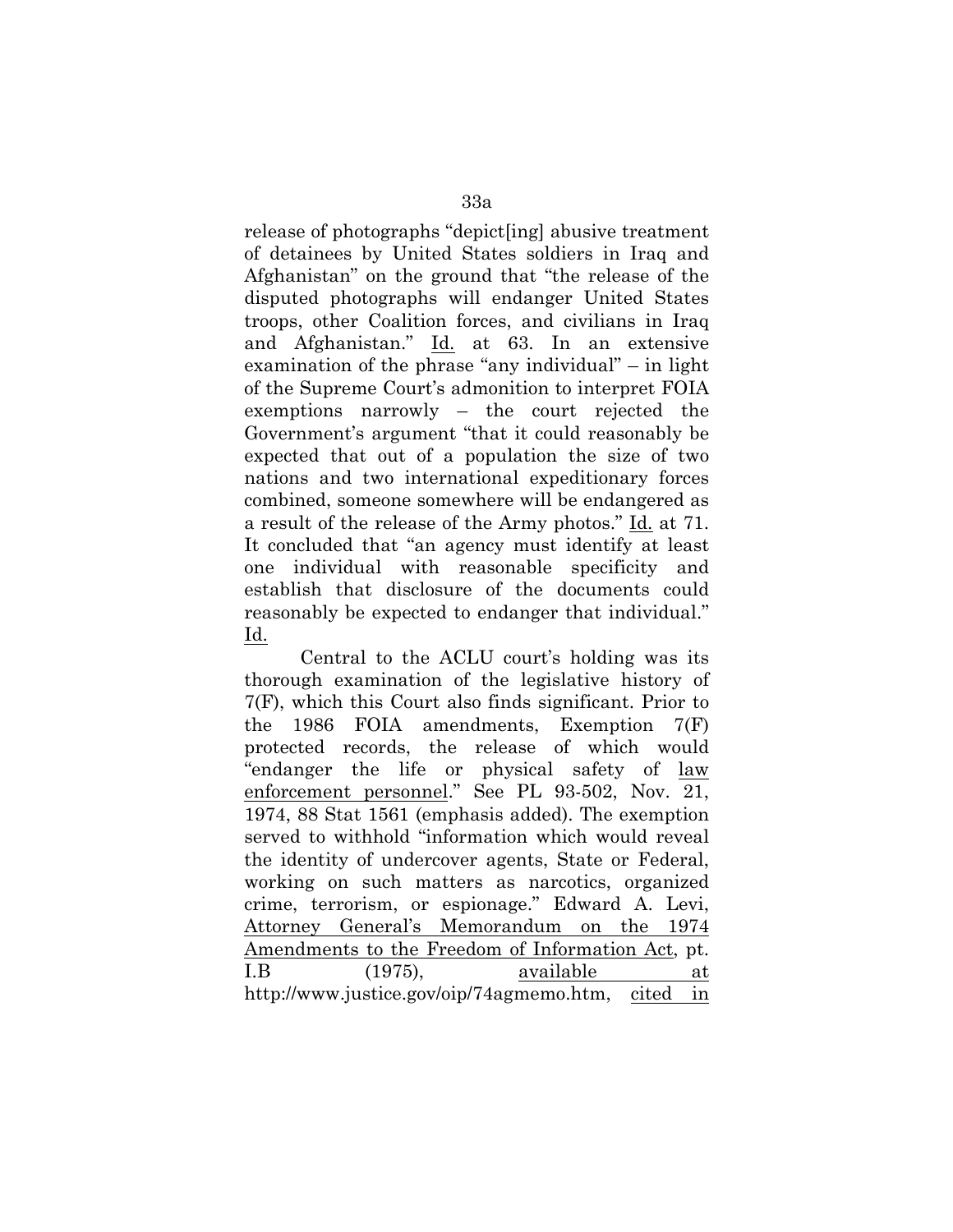release of photographs "depict[ing] abusive treatment of detainees by United States soldiers in Iraq and Afghanistan" on the ground that "the release of the disputed photographs will endanger United States troops, other Coalition forces, and civilians in Iraq and Afghanistan." Id. at 63. In an extensive examination of the phrase "any individual" – in light of the Supreme Court's admonition to interpret FOIA exemptions narrowly – the court rejected the Government's argument "that it could reasonably be expected that out of a population the size of two nations and two international expeditionary forces combined, someone somewhere will be endangered as a result of the release of the Army photos." Id. at 71. It concluded that "an agency must identify at least one individual with reasonable specificity and establish that disclosure of the documents could reasonably be expected to endanger that individual." Id.

Central to the ACLU court's holding was its thorough examination of the legislative history of 7(F), which this Court also finds significant. Prior to the 1986 FOIA amendments, Exemption 7(F) protected records, the release of which would "endanger the life or physical safety of law enforcement personnel." See PL 93-502, Nov. 21, 1974, 88 Stat 1561 (emphasis added). The exemption served to withhold "information which would reveal the identity of undercover agents, State or Federal, working on such matters as narcotics, organized crime, terrorism, or espionage." Edward A. Levi, Attorney General's Memorandum on the 1974 Amendments to the Freedom of Information Act, pt. I.B (1975), available at http://www.justice.gov/oip/74agmemo.htm, cited in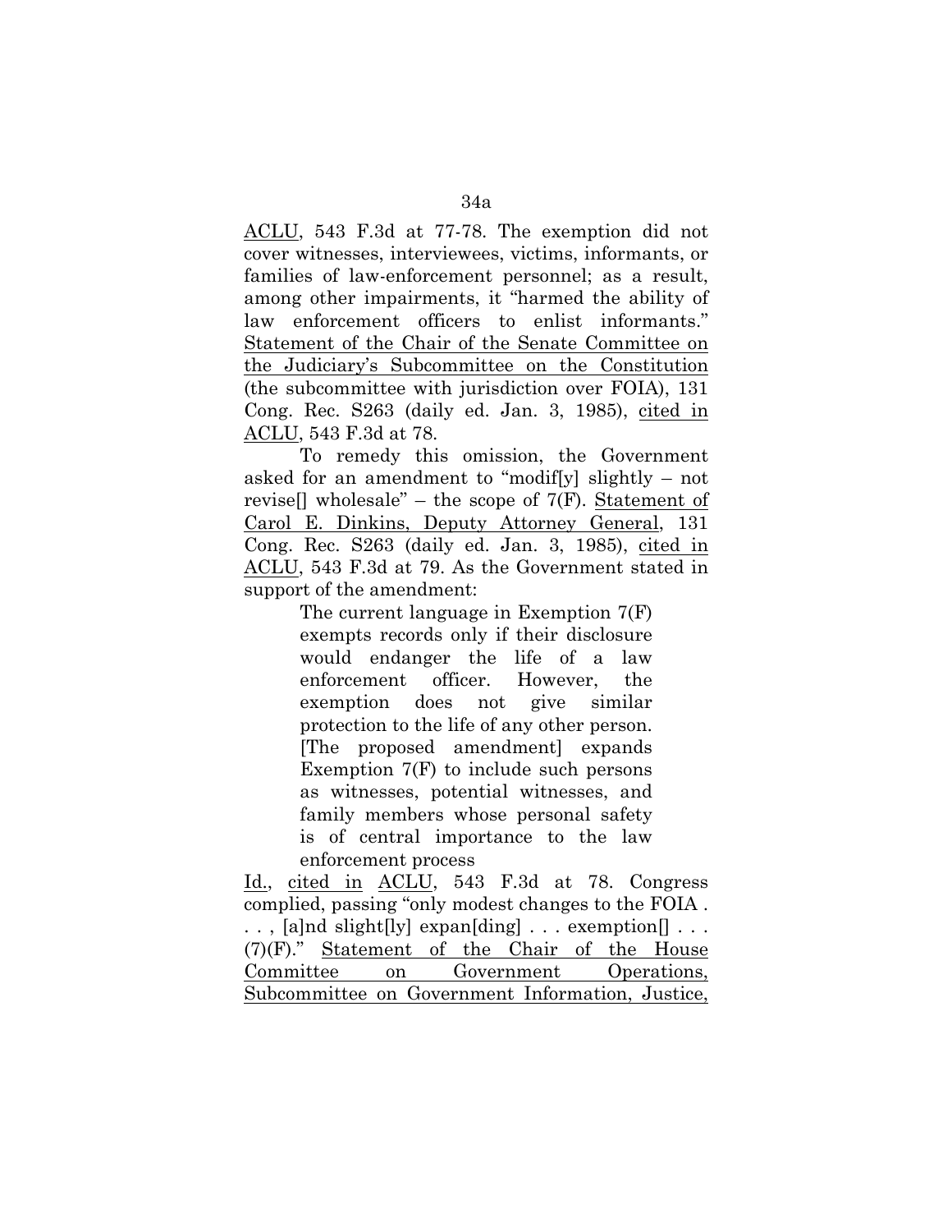ACLU, 543 F.3d at 77-78. The exemption did not cover witnesses, interviewees, victims, informants, or families of law-enforcement personnel; as a result, among other impairments, it "harmed the ability of law enforcement officers to enlist informants." Statement of the Chair of the Senate Committee on the Judiciary's Subcommittee on the Constitution (the subcommittee with jurisdiction over FOIA), 131 Cong. Rec. S263 (daily ed. Jan. 3, 1985), cited in ACLU, 543 F.3d at 78.

To remedy this omission, the Government asked for an amendment to "modif[y] slightly – not revise[] wholesale" – the scope of 7(F). Statement of Carol E. Dinkins, Deputy Attorney General, 131 Cong. Rec. S263 (daily ed. Jan. 3, 1985), cited in ACLU, 543 F.3d at 79. As the Government stated in support of the amendment:

> The current language in Exemption 7(F) exempts records only if their disclosure would endanger the life of a law enforcement officer. However, the exemption does not give similar protection to the life of any other person. [The proposed amendment] expands Exemption 7(F) to include such persons as witnesses, potential witnesses, and family members whose personal safety is of central importance to the law enforcement process

Id., cited in ACLU, 543 F.3d at 78. Congress complied, passing "only modest changes to the FOIA . . . , [a]nd slight[ly] expan[ding] . . . exemption[] . . . (7)(F)." Statement of the Chair of the House Committee on Government Operations, Subcommittee on Government Information, Justice,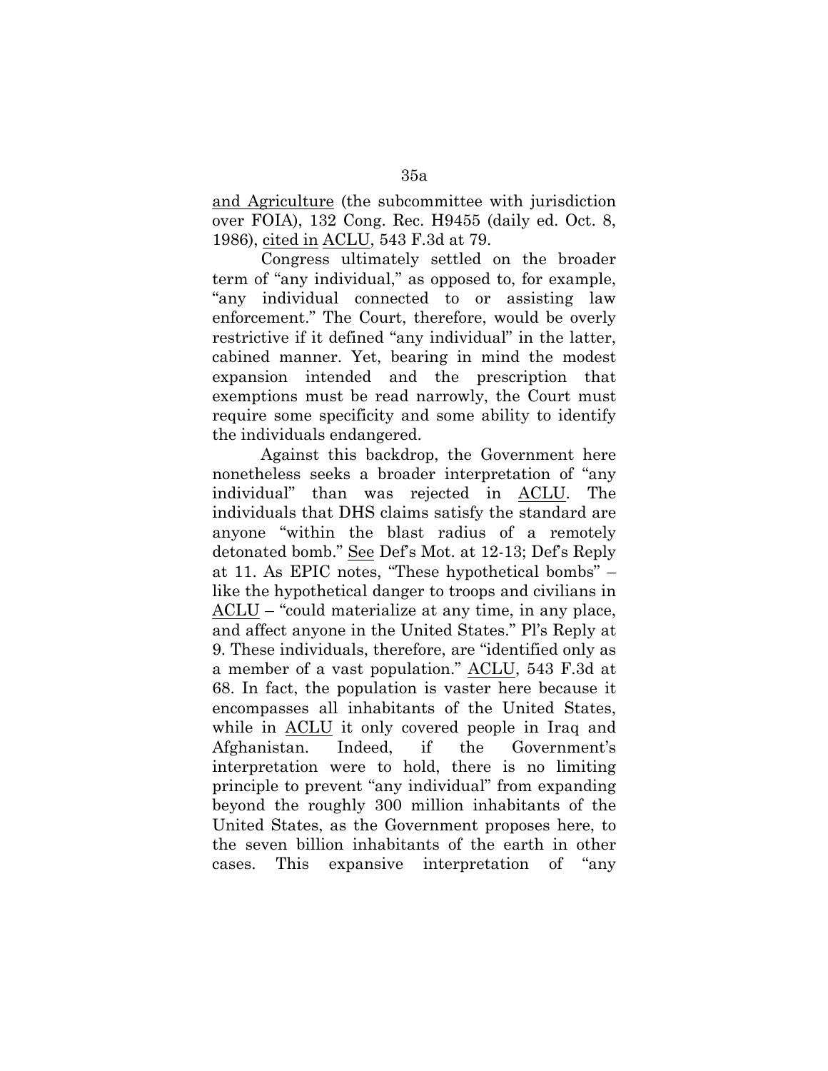and Agriculture (the subcommittee with jurisdiction over FOIA), 132 Cong. Rec. H9455 (daily ed. Oct. 8, 1986), cited in ACLU, 543 F.3d at 79.

Congress ultimately settled on the broader term of "any individual," as opposed to, for example, "any individual connected to or assisting law enforcement." The Court, therefore, would be overly restrictive if it defined "any individual" in the latter, cabined manner. Yet, bearing in mind the modest expansion intended and the prescription that exemptions must be read narrowly, the Court must require some specificity and some ability to identify the individuals endangered.

Against this backdrop, the Government here nonetheless seeks a broader interpretation of "any individual" than was rejected in ACLU. The individuals that DHS claims satisfy the standard are anyone "within the blast radius of a remotely detonated bomb." See Def's Mot. at 12-13; Def's Reply at 11. As EPIC notes, "These hypothetical bombs" – like the hypothetical danger to troops and civilians in ACLU – "could materialize at any time, in any place, and affect anyone in the United States." Pl's Reply at 9. These individuals, therefore, are "identified only as a member of a vast population." ACLU, 543 F.3d at 68. In fact, the population is vaster here because it encompasses all inhabitants of the United States, while in ACLU it only covered people in Iraq and Afghanistan. Indeed, if the Government's interpretation were to hold, there is no limiting principle to prevent "any individual" from expanding beyond the roughly 300 million inhabitants of the United States, as the Government proposes here, to the seven billion inhabitants of the earth in other cases. This expansive interpretation of "any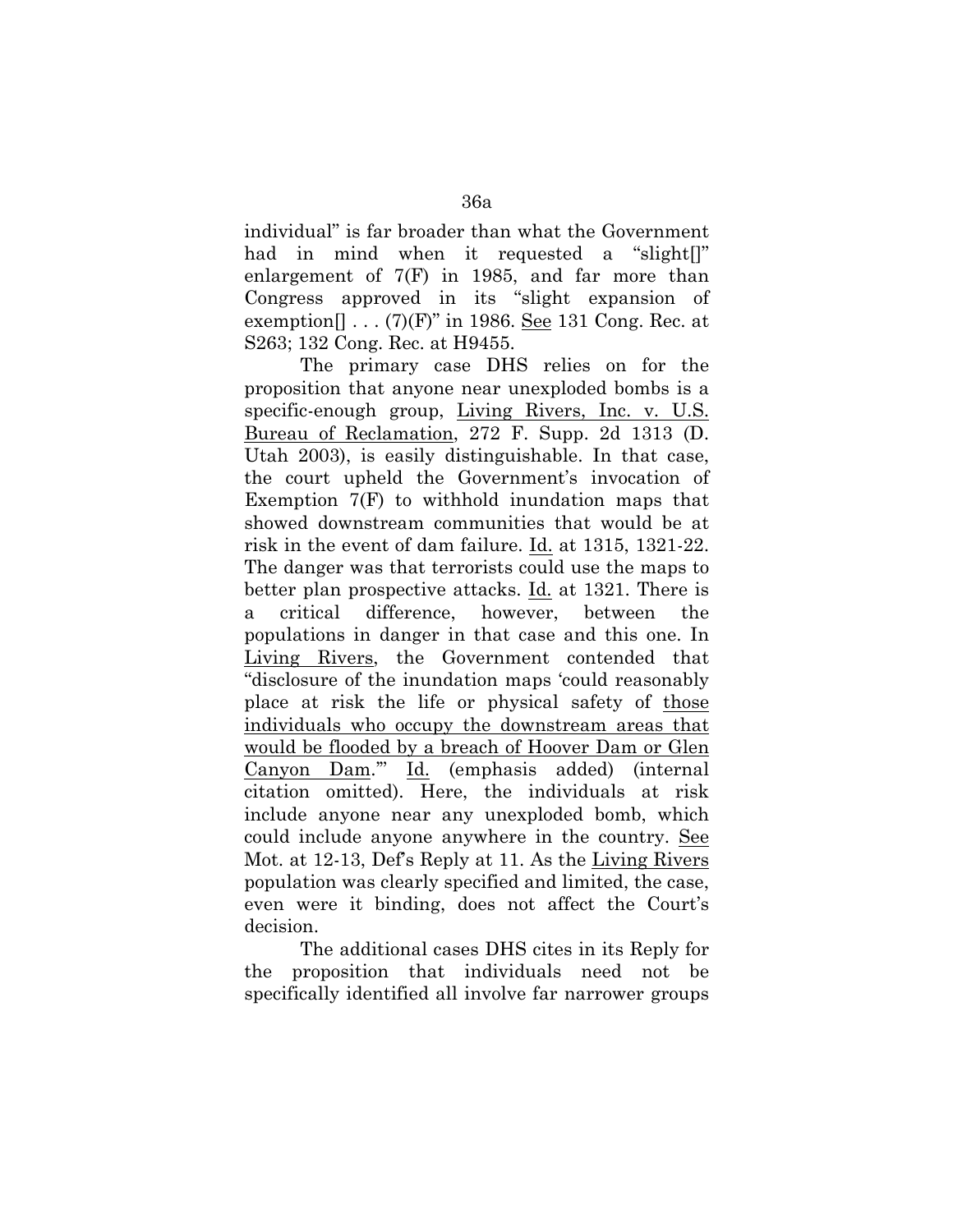individual" is far broader than what the Government had in mind when it requested a "slight[]" enlargement of 7(F) in 1985, and far more than Congress approved in its "slight expansion of exemption[] . . . (7)(F)" in 1986. See 131 Cong. Rec. at S263; 132 Cong. Rec. at H9455.

The primary case DHS relies on for the proposition that anyone near unexploded bombs is a specific-enough group, Living Rivers, Inc. v. U.S. Bureau of Reclamation, 272 F. Supp. 2d 1313 (D. Utah 2003), is easily distinguishable. In that case, the court upheld the Government's invocation of Exemption 7(F) to withhold inundation maps that showed downstream communities that would be at risk in the event of dam failure. Id. at 1315, 1321-22. The danger was that terrorists could use the maps to better plan prospective attacks. Id. at 1321. There is a critical difference, however, between the populations in danger in that case and this one. In Living Rivers, the Government contended that "disclosure of the inundation maps 'could reasonably place at risk the life or physical safety of those individuals who occupy the downstream areas that would be flooded by a breach of Hoover Dam or Glen Canyon Dam.'" Id. (emphasis added) (internal citation omitted). Here, the individuals at risk include anyone near any unexploded bomb, which could include anyone anywhere in the country. See Mot. at 12-13, Def's Reply at 11. As the Living Rivers population was clearly specified and limited, the case, even were it binding, does not affect the Court's decision.

The additional cases DHS cites in its Reply for the proposition that individuals need not be specifically identified all involve far narrower groups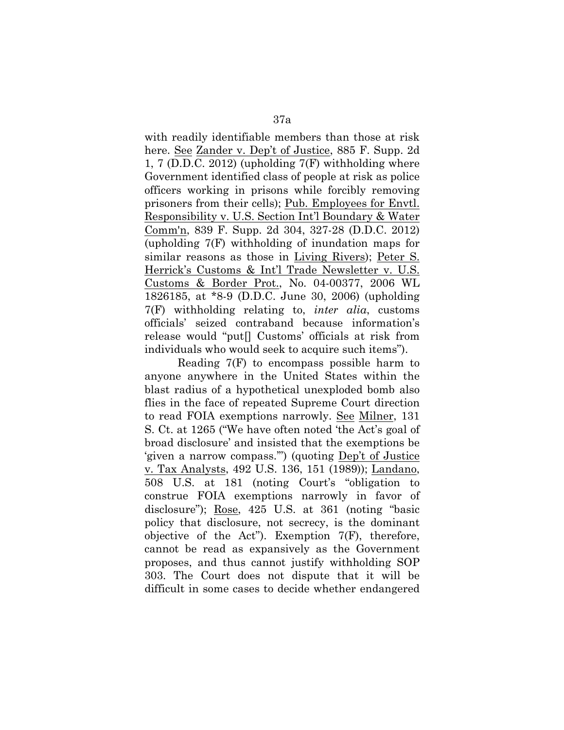with readily identifiable members than those at risk here. See Zander v. Dep't of Justice, 885 F. Supp. 2d 1, 7 (D.D.C. 2012) (upholding 7(F) withholding where Government identified class of people at risk as police officers working in prisons while forcibly removing prisoners from their cells); Pub. Employees for Envtl. Responsibility v. U.S. Section Int'l Boundary & Water Comm'n, 839 F. Supp. 2d 304, 327-28 (D.D.C. 2012) (upholding 7(F) withholding of inundation maps for similar reasons as those in Living Rivers); Peter S. Herrick's Customs & Int'l Trade Newsletter v. U.S. Customs & Border Prot., No. 04-00377, 2006 WL 1826185, at *8-9 (D.D.C. June 30, 2006) (upholding 7(F) withholding relating to, *inter alia*, customs officials' seized contraband because information's release would "put[] Customs' officials at risk from individuals who would seek to acquire such items").

Reading 7(F) to encompass possible harm to anyone anywhere in the United States within the blast radius of a hypothetical unexploded bomb also flies in the face of repeated Supreme Court direction to read FOIA exemptions narrowly. See Milner, 131 S. Ct. at 1265 ("We have often noted 'the Act's goal of broad disclosure' and insisted that the exemptions be 'given a narrow compass.'") (quoting Dep't of Justice v. Tax Analysts, 492 U.S. 136, 151 (1989)); Landano, 508 U.S. at 181 (noting Court's "obligation to construe FOIA exemptions narrowly in favor of disclosure"); Rose, 425 U.S. at 361 (noting "basic policy that disclosure, not secrecy, is the dominant objective of the Act"). Exemption 7(F), therefore, cannot be read as expansively as the Government proposes, and thus cannot justify withholding SOP 303. The Court does not dispute that it will be difficult in some cases to decide whether endangered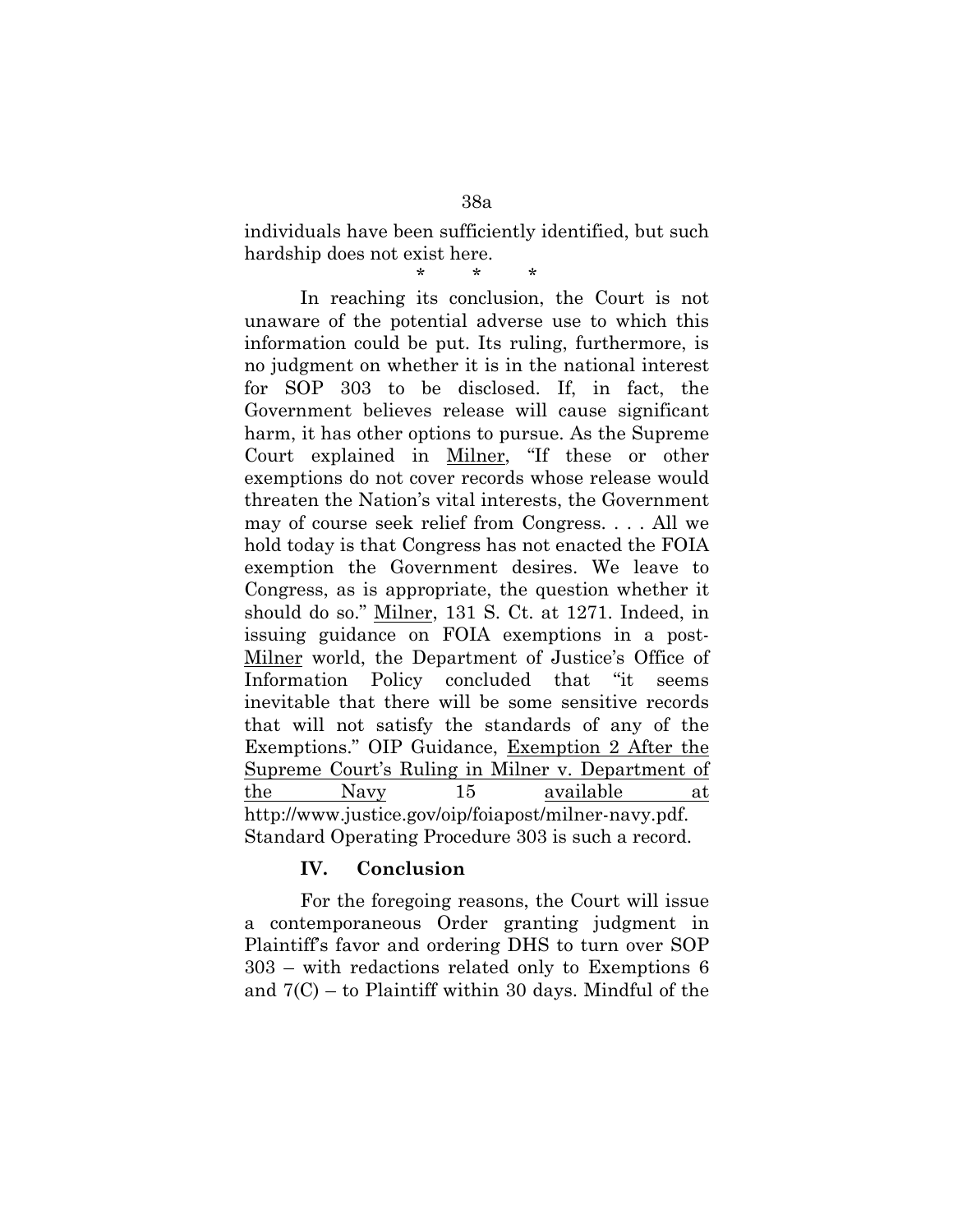individuals have been sufficiently identified, but such hardship does not exist here.

\* \* \*

In reaching its conclusion, the Court is not unaware of the potential adverse use to which this information could be put. Its ruling, furthermore, is no judgment on whether it is in the national interest for SOP 303 to be disclosed. If, in fact, the Government believes release will cause significant harm, it has other options to pursue. As the Supreme Court explained in Milner, "If these or other exemptions do not cover records whose release would threaten the Nation's vital interests, the Government may of course seek relief from Congress. . . . All we hold today is that Congress has not enacted the FOIA exemption the Government desires. We leave to Congress, as is appropriate, the question whether it should do so." Milner, 131 S. Ct. at 1271. Indeed, in issuing guidance on FOIA exemptions in a post-Milner world, the Department of Justice's Office of Information Policy concluded that "it seems inevitable that there will be some sensitive records that will not satisfy the standards of any of the Exemptions." OIP Guidance, Exemption 2 After the Supreme Court's Ruling in Milner v. Department of the Navy 15 available at http://www.justice.gov/oip/foiapost/milner-navy.pdf. Standard Operating Procedure 303 is such a record.

## IV. Conclusion

For the foregoing reasons, the Court will issue a contemporaneous Order granting judgment in Plaintiff's favor and ordering DHS to turn over SOP 303 – with redactions related only to Exemptions 6 and 7(C) – to Plaintiff within 30 days. Mindful of the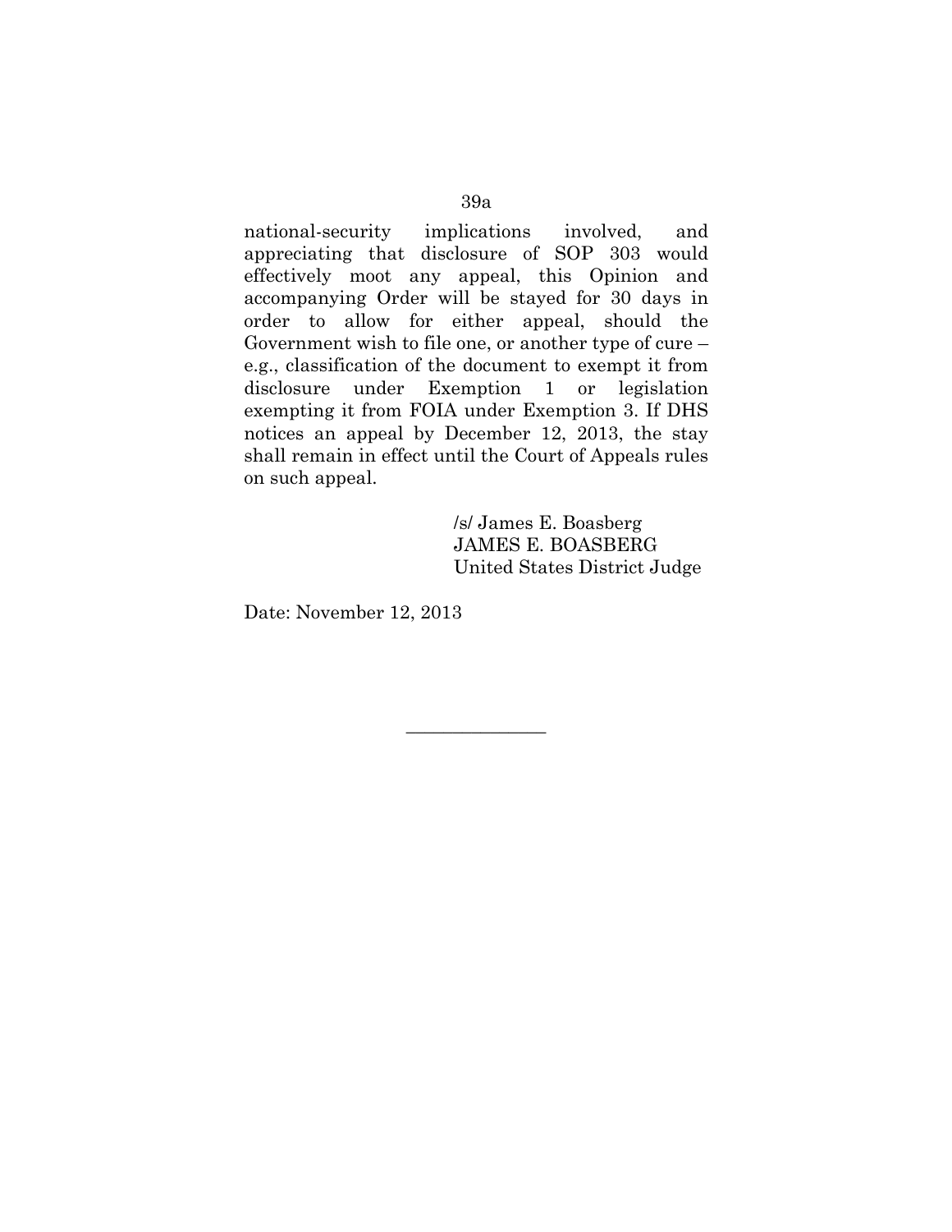national-security implications involved, and appreciating that disclosure of SOP 303 would effectively moot any appeal, this Opinion and accompanying Order will be stayed for 30 days in order to allow for either appeal, should the Government wish to file one, or another type of cure – e.g., classification of the document to exempt it from disclosure under Exemption 1 or legislation exempting it from FOIA under Exemption 3. If DHS notices an appeal by December 12, 2013, the stay shall remain in effect until the Court of Appeals rules on such appeal.

/s/ James E. Boasberg
JAMES E. BOASBERG
United States District Judge

Date: November 12, 2013

---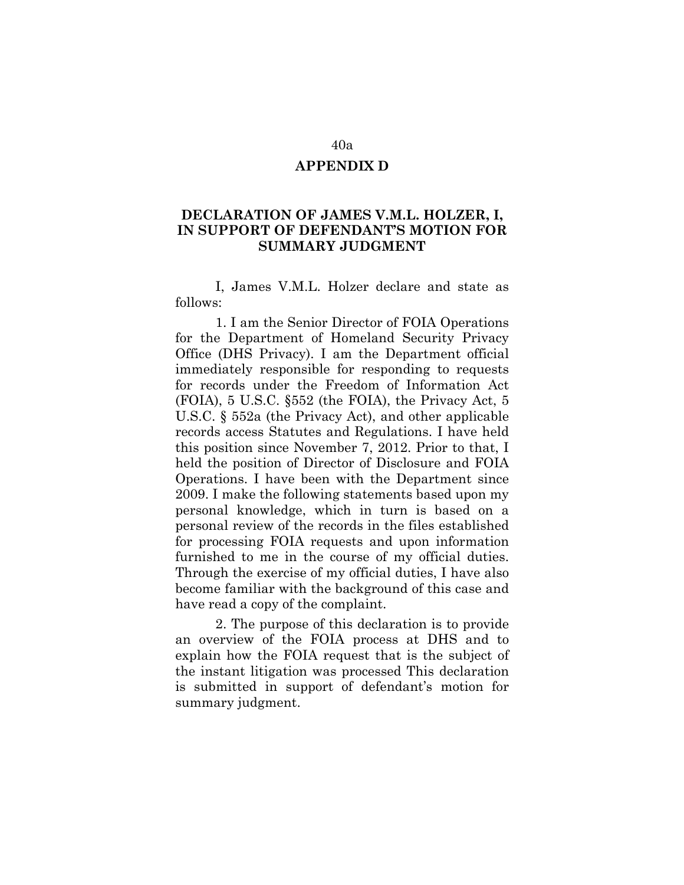## APPENDIX D

## DECLARATION OF JAMES V.M.L. HOLZER, I, IN SUPPORT OF DEFENDANT'S MOTION FOR SUMMARY JUDGMENT

I, James V.M.L. Holzer declare and state as follows:

1. I am the Senior Director of FOIA Operations for the Department of Homeland Security Privacy Office (DHS Privacy). I am the Department official immediately responsible for responding to requests for records under the Freedom of Information Act (FOIA), 5 U.S.C. §552 (the FOIA), the Privacy Act, 5 U.S.C. § 552a (the Privacy Act), and other applicable records access Statutes and Regulations. I have held this position since November 7, 2012. Prior to that, I held the position of Director of Disclosure and FOIA Operations. I have been with the Department since 2009. I make the following statements based upon my personal knowledge, which in turn is based on a personal review of the records in the files established for processing FOIA requests and upon information furnished to me in the course of my official duties. Through the exercise of my official duties, I have also become familiar with the background of this case and have read a copy of the complaint.

2. The purpose of this declaration is to provide an overview of the FOIA process at DHS and to explain how the FOIA request that is the subject of the instant litigation was processed This declaration is submitted in support of defendant's motion for summary judgment.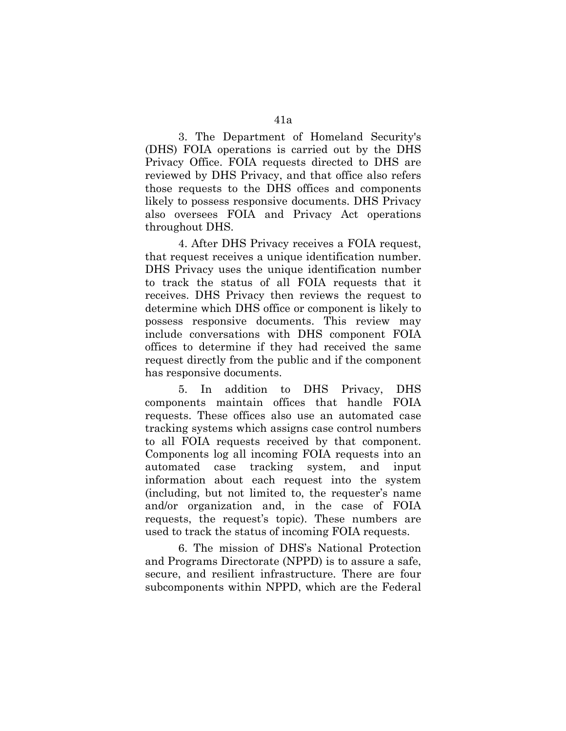3. The Department of Homeland Security's (DHS) FOIA operations is carried out by the DHS Privacy Office. FOIA requests directed to DHS are reviewed by DHS Privacy, and that office also refers those requests to the DHS offices and components likely to possess responsive documents. DHS Privacy also oversees FOIA and Privacy Act operations throughout DHS.

4. After DHS Privacy receives a FOIA request, that request receives a unique identification number. DHS Privacy uses the unique identification number to track the status of all FOIA requests that it receives. DHS Privacy then reviews the request to determine which DHS office or component is likely to possess responsive documents. This review may include conversations with DHS component FOIA offices to determine if they had received the same request directly from the public and if the component has responsive documents.

5. In addition to DHS Privacy, DHS components maintain offices that handle FOIA requests. These offices also use an automated case tracking systems which assigns case control numbers to all FOIA requests received by that component. Components log all incoming FOIA requests into an automated case tracking system, and input information about each request into the system (including, but not limited to, the requester's name and/or organization and, in the case of FOIA requests, the request's topic). These numbers are used to track the status of incoming FOIA requests.

6. The mission of DHS's National Protection and Programs Directorate (NPPD) is to assure a safe, secure, and resilient infrastructure. There are four subcomponents within NPPD, which are the Federal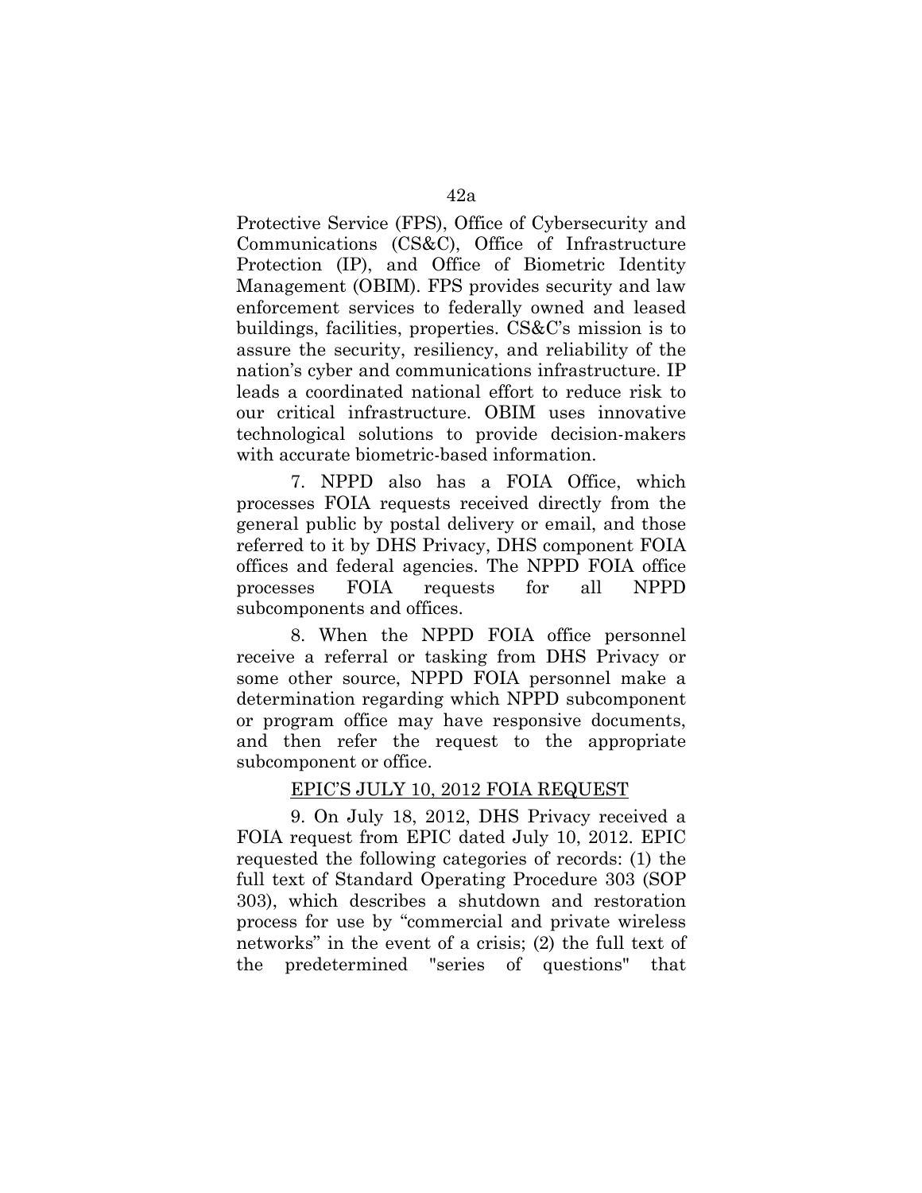Protective Service (FPS), Office of Cybersecurity and Communications (CS&C), Office of Infrastructure Protection (IP), and Office of Biometric Identity Management (OBIM). FPS provides security and law enforcement services to federally owned and leased buildings, facilities, properties. CS&C's mission is to assure the security, resiliency, and reliability of the nation's cyber and communications infrastructure. IP leads a coordinated national effort to reduce risk to our critical infrastructure. OBIM uses innovative technological solutions to provide decision-makers with accurate biometric-based information.

7. NPPD also has a FOIA Office, which processes FOIA requests received directly from the general public by postal delivery or email, and those referred to it by DHS Privacy, DHS component FOIA offices and federal agencies. The NPPD FOIA office processes FOIA requests for all NPPD subcomponents and offices.

8. When the NPPD FOIA office personnel receive a referral or tasking from DHS Privacy or some other source, NPPD FOIA personnel make a determination regarding which NPPD subcomponent or program office may have responsive documents, and then refer the request to the appropriate subcomponent or office.

<u>EPIC'S JULY 10, 2012 FOIA REQUEST</u>

9. On July 18, 2012, DHS Privacy received a FOIA request from EPIC dated July 10, 2012. EPIC requested the following categories of records: (1) the full text of Standard Operating Procedure 303 (SOP 303), which describes a shutdown and restoration process for use by "commercial and private wireless networks" in the event of a crisis; (2) the full text of the predetermined "series of questions" that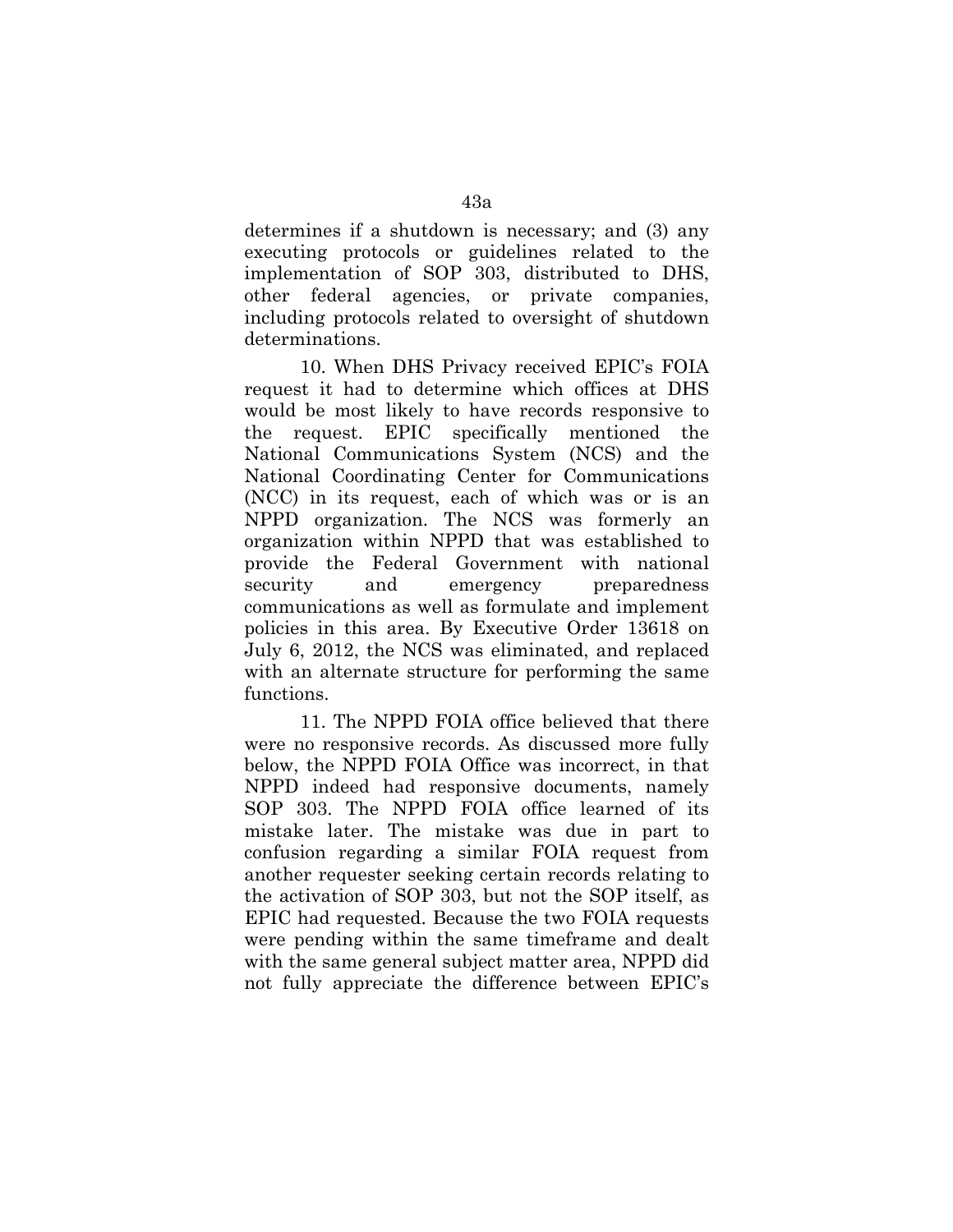determines if a shutdown is necessary; and (3) any executing protocols or guidelines related to the implementation of SOP 303, distributed to DHS, other federal agencies, or private companies, including protocols related to oversight of shutdown determinations.

10. When DHS Privacy received EPIC's FOIA request it had to determine which offices at DHS would be most likely to have records responsive to the request. EPIC specifically mentioned the National Communications System (NCS) and the National Coordinating Center for Communications (NCC) in its request, each of which was or is an NPPD organization. The NCS was formerly an organization within NPPD that was established to provide the Federal Government with national security and emergency preparedness communications as well as formulate and implement policies in this area. By Executive Order 13618 on July 6, 2012, the NCS was eliminated, and replaced with an alternate structure for performing the same functions.

11. The NPPD FOIA office believed that there were no responsive records. As discussed more fully below, the NPPD FOIA Office was incorrect, in that NPPD indeed had responsive documents, namely SOP 303. The NPPD FOIA office learned of its mistake later. The mistake was due in part to confusion regarding a similar FOIA request from another requester seeking certain records relating to the activation of SOP 303, but not the SOP itself, as EPIC had requested. Because the two FOIA requests were pending within the same timeframe and dealt with the same general subject matter area, NPPD did not fully appreciate the difference between EPIC's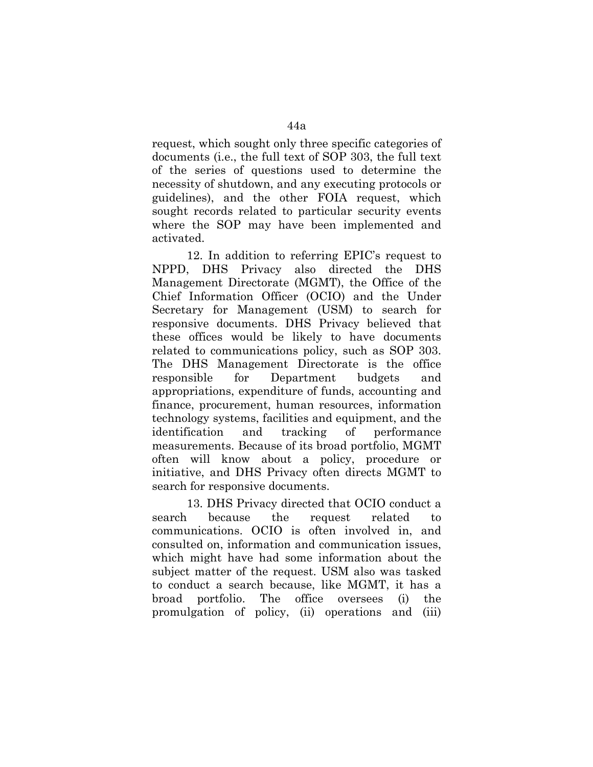request, which sought only three specific categories of documents (i.e., the full text of SOP 303, the full text of the series of questions used to determine the necessity of shutdown, and any executing protocols or guidelines), and the other FOIA request, which sought records related to particular security events where the SOP may have been implemented and activated.

12. In addition to referring EPIC's request to NPPD, DHS Privacy also directed the DHS Management Directorate (MGMT), the Office of the Chief Information Officer (OCIO) and the Under Secretary for Management (USM) to search for responsive documents. DHS Privacy believed that these offices would be likely to have documents related to communications policy, such as SOP 303. The DHS Management Directorate is the office responsible for Department budgets and appropriations, expenditure of funds, accounting and finance, procurement, human resources, information technology systems, facilities and equipment, and the identification and tracking of performance measurements. Because of its broad portfolio, MGMT often will know about a policy, procedure or initiative, and DHS Privacy often directs MGMT to search for responsive documents.

13. DHS Privacy directed that OCIO conduct a search because the request related to communications. OCIO is often involved in, and consulted on, information and communication issues, which might have had some information about the subject matter of the request. USM also was tasked to conduct a search because, like MGMT, it has a broad portfolio. The office oversees (i) the promulgation of policy, (ii) operations and (iii)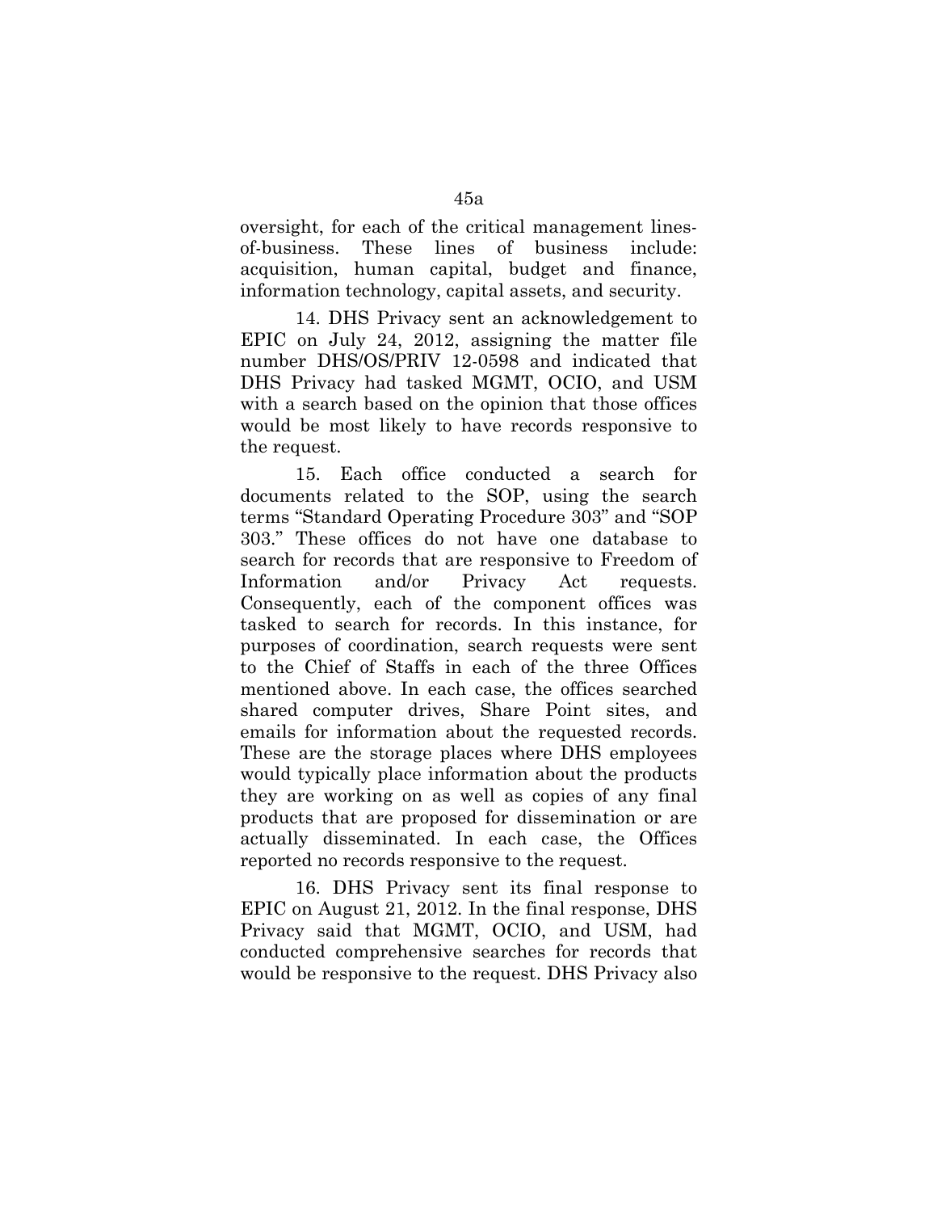oversight, for each of the critical management lines-of-business. These lines of business include: acquisition, human capital, budget and finance, information technology, capital assets, and security.

14. DHS Privacy sent an acknowledgement to EPIC on July 24, 2012, assigning the matter file number DHS/OS/PRIV 12-0598 and indicated that DHS Privacy had tasked MGMT, OCIO, and USM with a search based on the opinion that those offices would be most likely to have records responsive to the request.

15. Each office conducted a search for documents related to the SOP, using the search terms "Standard Operating Procedure 303" and "SOP 303." These offices do not have one database to search for records that are responsive to Freedom of Information and/or Privacy Act requests. Consequently, each of the component offices was tasked to search for records. In this instance, for purposes of coordination, search requests were sent to the Chief of Staffs in each of the three Offices mentioned above. In each case, the offices searched shared computer drives, Share Point sites, and emails for information about the requested records. These are the storage places where DHS employees would typically place information about the products they are working on as well as copies of any final products that are proposed for dissemination or are actually disseminated. In each case, the Offices reported no records responsive to the request.

16. DHS Privacy sent its final response to EPIC on August 21, 2012. In the final response, DHS Privacy said that MGMT, OCIO, and USM, had conducted comprehensive searches for records that would be responsive to the request. DHS Privacy also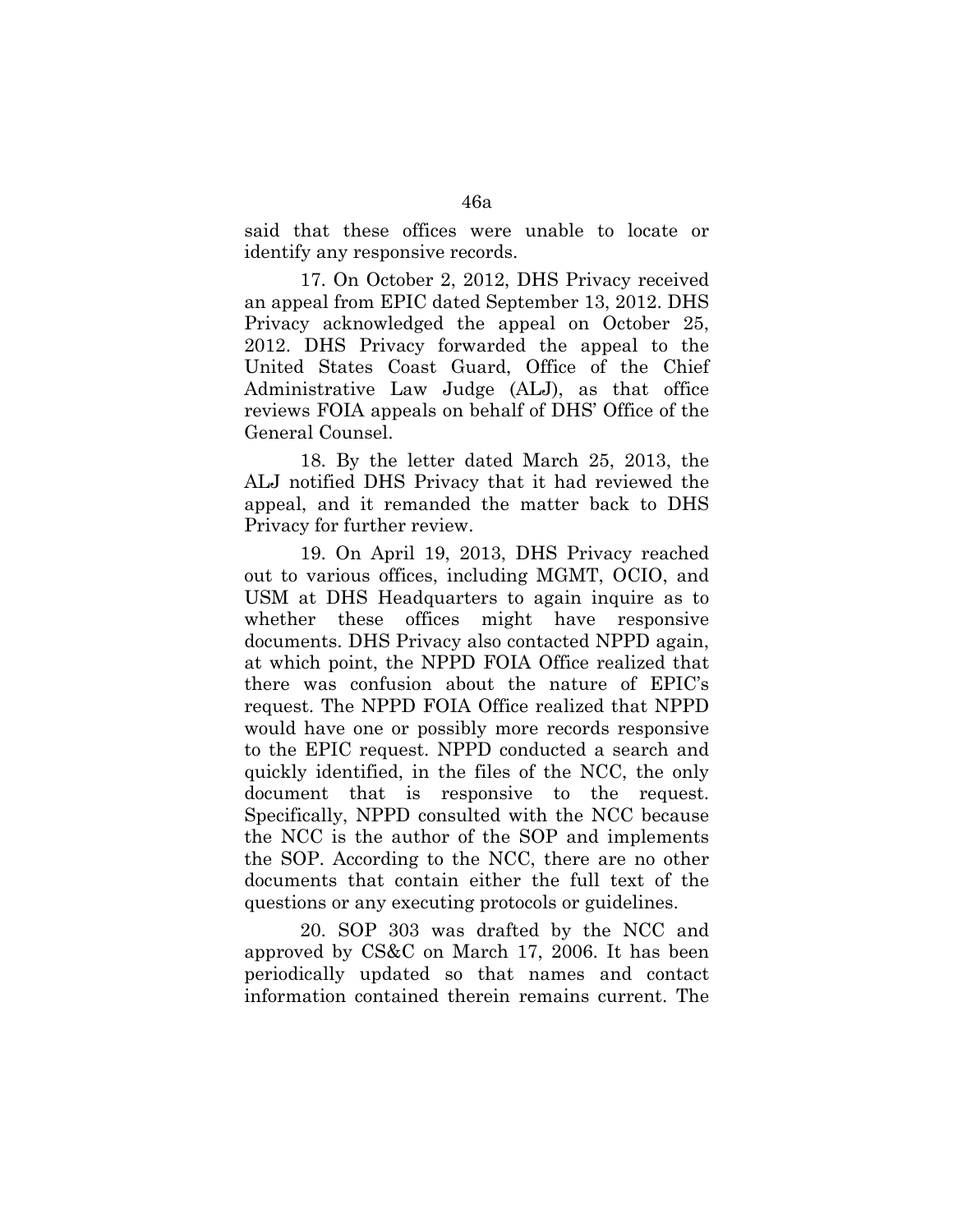said that these offices were unable to locate or identify any responsive records.

17. On October 2, 2012, DHS Privacy received an appeal from EPIC dated September 13, 2012. DHS Privacy acknowledged the appeal on October 25, 2012. DHS Privacy forwarded the appeal to the United States Coast Guard, Office of the Chief Administrative Law Judge (ALJ), as that office reviews FOIA appeals on behalf of DHS' Office of the General Counsel.

18. By the letter dated March 25, 2013, the ALJ notified DHS Privacy that it had reviewed the appeal, and it remanded the matter back to DHS Privacy for further review.

19. On April 19, 2013, DHS Privacy reached out to various offices, including MGMT, OCIO, and USM at DHS Headquarters to again inquire as to whether these offices might have responsive documents. DHS Privacy also contacted NPPD again, at which point, the NPPD FOIA Office realized that there was confusion about the nature of EPIC's request. The NPPD FOIA Office realized that NPPD would have one or possibly more records responsive to the EPIC request. NPPD conducted a search and quickly identified, in the files of the NCC, the only document that is responsive to the request. Specifically, NPPD consulted with the NCC because the NCC is the author of the SOP and implements the SOP. According to the NCC, there are no other documents that contain either the full text of the questions or any executing protocols or guidelines.

20. SOP 303 was drafted by the NCC and approved by CS&C on March 17, 2006. It has been periodically updated so that names and contact information contained therein remains current. The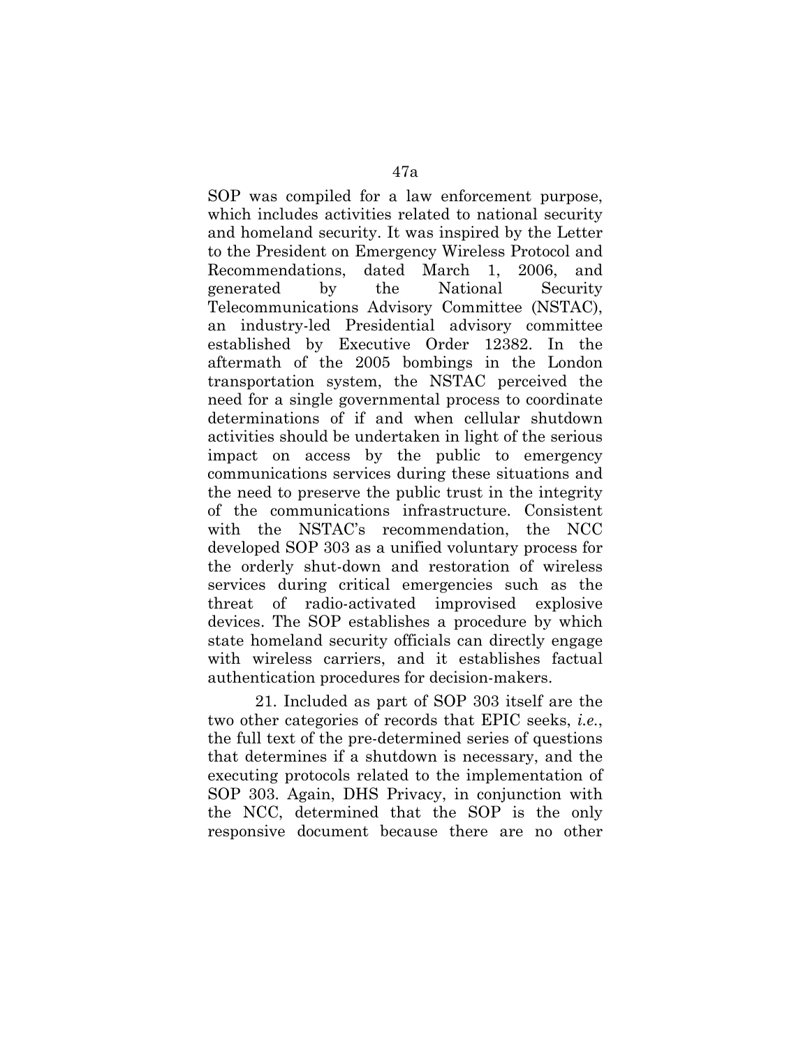SOP was compiled for a law enforcement purpose, which includes activities related to national security and homeland security. It was inspired by the Letter to the President on Emergency Wireless Protocol and Recommendations, dated March 1, 2006, and generated by the National Security Telecommunications Advisory Committee (NSTAC), an industry-led Presidential advisory committee established by Executive Order 12382. In the aftermath of the 2005 bombings in the London transportation system, the NSTAC perceived the need for a single governmental process to coordinate determinations of if and when cellular shutdown activities should be undertaken in light of the serious impact on access by the public to emergency communications services during these situations and the need to preserve the public trust in the integrity of the communications infrastructure. Consistent with the NSTAC's recommendation, the NCC developed SOP 303 as a unified voluntary process for the orderly shut-down and restoration of wireless services during critical emergencies such as the threat of radio-activated improvised explosive devices. The SOP establishes a procedure by which state homeland security officials can directly engage with wireless carriers, and it establishes factual authentication procedures for decision-makers.

21. Included as part of SOP 303 itself are the two other categories of records that EPIC seeks, *i.e.*, the full text of the pre-determined series of questions that determines if a shutdown is necessary, and the executing protocols related to the implementation of SOP 303. Again, DHS Privacy, in conjunction with the NCC, determined that the SOP is the only responsive document because there are no other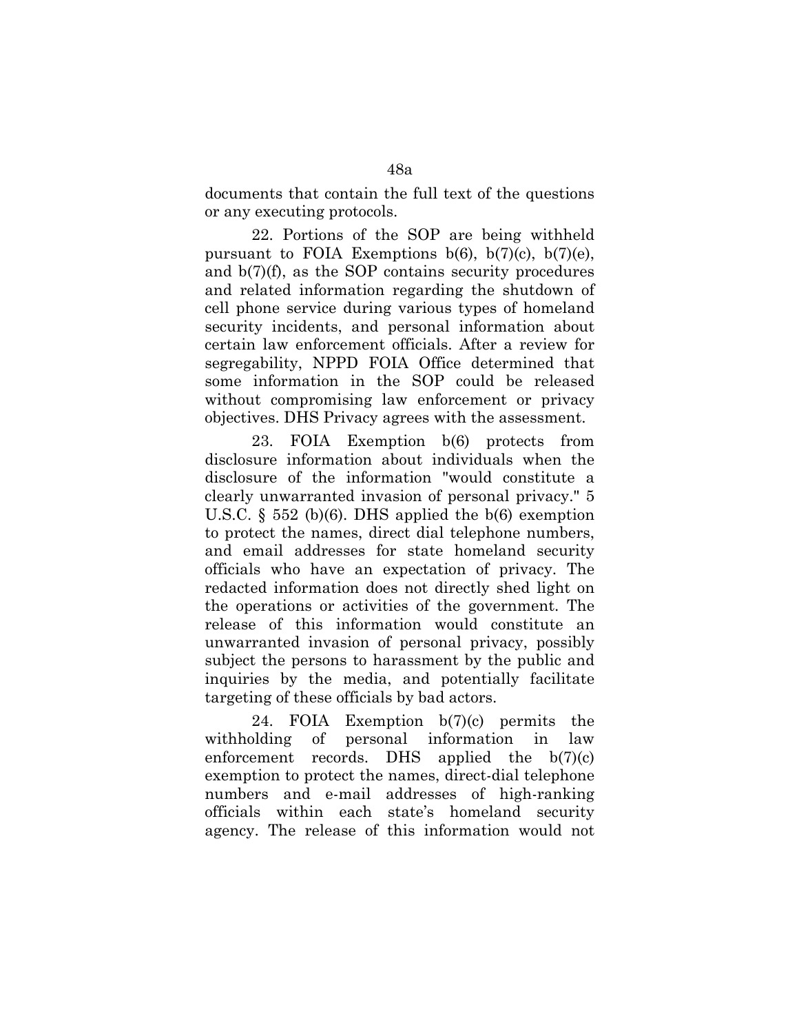documents that contain the full text of the questions or any executing protocols.

22. Portions of the SOP are being withheld pursuant to FOIA Exemptions b(6), b(7)(c), b(7)(e), and b(7)(f), as the SOP contains security procedures and related information regarding the shutdown of cell phone service during various types of homeland security incidents, and personal information about certain law enforcement officials. After a review for segregability, NPPD FOIA Office determined that some information in the SOP could be released without compromising law enforcement or privacy objectives. DHS Privacy agrees with the assessment.

23. FOIA Exemption b(6) protects from disclosure information about individuals when the disclosure of the information "would constitute a clearly unwarranted invasion of personal privacy." 5 U.S.C. § 552 (b)(6). DHS applied the b(6) exemption to protect the names, direct dial telephone numbers, and email addresses for state homeland security officials who have an expectation of privacy. The redacted information does not directly shed light on the operations or activities of the government. The release of this information would constitute an unwarranted invasion of personal privacy, possibly subject the persons to harassment by the public and inquiries by the media, and potentially facilitate targeting of these officials by bad actors.

24. FOIA Exemption b(7)(c) permits the withholding of personal information in law enforcement records. DHS applied the b(7)(c) exemption to protect the names, direct-dial telephone numbers and e-mail addresses of high-ranking officials within each state's homeland security agency. The release of this information would not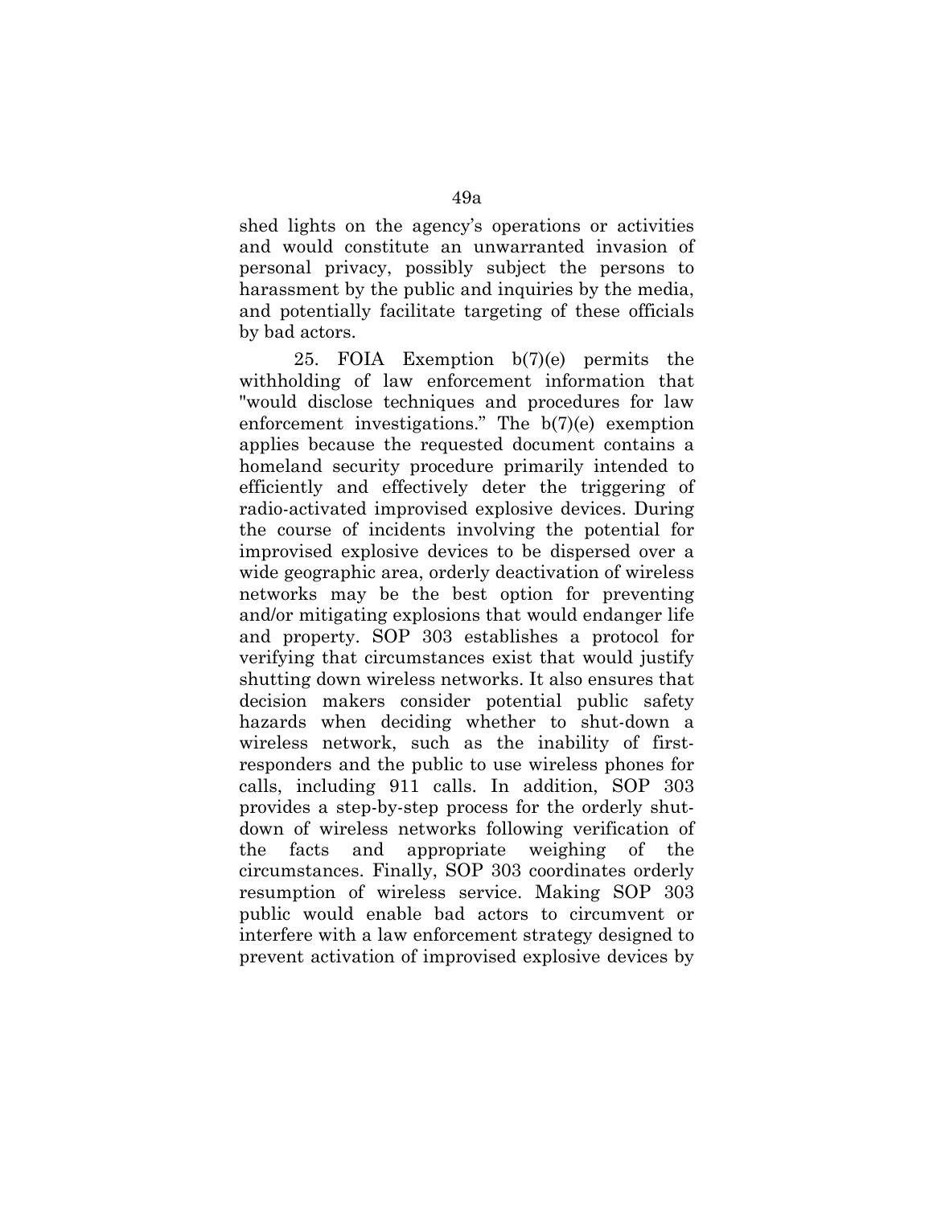shed lights on the agency's operations or activities and would constitute an unwarranted invasion of personal privacy, possibly subject the persons to harassment by the public and inquiries by the media, and potentially facilitate targeting of these officials by bad actors.

25. FOIA Exemption b(7)(e) permits the withholding of law enforcement information that "would disclose techniques and procedures for law enforcement investigations." The b(7)(e) exemption applies because the requested document contains a homeland security procedure primarily intended to efficiently and effectively deter the triggering of radio-activated improvised explosive devices. During the course of incidents involving the potential for improvised explosive devices to be dispersed over a wide geographic area, orderly deactivation of wireless networks may be the best option for preventing and/or mitigating explosions that would endanger life and property. SOP 303 establishes a protocol for verifying that circumstances exist that would justify shutting down wireless networks. It also ensures that decision makers consider potential public safety hazards when deciding whether to shut-down a wireless network, such as the inability of first-responders and the public to use wireless phones for calls, including 911 calls. In addition, SOP 303 provides a step-by-step process for the orderly shut-down of wireless networks following verification of the facts and appropriate weighing of the circumstances. Finally, SOP 303 coordinates orderly resumption of wireless service. Making SOP 303 public would enable bad actors to circumvent or interfere with a law enforcement strategy designed to prevent activation of improvised explosive devices by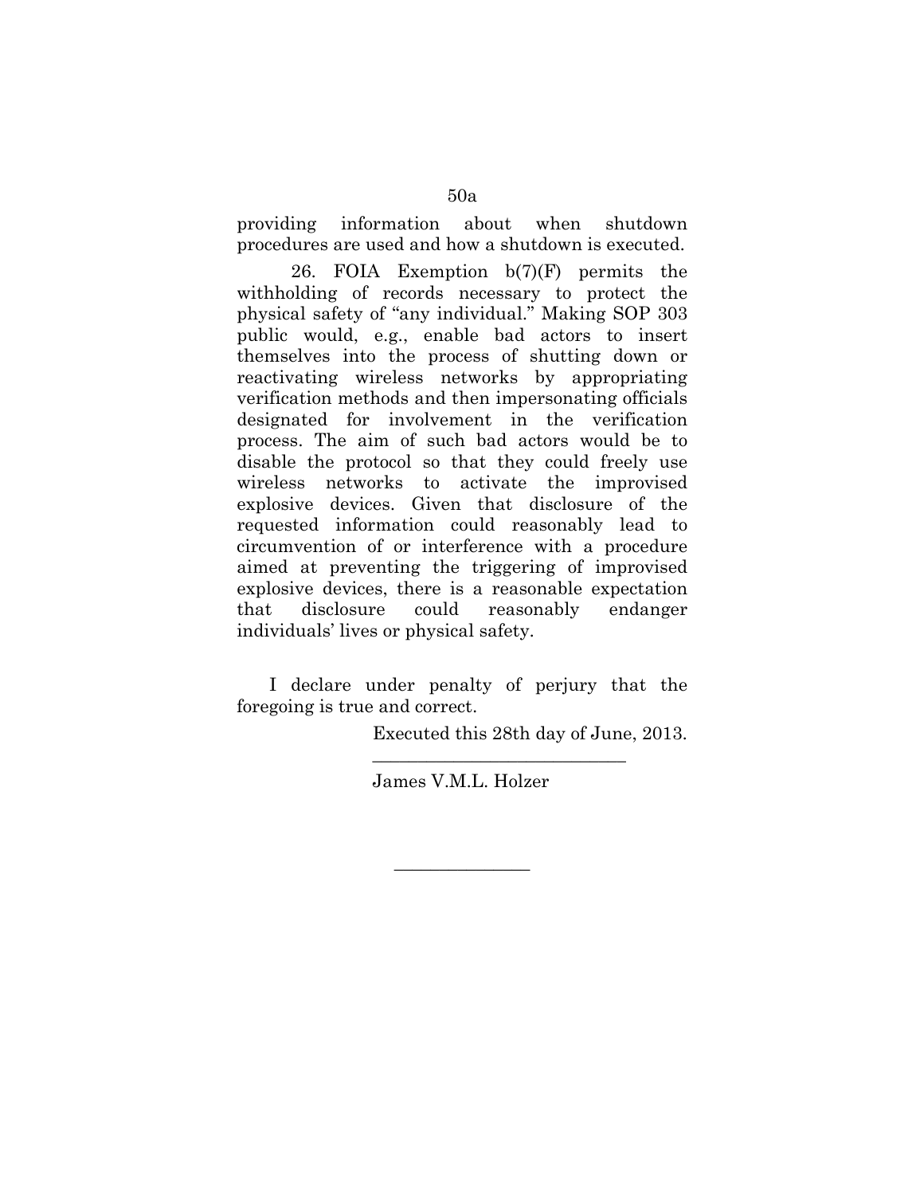providing information about when shutdown procedures are used and how a shutdown is executed.

26. FOIA Exemption b(7)(F) permits the withholding of records necessary to protect the physical safety of "any individual." Making SOP 303 public would, e.g., enable bad actors to insert themselves into the process of shutting down or reactivating wireless networks by appropriating verification methods and then impersonating officials designated for involvement in the verification process. The aim of such bad actors would be to disable the protocol so that they could freely use wireless networks to activate the improvised explosive devices. Given that disclosure of the requested information could reasonably lead to circumvention of or interference with a procedure aimed at preventing the triggering of improvised explosive devices, there is a reasonable expectation that disclosure could reasonably endanger individuals' lives or physical safety.

I declare under penalty of perjury that the foregoing is true and correct.

Executed this 28th day of June, 2013.

\_\_\_\_\_\_\_\_\_\_\_\_\_\_\_\_\_\_\_\_\_\_\_\_\_\_\_

James V.M.L. Holzer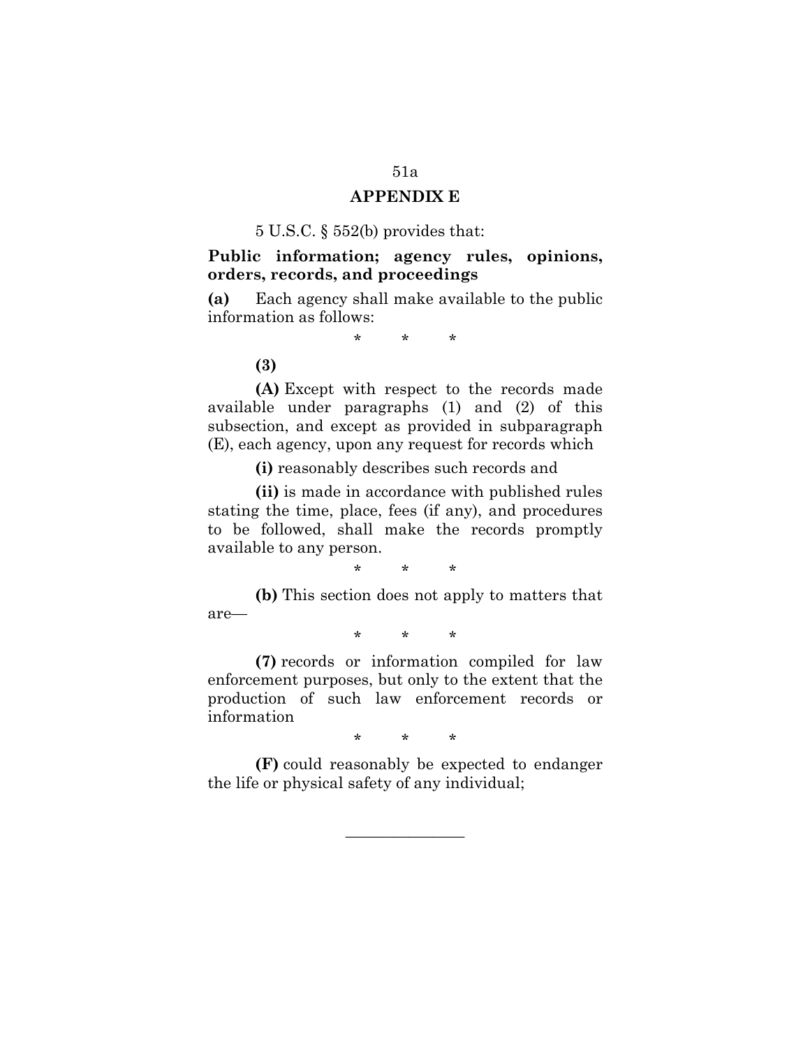## APPENDIX E

5 U.S.C. § 552(b) provides that:

**Public information; agency rules, opinions, orders, records, and proceedings**

**(a)** Each agency shall make available to the public information as follows:

\* \* \*

**(3)**

**(A)** Except with respect to the records made available under paragraphs (1) and (2) of this subsection, and except as provided in subparagraph (E), each agency, upon any request for records which

**(i)** reasonably describes such records and

**(ii)** is made in accordance with published rules stating the time, place, fees (if any), and procedures to be followed, shall make the records promptly available to any person.

\* \* \*

**(b)** This section does not apply to matters that are—

\* \* \*

**(7)** records or information compiled for law enforcement purposes, but only to the extent that the production of such law enforcement records or information

\* \* \*

**(F)** could reasonably be expected to endanger the life or physical safety of any individual;